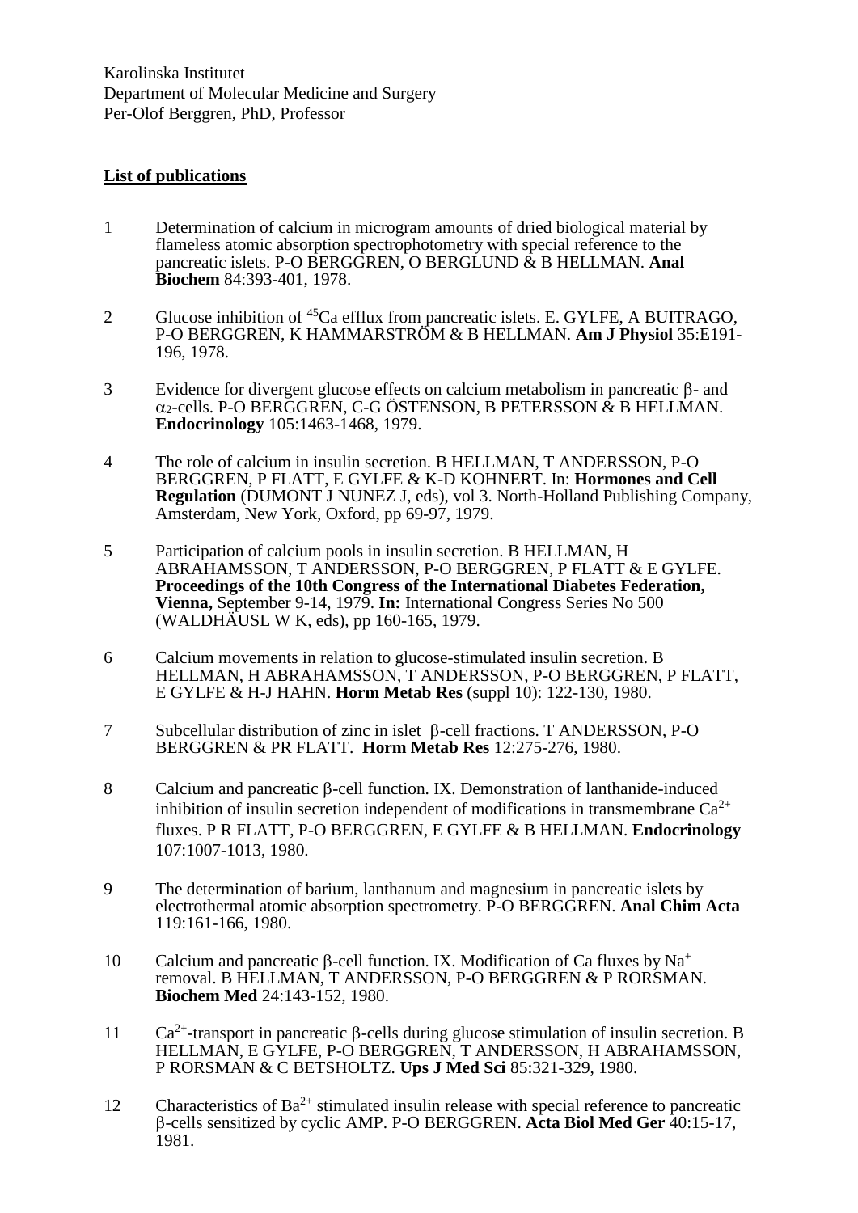Karolinska Institutet
Department of Molecular Medicine and Surgery
Per-Olof Berggren, PhD, Professor

**List of publications**

1. Determination of calcium in microgram amounts of dried biological material by flameless atomic absorption spectrophotometry with special reference to the pancreatic islets. P-O BERGGREN, O BERGLUND & B HELLMAN. **Anal Biochem** 84:393-401, 1978.

2. Glucose inhibition of $^{45}$Ca efflux from pancreatic islets. E. GYLFE, A BUITRAGO, P-O BERGGREN, K HAMMARSTRÖM & B HELLMAN. **Am J Physiol** 35:E191-196, 1978.

3. Evidence for divergent glucose effects on calcium metabolism in pancreatic β- and $\alpha_2$-cells. P-O BERGGREN, C-G ÖSTENSON, B PETERSSON & B HELLMAN. **Endocrinology** 105:1463-1468, 1979.

4. The role of calcium in insulin secretion. B HELLMAN, T ANDERSSON, P-O BERGGREN, P FLATT, E GYLFE & K-D KOHNERT. In: **Hormones and Cell Regulation** (DUMONT J NUNEZ J, eds), vol 3. North-Holland Publishing Company, Amsterdam, New York, Oxford, pp 69-97, 1979.

5. Participation of calcium pools in insulin secretion. B HELLMAN, H ABRAHAMSSON, T ANDERSSON, P-O BERGGREN, P FLATT & E GYLFE. **Proceedings of the 10th Congress of the International Diabetes Federation, Vienna,** September 9-14, 1979. **In:** International Congress Series No 500 (WALDHÄUSL W K, eds), pp 160-165, 1979.

6. Calcium movements in relation to glucose-stimulated insulin secretion. B HELLMAN, H ABRAHAMSSON, T ANDERSSON, P-O BERGGREN, P FLATT, E GYLFE & H-J HAHN. **Horm Metab Res** (suppl 10): 122-130, 1980.

7. Subcellular distribution of zinc in islet β-cell fractions. T ANDERSSON, P-O BERGGREN & PR FLATT. **Horm Metab Res** 12:275-276, 1980.

8. Calcium and pancreatic β-cell function. IX. Demonstration of lanthanide-induced inhibition of insulin secretion independent of modifications in transmembrane $Ca^{2+}$ fluxes. P R FLATT, P-O BERGGREN, E GYLFE & B HELLMAN. **Endocrinology** 107:1007-1013, 1980.

9. The determination of barium, lanthanum and magnesium in pancreatic islets by electrothermal atomic absorption spectrometry. P-O BERGGREN. **Anal Chim Acta** 119:161-166, 1980.

10. Calcium and pancreatic β-cell function. IX. Modification of Ca fluxes by $Na^{+}$ removal. B HELLMAN, T ANDERSSON, P-O BERGGREN & P RORSMAN. **Biochem Med** 24:143-152, 1980.

11. $Ca^{2+}$-transport in pancreatic β-cells during glucose stimulation of insulin secretion. B HELLMAN, E GYLFE, P-O BERGGREN, T ANDERSSON, H ABRAHAMSSON, P RORSMAN & C BETSHOLTZ. **Ups J Med Sci** 85:321-329, 1980.

12. Characteristics of $Ba^{2+}$ stimulated insulin release with special reference to pancreatic β-cells sensitized by cyclic AMP. P-O BERGGREN. **Acta Biol Med Ger** 40:15-17, 1981.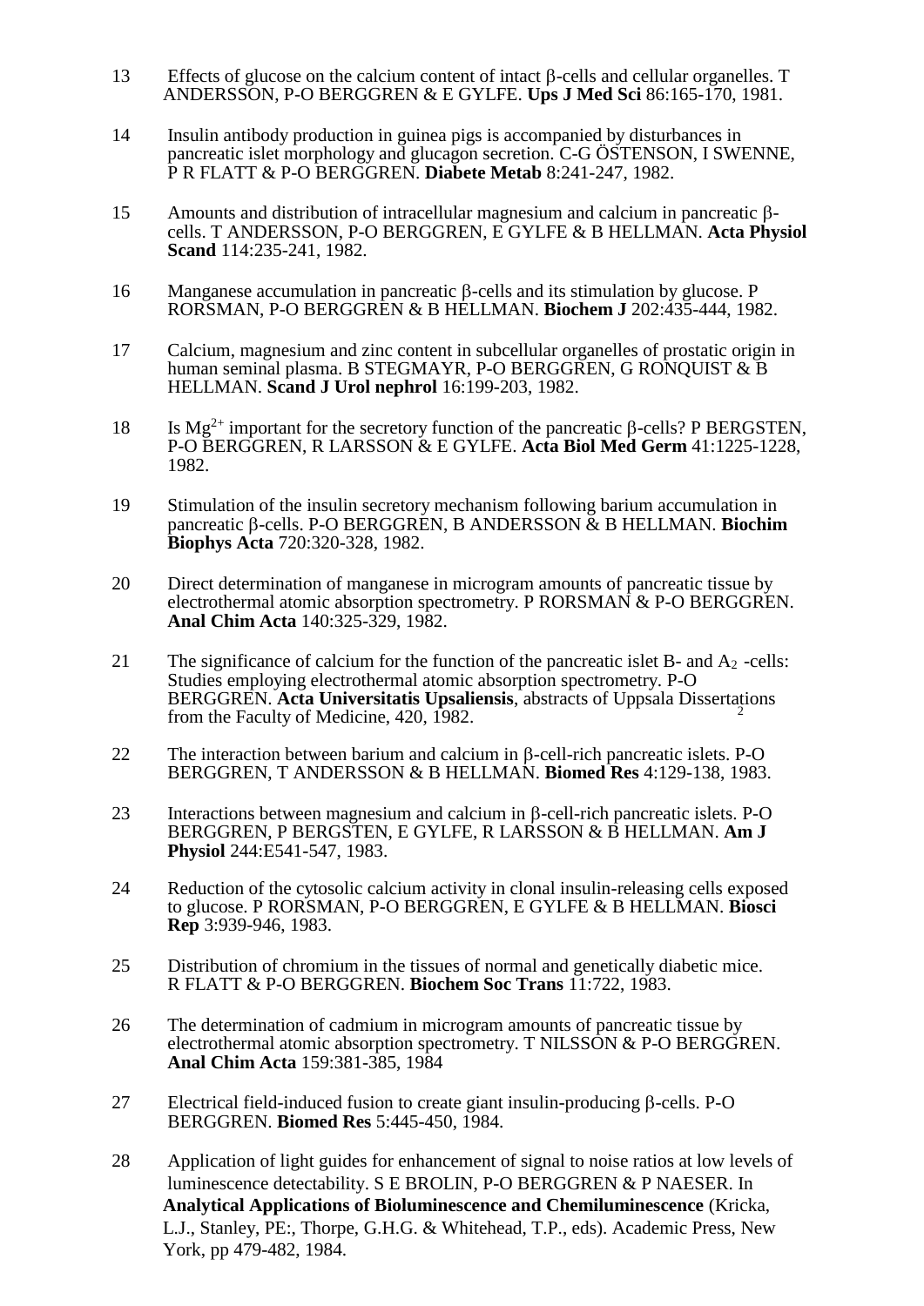13 Effects of glucose on the calcium content of intact β-cells and cellular organelles. T ANDERSSON, P-O BERGGREN & E GYLFE. **Ups J Med Sci** 86:165-170, 1981.

14 Insulin antibody production in guinea pigs is accompanied by disturbances in pancreatic islet morphology and glucagon secretion. C-G ÖSTENSON, I SWENNE, P R FLATT & P-O BERGGREN. **Diabete Metab** 8:241-247, 1982.

15 Amounts and distribution of intracellular magnesium and calcium in pancreatic β-cells. T ANDERSSON, P-O BERGGREN, E GYLFE & B HELLMAN. **Acta Physiol Scand** 114:235-241, 1982.

16 Manganese accumulation in pancreatic β-cells and its stimulation by glucose. P RORSMAN, P-O BERGGREN & B HELLMAN. **Biochem J** 202:435-444, 1982.

17 Calcium, magnesium and zinc content in subcellular organelles of prostatic origin in human seminal plasma. B STEGMAYR, P-O BERGGREN, G RONQUIST & B HELLMAN. **Scand J Urol nephrol** 16:199-203, 1982.

18 Is $Mg^{2+}$ important for the secretory function of the pancreatic β-cells? P BERGSTEN, P-O BERGGREN, R LARSSON & E GYLFE. **Acta Biol Med Germ** 41:1225-1228, 1982.

19 Stimulation of the insulin secretory mechanism following barium accumulation in pancreatic β-cells. P-O BERGGREN, B ANDERSSON & B HELLMAN. **Biochim Biophys Acta** 720:320-328, 1982.

20 Direct determination of manganese in microgram amounts of pancreatic tissue by electrothermal atomic absorption spectrometry. P RORSMAN & P-O BERGGREN. **Anal Chim Acta** 140:325-329, 1982.

21 The significance of calcium for the function of the pancreatic islet B- and $A_2$ -cells: Studies employing electrothermal atomic absorption spectrometry. P-O BERGGREN. **Acta Universitatis Upsaliensis**, abstracts of Uppsala Dissertations from the Faculty of Medicine, 420, 1982.

22 The interaction between barium and calcium in β-cell-rich pancreatic islets. P-O BERGGREN, T ANDERSSON & B HELLMAN. **Biomed Res** 4:129-138, 1983.

23 Interactions between magnesium and calcium in β-cell-rich pancreatic islets. P-O BERGGREN, P BERGSTEN, E GYLFE, R LARSSON & B HELLMAN. **Am J Physiol** 244:E541-547, 1983.

24 Reduction of the cytosolic calcium activity in clonal insulin-releasing cells exposed to glucose. P RORSMAN, P-O BERGGREN, E GYLFE & B HELLMAN. **Biosci Rep** 3:939-946, 1983.

25 Distribution of chromium in the tissues of normal and genetically diabetic mice. R FLATT & P-O BERGGREN. **Biochem Soc Trans** 11:722, 1983.

26 The determination of cadmium in microgram amounts of pancreatic tissue by electrothermal atomic absorption spectrometry. T NILSSON & P-O BERGGREN. **Anal Chim Acta** 159:381-385, 1984

27 Electrical field-induced fusion to create giant insulin-producing β-cells. P-O BERGGREN. **Biomed Res** 5:445-450, 1984.

28 Application of light guides for enhancement of signal to noise ratios at low levels of luminescence detectability. S E BROLIN, P-O BERGGREN & P NAESER. In **Analytical Applications of Bioluminescence and Chemiluminescence** (Kricka, L.J., Stanley, PE:, Thorpe, G.H.G. & Whitehead, T.P., eds). Academic Press, New York, pp 479-482, 1984.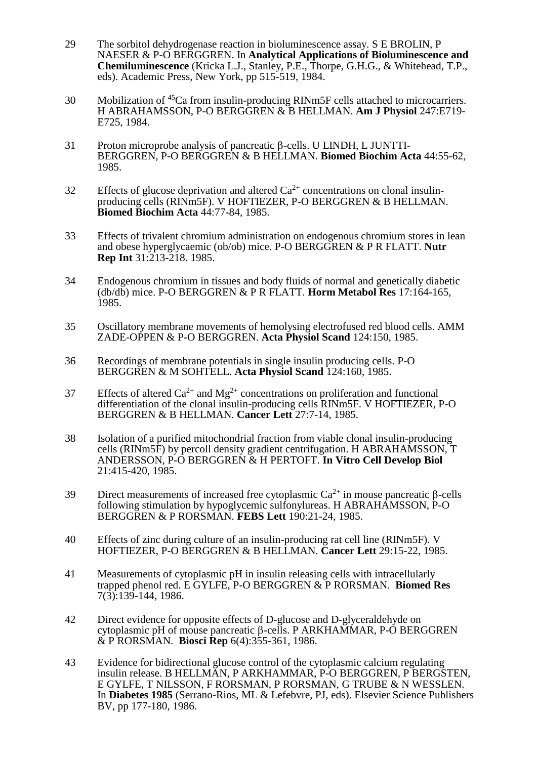29 The sorbitol dehydrogenase reaction in bioluminescence assay. S E BROLIN, P NAESER & P-O BERGGREN. In **Analytical Applications of Bioluminescence and Chemiluminescence** (Kricka L.J., Stanley, P.E., Thorpe, G.H.G., & Whitehead, T.P., eds). Academic Press, New York, pp 515-519, 1984.

30 Mobilization of $^{45}$Ca from insulin-producing RINm5F cells attached to microcarriers. H ABRAHAMSSON, P-O BERGGREN & B HELLMAN. **Am J Physiol** 247:E719-E725, 1984.

31 Proton microprobe analysis of pancreatic β-cells. U LINDH, L JUNTTI-BERGGREN, P-O BERGGREN & B HELLMAN. **Biomed Biochim Acta** 44:55-62, 1985.

32 Effects of glucose deprivation and altered $Ca^{2+}$ concentrations on clonal insulin-producing cells (RINm5F). V HOFTIEZER, P-O BERGGREN & B HELLMAN. **Biomed Biochim Acta** 44:77-84, 1985.

33 Effects of trivalent chromium administration on endogenous chromium stores in lean and obese hyperglycaemic (ob/ob) mice. P-O BERGGREN & P R FLATT. **Nutr Rep Int** 31:213-218. 1985.

34 Endogenous chromium in tissues and body fluids of normal and genetically diabetic (db/db) mice. P-O BERGGREN & P R FLATT. **Horm Metabol Res** 17:164-165, 1985.

35 Oscillatory membrane movements of hemolysing electrofused red blood cells. AMM ZADE-OPPEN & P-O BERGGREN. **Acta Physiol Scand** 124:150, 1985.

36 Recordings of membrane potentials in single insulin producing cells. P-O BERGGREN & M SOHTELL. **Acta Physiol Scand** 124:160, 1985.

37 Effects of altered $Ca^{2+}$ and $Mg^{2+}$ concentrations on proliferation and functional differentiation of the clonal insulin-producing cells RINm5F. V HOFTIEZER, P-O BERGGREN & B HELLMAN. **Cancer Lett** 27:7-14, 1985.

38 Isolation of a purified mitochondrial fraction from viable clonal insulin-producing cells (RINm5F) by percoll density gradient centrifugation. H ABRAHAMSSON, T ANDERSSON, P-O BERGGREN & H PERTOFT. **In Vitro Cell Develop Biol** 21:415-420, 1985.

39 Direct measurements of increased free cytoplasmic $Ca^{2+}$ in mouse pancreatic β-cells following stimulation by hypoglycemic sulfonylureas. H ABRAHAMSSON, P-O BERGGREN & P RORSMAN. **FEBS Lett** 190:21-24, 1985.

40 Effects of zinc during culture of an insulin-producing rat cell line (RINm5F). V HOFTIEZER, P-O BERGGREN & B HELLMAN. **Cancer Lett** 29:15-22, 1985.

41 Measurements of cytoplasmic pH in insulin releasing cells with intracellularly trapped phenol red. E GYLFE, P-O BERGGREN & P RORSMAN. **Biomed Res** 7(3):139-144, 1986.

42 Direct evidence for opposite effects of D-glucose and D-glyceraldehyde on cytoplasmic pH of mouse pancreatic β-cells. P ARKHAMMAR, P-O BERGGREN & P RORSMAN. **Biosci Rep** 6(4):355-361, 1986.

43 Evidence for bidirectional glucose control of the cytoplasmic calcium regulating insulin release. B HELLMAN, P ARKHAMMAR, P-O BERGGREN, P BERGSTEN, E GYLFE, T NILSSON, F RORSMAN, P RORSMAN, G TRUBE & N WESSLEN. In **Diabetes 1985** (Serrano-Rios, ML & Lefebvre, PJ, eds). Elsevier Science Publishers BV, pp 177-180, 1986.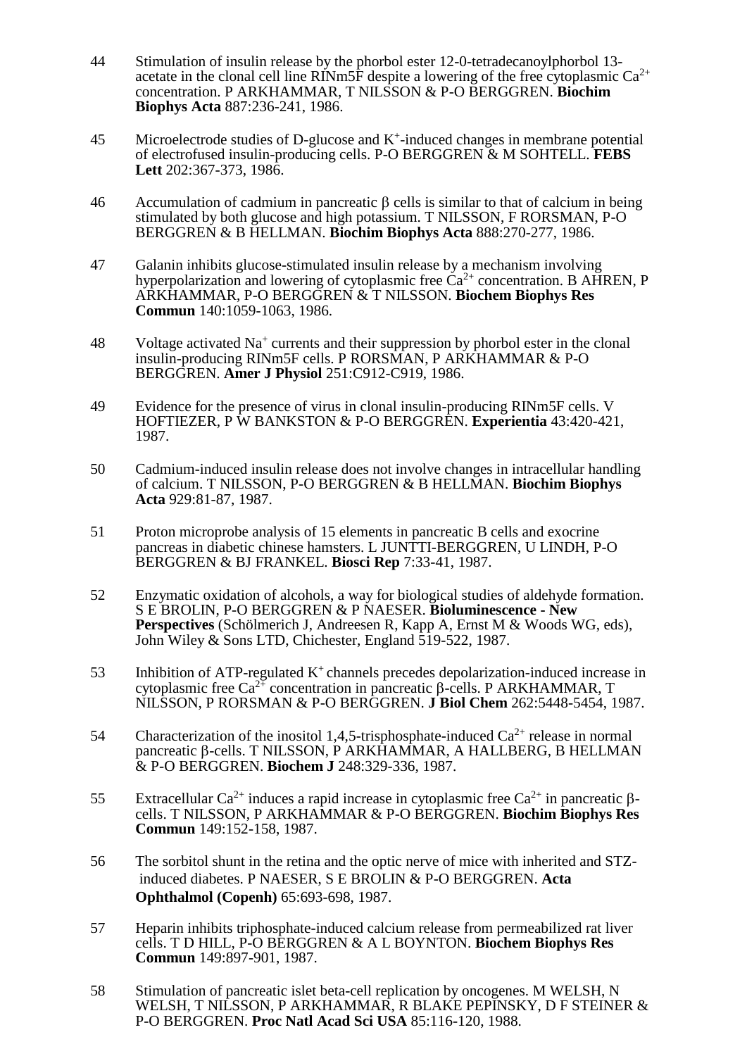44 Stimulation of insulin release by the phorbol ester 12-0-tetradecanoylphorbol 13-acetate in the clonal cell line RINm5F despite a lowering of the free cytoplasmic $Ca^{2+}$ concentration. P ARKHAMMAR, T NILSSON & P-O BERGGREN. **Biochim Biophys Acta** 887:236-241, 1986.

45 Microelectrode studies of D-glucose and $K^{+}$-induced changes in membrane potential of electrofused insulin-producing cells. P-O BERGGREN & M SOHTELL. **FEBS Lett** 202:367-373, 1986.

46 Accumulation of cadmium in pancreatic β cells is similar to that of calcium in being stimulated by both glucose and high potassium. T NILSSON, F RORSMAN, P-O BERGGREN & B HELLMAN. **Biochim Biophys Acta** 888:270-277, 1986.

47 Galanin inhibits glucose-stimulated insulin release by a mechanism involving hyperpolarization and lowering of cytoplasmic free $Ca^{2+}$ concentration. B AHREN, P ARKHAMMAR, P-O BERGGREN & T NILSSON. **Biochem Biophys Res Commun** 140:1059-1063, 1986.

48 Voltage activated $Na^{+}$ currents and their suppression by phorbol ester in the clonal insulin-producing RINm5F cells. P RORSMAN, P ARKHAMMAR & P-O BERGGREN. **Amer J Physiol** 251:C912-C919, 1986.

49 Evidence for the presence of virus in clonal insulin-producing RINm5F cells. V HOFTIEZER, P W BANKSTON & P-O BERGGREN. **Experientia** 43:420-421, 1987.

50 Cadmium-induced insulin release does not involve changes in intracellular handling of calcium. T NILSSON, P-O BERGGREN & B HELLMAN. **Biochim Biophys Acta** 929:81-87, 1987.

51 Proton microprobe analysis of 15 elements in pancreatic B cells and exocrine pancreas in diabetic chinese hamsters. L JUNTTI-BERGGREN, U LINDH, P-O BERGGREN & BJ FRANKEL. **Biosci Rep** 7:33-41, 1987.

52 Enzymatic oxidation of alcohols, a way for biological studies of aldehyde formation. S E BROLIN, P-O BERGGREN & P NAESER. **Bioluminescence - New Perspectives** (Schölmerich J, Andreesen R, Kapp A, Ernst M & Woods WG, eds), John Wiley & Sons LTD, Chichester, England 519-522, 1987.

53 Inhibition of ATP-regulated $K^{+}$ channels precedes depolarization-induced increase in cytoplasmic free $Ca^{2+}$ concentration in pancreatic β-cells. P ARKHAMMAR, T NILSSON, P RORSMAN & P-O BERGGREN. **J Biol Chem** 262:5448-5454, 1987.

54 Characterization of the inositol 1,4,5-trisphosphate-induced $Ca^{2+}$ release in normal pancreatic β-cells. T NILSSON, P ARKHAMMAR, A HALLBERG, B HELLMAN & P-O BERGGREN. **Biochem J** 248:329-336, 1987.

55 Extracellular $Ca^{2+}$ induces a rapid increase in cytoplasmic free $Ca^{2+}$ in pancreatic β-cells. T NILSSON, P ARKHAMMAR & P-O BERGGREN. **Biochim Biophys Res Commun** 149:152-158, 1987.

56 The sorbitol shunt in the retina and the optic nerve of mice with inherited and STZ-induced diabetes. P NAESER, S E BROLIN & P-O BERGGREN. **Acta Ophthalmol (Copenh)** 65:693-698, 1987.

57 Heparin inhibits triphosphate-induced calcium release from permeabilized rat liver cells. T D HILL, P-O BERGGREN & A L BOYNTON. **Biochem Biophys Res Commun** 149:897-901, 1987.

58 Stimulation of pancreatic islet beta-cell replication by oncogenes. M WELSH, N WELSH, T NILSSON, P ARKHAMMAR, R BLAKE PEPINSKY, D F STEINER & P-O BERGGREN. **Proc Natl Acad Sci USA** 85:116-120, 1988.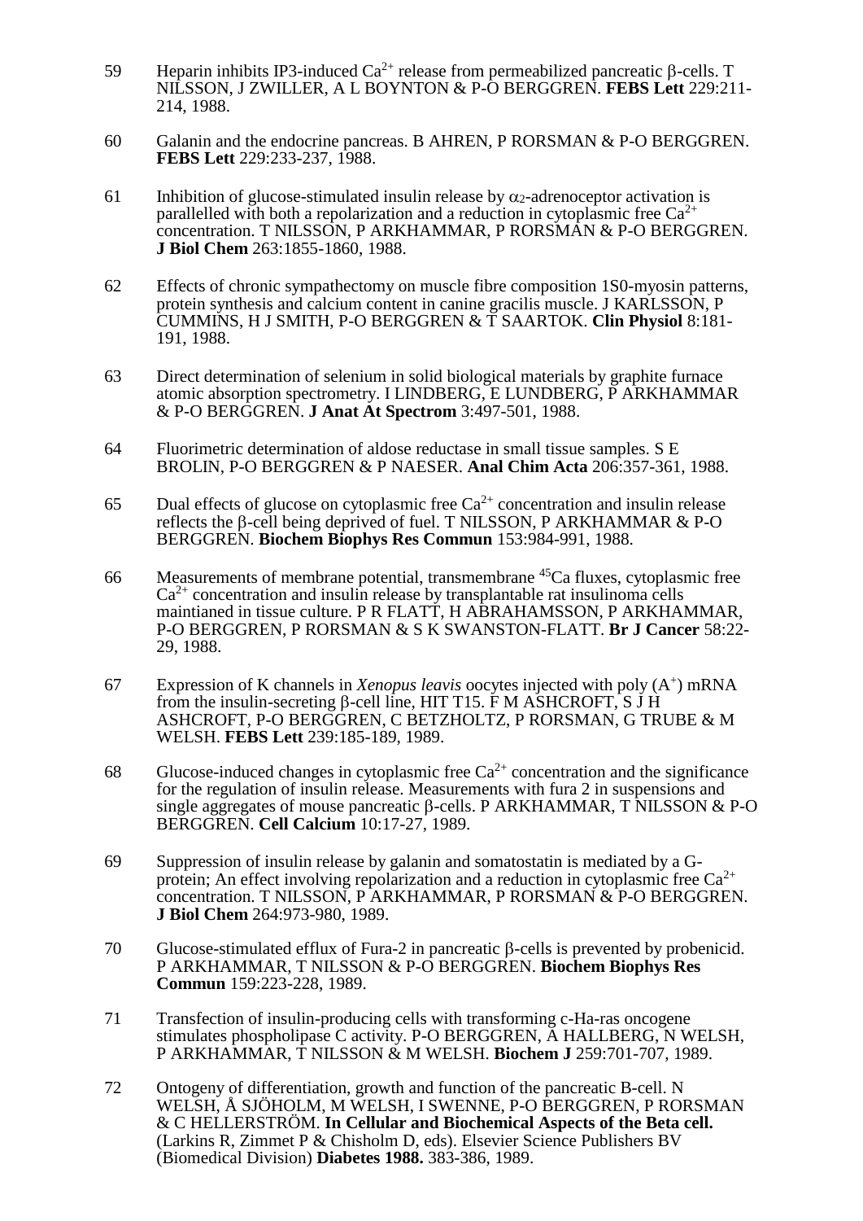59 Heparin inhibits IP3-induced $Ca^{2+}$ release from permeabilized pancreatic β-cells. T NILSSON, J ZWILLER, A L BOYNTON & P-O BERGGREN. **FEBS Lett** 229:211-214, 1988.

60 Galanin and the endocrine pancreas. B AHREN, P RORSMAN & P-O BERGGREN. **FEBS Lett** 229:233-237, 1988.

61 Inhibition of glucose-stimulated insulin release by $\alpha_2$-adrenoceptor activation is parallelled with both a repolarization and a reduction in cytoplasmic free $Ca^{2+}$ concentration. T NILSSON, P ARKHAMMAR, P RORSMAN & P-O BERGGREN. **J Biol Chem** 263:1855-1860, 1988.

62 Effects of chronic sympathectomy on muscle fibre composition 1S0-myosin patterns, protein synthesis and calcium content in canine gracilis muscle. J KARLSSON, P CUMMINS, H J SMITH, P-O BERGGREN & T SAARTOK. **Clin Physiol** 8:181-191, 1988.

63 Direct determination of selenium in solid biological materials by graphite furnace atomic absorption spectrometry. I LINDBERG, E LUNDBERG, P ARKHAMMAR & P-O BERGGREN. **J Anat At Spectrom** 3:497-501, 1988.

64 Fluorimetric determination of aldose reductase in small tissue samples. S E BROLIN, P-O BERGGREN & P NAESER. **Anal Chim Acta** 206:357-361, 1988.

65 Dual effects of glucose on cytoplasmic free $Ca^{2+}$ concentration and insulin release reflects the β-cell being deprived of fuel. T NILSSON, P ARKHAMMAR & P-O BERGGREN. **Biochem Biophys Res Commun** 153:984-991, 1988.

66 Measurements of membrane potential, transmembrane $^{45}Ca$ fluxes, cytoplasmic free $Ca^{2+}$ concentration and insulin release by transplantable rat insulinoma cells maintianed in tissue culture. P R FLATT, H ABRAHAMSSON, P ARKHAMMAR, P-O BERGGREN, P RORSMAN & S K SWANSTON-FLATT. **Br J Cancer** 58:22-29, 1988.

67 Expression of K channels in *Xenopus leavis* oocytes injected with poly $(A^+)$ mRNA from the insulin-secreting β-cell line, HIT T15. F M ASHCROFT, S J H ASHCROFT, P-O BERGGREN, C BETZHOLTZ, P RORSMAN, G TRUBE & M WELSH. **FEBS Lett** 239:185-189, 1989.

68 Glucose-induced changes in cytoplasmic free $Ca^{2+}$ concentration and the significance for the regulation of insulin release. Measurements with fura 2 in suspensions and single aggregates of mouse pancreatic β-cells. P ARKHAMMAR, T NILSSON & P-O BERGGREN. **Cell Calcium** 10:17-27, 1989.

69 Suppression of insulin release by galanin and somatostatin is mediated by a G-protein; An effect involving repolarization and a reduction in cytoplasmic free $Ca^{2+}$ concentration. T NILSSON, P ARKHAMMAR, P RORSMAN & P-O BERGGREN. **J Biol Chem** 264:973-980, 1989.

70 Glucose-stimulated efflux of Fura-2 in pancreatic β-cells is prevented by probenicid. P ARKHAMMAR, T NILSSON & P-O BERGGREN. **Biochem Biophys Res Commun** 159:223-228, 1989.

71 Transfection of insulin-producing cells with transforming c-Ha-ras oncogene stimulates phospholipase C activity. P-O BERGGREN, A HALLBERG, N WELSH, P ARKHAMMAR, T NILSSON & M WELSH. **Biochem J** 259:701-707, 1989.

72 Ontogeny of differentiation, growth and function of the pancreatic B-cell. N WELSH, Å SJÖHOLM, M WELSH, I SWENNE, P-O BERGGREN, P RORSMAN & C HELLERSTRÖM. **In Cellular and Biochemical Aspects of the Beta cell.** (Larkins R, Zimmet P & Chisholm D, eds). Elsevier Science Publishers BV (Biomedical Division) **Diabetes 1988.** 383-386, 1989.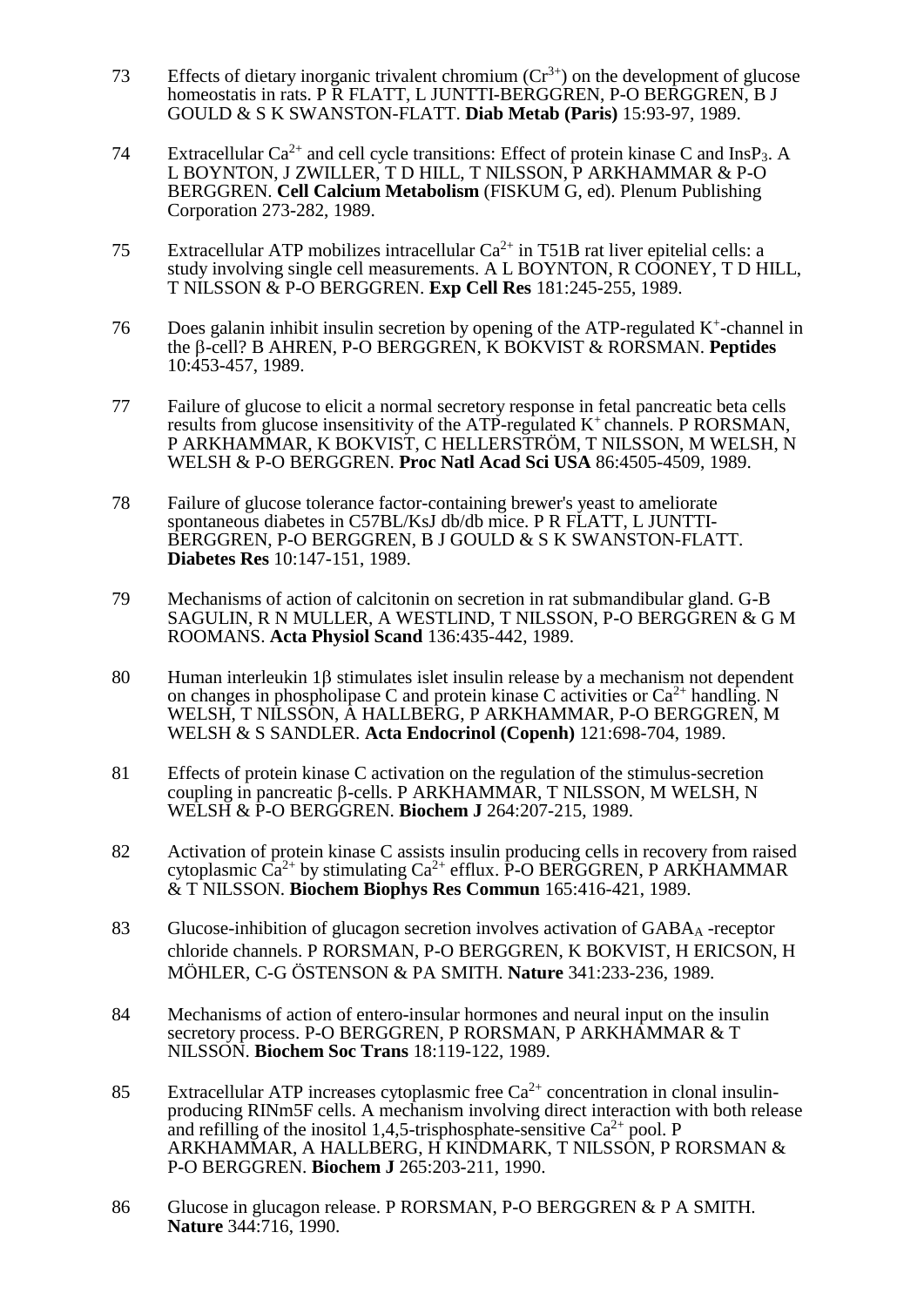73 Effects of dietary inorganic trivalent chromium ($Cr^{3+}$) on the development of glucose homeostatis in rats. P R FLATT, L JUNTTI-BERGGREN, P-O BERGGREN, B J GOULD & S K SWANSTON-FLATT. **Diab Metab (Paris)** 15:93-97, 1989.

74 Extracellular $Ca^{2+}$ and cell cycle transitions: Effect of protein kinase C and $InsP_3$. A L BOYNTON, J ZWILLER, T D HILL, T NILSSON, P ARKHAMMAR & P-O BERGGREN. **Cell Calcium Metabolism** (FISKUM G, ed). Plenum Publishing Corporation 273-282, 1989.

75 Extracellular ATP mobilizes intracellular $Ca^{2+}$ in T51B rat liver epitelial cells: a study involving single cell measurements. A L BOYNTON, R COONEY, T D HILL, T NILSSON & P-O BERGGREN. **Exp Cell Res** 181:245-255, 1989.

76 Does galanin inhibit insulin secretion by opening of the ATP-regulated $K^+$-channel in the β-cell? B AHREN, P-O BERGGREN, K BOKVIST & RORSMAN. **Peptides** 10:453-457, 1989.

77 Failure of glucose to elicit a normal secretory response in fetal pancreatic beta cells results from glucose insensitivity of the ATP-regulated $K^+$ channels. P RORSMAN, P ARKHAMMAR, K BOKVIST, C HELLERSTRÖM, T NILSSON, M WELSH, N WELSH & P-O BERGGREN. **Proc Natl Acad Sci USA** 86:4505-4509, 1989.

78 Failure of glucose tolerance factor-containing brewer's yeast to ameliorate spontaneous diabetes in C57BL/KsJ db/db mice. P R FLATT, L JUNTTI-BERGGREN, P-O BERGGREN, B J GOULD & S K SWANSTON-FLATT. **Diabetes Res** 10:147-151, 1989.

79 Mechanisms of action of calcitonin on secretion in rat submandibular gland. G-B SAGULIN, R N MULLER, A WESTLIND, T NILSSON, P-O BERGGREN & G M ROOMANS. **Acta Physiol Scand** 136:435-442, 1989.

80 Human interleukin 1β stimulates islet insulin release by a mechanism not dependent on changes in phospholipase C and protein kinase C activities or $Ca^{2+}$ handling. N WELSH, T NILSSON, A HALLBERG, P ARKHAMMAR, P-O BERGGREN, M WELSH & S SANDLER. **Acta Endocrinol (Copenh)** 121:698-704, 1989.

81 Effects of protein kinase C activation on the regulation of the stimulus-secretion coupling in pancreatic β-cells. P ARKHAMMAR, T NILSSON, M WELSH, N WELSH & P-O BERGGREN. **Biochem J** 264:207-215, 1989.

82 Activation of protein kinase C assists insulin producing cells in recovery from raised cytoplasmic $Ca^{2+}$ by stimulating $Ca^{2+}$ efflux. P-O BERGGREN, P ARKHAMMAR & T NILSSON. **Biochem Biophys Res Commun** 165:416-421, 1989.

83 Glucose-inhibition of glucagon secretion involves activation of $GABA_A$ -receptor chloride channels. P RORSMAN, P-O BERGGREN, K BOKVIST, H ERICSON, H MÖHLER, C-G ÖSTENSON & PA SMITH. **Nature** 341:233-236, 1989.

84 Mechanisms of action of entero-insular hormones and neural input on the insulin secretory process. P-O BERGGREN, P RORSMAN, P ARKHAMMAR & T NILSSON. **Biochem Soc Trans** 18:119-122, 1989.

85 Extracellular ATP increases cytoplasmic free $Ca^{2+}$ concentration in clonal insulin-producing RINm5F cells. A mechanism involving direct interaction with both release and refilling of the inositol 1,4,5-trisphosphate-sensitive $Ca^{2+}$ pool. P ARKHAMMAR, A HALLBERG, H KINDMARK, T NILSSON, P RORSMAN & P-O BERGGREN. **Biochem J** 265:203-211, 1990.

86 Glucose in glucagon release. P RORSMAN, P-O BERGGREN & P A SMITH. **Nature** 344:716, 1990.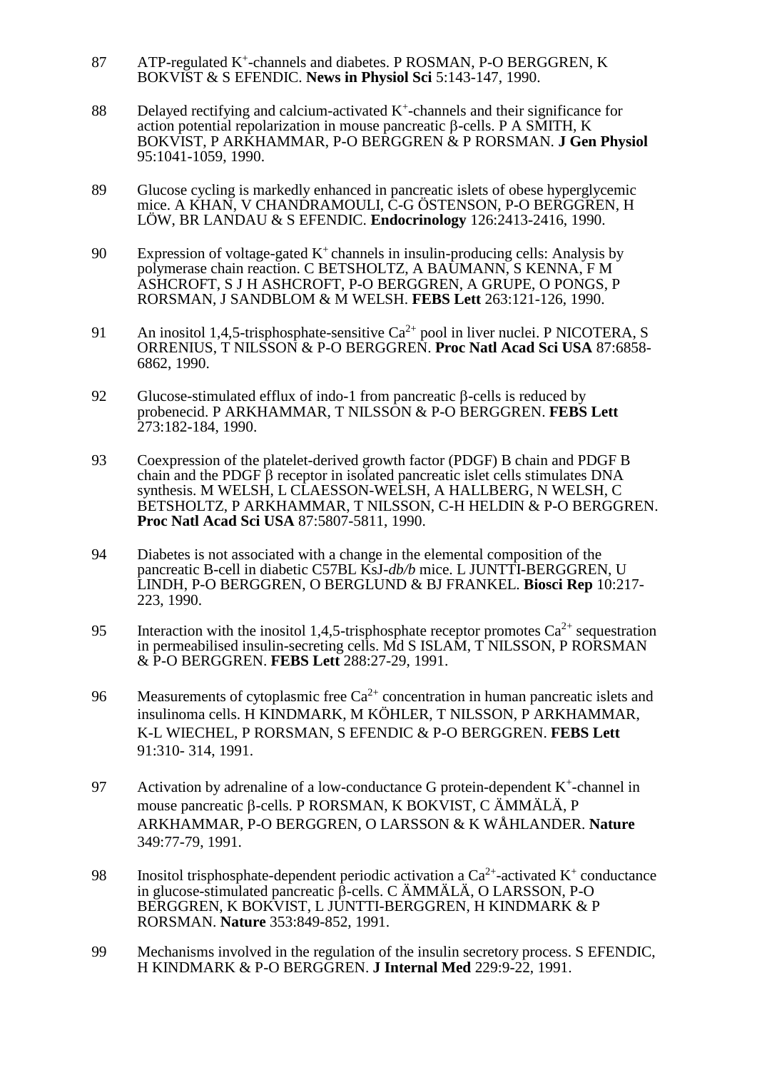87 ATP-regulated $K^+$-channels and diabetes. P ROSMAN, P-O BERGGREN, K BOKVIST & S EFENDIC. **News in Physiol Sci** 5:143-147, 1990.

88 Delayed rectifying and calcium-activated $K^+$-channels and their significance for action potential repolarization in mouse pancreatic β-cells. P A SMITH, K BOKVIST, P ARKHAMMAR, P-O BERGGREN & P RORSMAN. **J Gen Physiol** 95:1041-1059, 1990.

89 Glucose cycling is markedly enhanced in pancreatic islets of obese hyperglycemic mice. A KHAN, V CHANDRAMOULI, C-G ÖSTENSON, P-O BERGGREN, H LÖW, BR LANDAU & S EFENDIC. **Endocrinology** 126:2413-2416, 1990.

90 Expression of voltage-gated $K^+$ channels in insulin-producing cells: Analysis by polymerase chain reaction. C BETSHOLTZ, A BAUMANN, S KENNA, F M ASHCROFT, S J H ASHCROFT, P-O BERGGREN, A GRUPE, O PONGS, P RORSMAN, J SANDBLOM & M WELSH. **FEBS Lett** 263:121-126, 1990.

91 An inositol 1,4,5-trisphosphate-sensitive $Ca^{2+}$ pool in liver nuclei. P NICOTERA, S ORRENIUS, T NILSSON & P-O BERGGREN. **Proc Natl Acad Sci USA** 87:6858-6862, 1990.

92 Glucose-stimulated efflux of indo-1 from pancreatic β-cells is reduced by probenecid. P ARKHAMMAR, T NILSSON & P-O BERGGREN. **FEBS Lett** 273:182-184, 1990.

93 Coexpression of the platelet-derived growth factor (PDGF) B chain and PDGF B chain and the PDGF β receptor in isolated pancreatic islet cells stimulates DNA synthesis. M WELSH, L CLAESSON-WELSH, A HALLBERG, N WELSH, C BETSHOLTZ, P ARKHAMMAR, T NILSSON, C-H HELDIN & P-O BERGGREN. **Proc Natl Acad Sci USA** 87:5807-5811, 1990.

94 Diabetes is not associated with a change in the elemental composition of the pancreatic B-cell in diabetic C57BL KsJ-*db/b* mice. L JUNTTI-BERGGREN, U LINDH, P-O BERGGREN, O BERGLUND & BJ FRANKEL. **Biosci Rep** 10:217-223, 1990.

95 Interaction with the inositol 1,4,5-trisphosphate receptor promotes $Ca^{2+}$ sequestration in permeabilised insulin-secreting cells. Md S ISLAM, T NILSSON, P RORSMAN & P-O BERGGREN. **FEBS Lett** 288:27-29, 1991.

96 Measurements of cytoplasmic free $Ca^{2+}$ concentration in human pancreatic islets and insulinoma cells. H KINDMARK, M KÖHLER, T NILSSON, P ARKHAMMAR, K-L WIECHEL, P RORSMAN, S EFENDIC & P-O BERGGREN. **FEBS Lett** 91:310- 314, 1991.

97 Activation by adrenaline of a low-conductance G protein-dependent $K^+$-channel in mouse pancreatic β-cells. P RORSMAN, K BOKVIST, C ÄMMÄLÄ, P ARKHAMMAR, P-O BERGGREN, O LARSSON & K WÅHLANDER. **Nature** 349:77-79, 1991.

98 Inositol trisphosphate-dependent periodic activation a $Ca^{2+}$-activated $K^+$ conductance in glucose-stimulated pancreatic β-cells. C ÄMMÄLÄ, O LARSSON, P-O BERGGREN, K BOKVIST, L JUNTTI-BERGGREN, H KINDMARK & P RORSMAN. **Nature** 353:849-852, 1991.

99 Mechanisms involved in the regulation of the insulin secretory process. S EFENDIC, H KINDMARK & P-O BERGGREN. **J Internal Med** 229:9-22, 1991.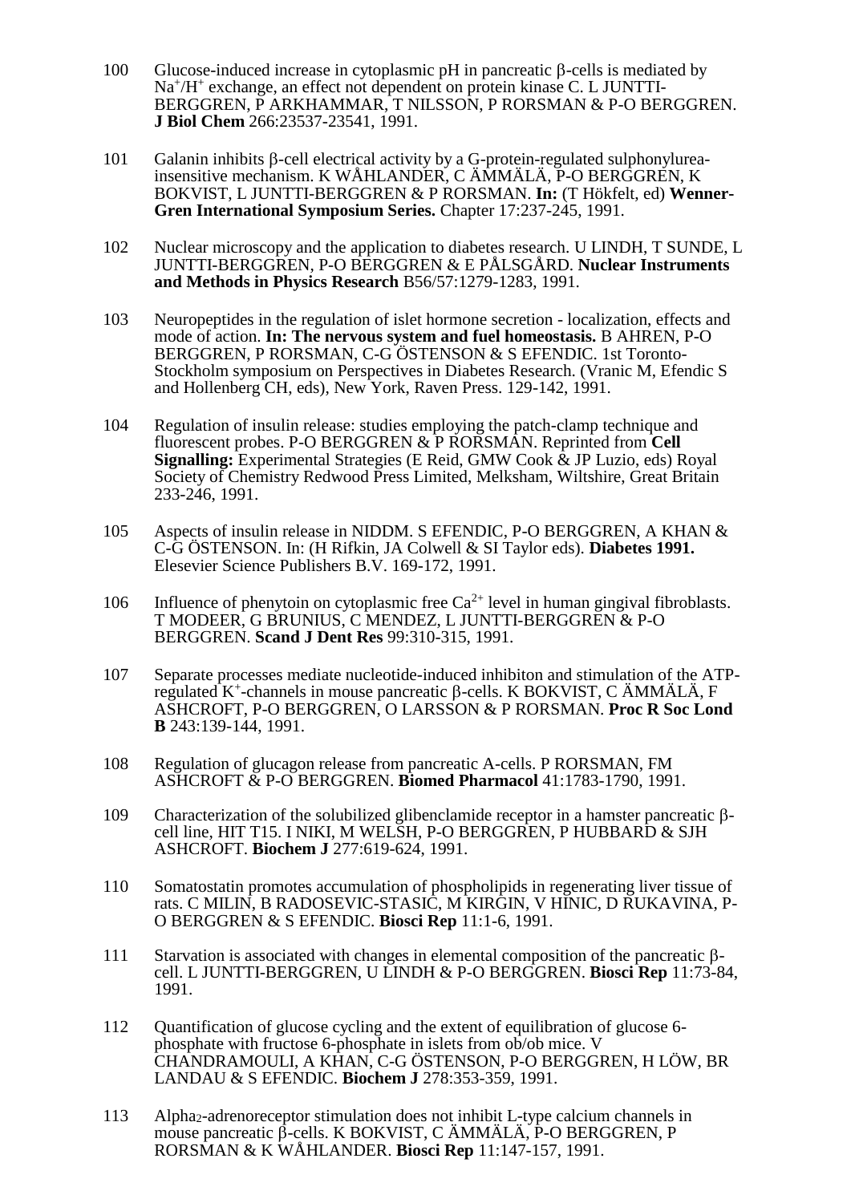100 Glucose-induced increase in cytoplasmic pH in pancreatic β-cells is mediated by $Na^+/H^+$ exchange, an effect not dependent on protein kinase C. L JUNTTI-BERGGREN, P ARKHAMMAR, T NILSSON, P RORSMAN & P-O BERGGREN. **J Biol Chem** 266:23537-23541, 1991.

101 Galanin inhibits β-cell electrical activity by a G-protein-regulated sulphonylurea-insensitive mechanism. K WÅHLANDER, C ÄMMÄLÄ, P-O BERGGREN, K BOKVIST, L JUNTTI-BERGGREN & P RORSMAN. **In:** (T Hökfelt, ed) **Wenner-Gren International Symposium Series.** Chapter 17:237-245, 1991.

102 Nuclear microscopy and the application to diabetes research. U LINDH, T SUNDE, L JUNTTI-BERGGREN, P-O BERGGREN & E PÅLSGÅRD. **Nuclear Instruments and Methods in Physics Research** B56/57:1279-1283, 1991.

103 Neuropeptides in the regulation of islet hormone secretion - localization, effects and mode of action. **In: The nervous system and fuel homeostasis.** B AHREN, P-O BERGGREN, P RORSMAN, C-G ÖSTENSON & S EFENDIC. 1st Toronto-Stockholm symposium on Perspectives in Diabetes Research. (Vranic M, Efendic S and Hollenberg CH, eds), New York, Raven Press. 129-142, 1991.

104 Regulation of insulin release: studies employing the patch-clamp technique and fluorescent probes. P-O BERGGREN & P RORSMAN. Reprinted from **Cell Signalling:** Experimental Strategies (E Reid, GMW Cook & JP Luzio, eds) Royal Society of Chemistry Redwood Press Limited, Melksham, Wiltshire, Great Britain 233-246, 1991.

105 Aspects of insulin release in NIDDM. S EFENDIC, P-O BERGGREN, A KHAN & C-G ÖSTENSON. In: (H Rifkin, JA Colwell & SI Taylor eds). **Diabetes 1991.** Elesevier Science Publishers B.V. 169-172, 1991.

106 Influence of phenytoin on cytoplasmic free $Ca^{2+}$ level in human gingival fibroblasts. T MODEER, G BRUNIUS, C MENDEZ, L JUNTTI-BERGGREN & P-O BERGGREN. **Scand J Dent Res** 99:310-315, 1991.

107 Separate processes mediate nucleotide-induced inhibiton and stimulation of the ATP-regulated $K^+$-channels in mouse pancreatic β-cells. K BOKVIST, C ÄMMÄLÄ, F ASHCROFT, P-O BERGGREN, O LARSSON & P RORSMAN. **Proc R Soc Lond B** 243:139-144, 1991.

108 Regulation of glucagon release from pancreatic A-cells. P RORSMAN, FM ASHCROFT & P-O BERGGREN. **Biomed Pharmacol** 41:1783-1790, 1991.

109 Characterization of the solubilized glibenclamide receptor in a hamster pancreatic β-cell line, HIT T15. I NIKI, M WELSH, P-O BERGGREN, P HUBBARD & SJH ASHCROFT. **Biochem J** 277:619-624, 1991.

110 Somatostatin promotes accumulation of phospholipids in regenerating liver tissue of rats. C MILIN, B RADOSEVIC-STASIC, M KIRGIN, V HINIC, D RUKAVINA, P-O BERGGREN & S EFENDIC. **Biosci Rep** 11:1-6, 1991.

111 Starvation is associated with changes in elemental composition of the pancreatic β-cell. L JUNTTI-BERGGREN, U LINDH & P-O BERGGREN. **Biosci Rep** 11:73-84, 1991.

112 Quantification of glucose cycling and the extent of equilibration of glucose 6-phosphate with fructose 6-phosphate in islets from ob/ob mice. V CHANDRAMOULI, A KHAN, C-G ÖSTENSON, P-O BERGGREN, H LÖW, BR LANDAU & S EFENDIC. **Biochem J** 278:353-359, 1991.

113 $Alpha_2$-adrenoreceptor stimulation does not inhibit L-type calcium channels in mouse pancreatic β-cells. K BOKVIST, C ÄMMÄLÄ, P-O BERGGREN, P RORSMAN & K WÅHLANDER. **Biosci Rep** 11:147-157, 1991.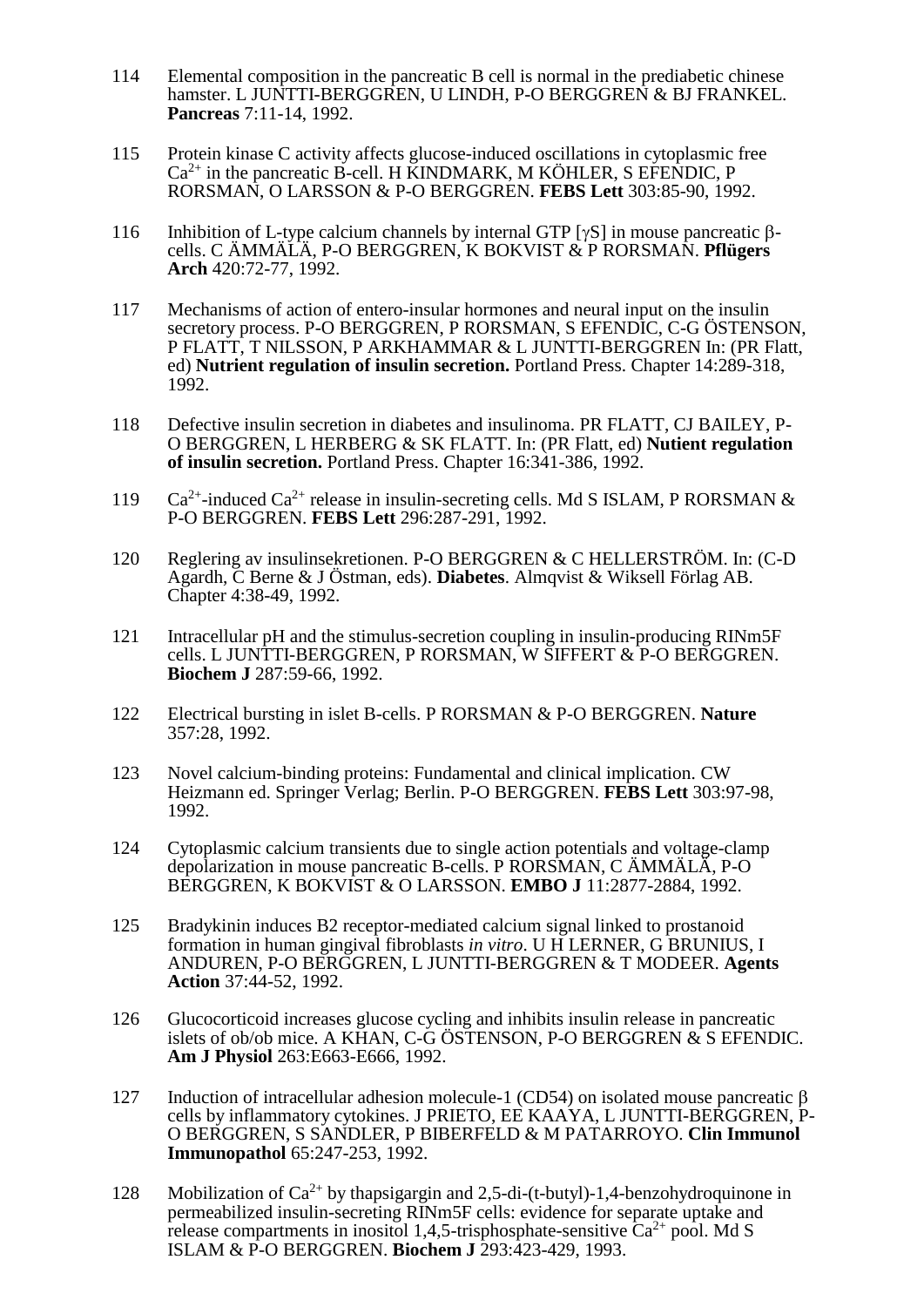114 Elemental composition in the pancreatic B cell is normal in the prediabetic chinese hamster. L JUNTTI-BERGGREN, U LINDH, P-O BERGGREN & BJ FRANKEL. **Pancreas** 7:11-14, 1992.

115 Protein kinase C activity affects glucose-induced oscillations in cytoplasmic free $Ca^{2+}$ in the pancreatic B-cell. H KINDMARK, M KÖHLER, S EFENDIC, P RORSMAN, O LARSSON & P-O BERGGREN. **FEBS Lett** 303:85-90, 1992.

116 Inhibition of L-type calcium channels by internal GTP [$\gamma$S] in mouse pancreatic $\beta$-cells. C ÄMMÄLÄ, P-O BERGGREN, K BOKVIST & P RORSMAN. **Pflügers Arch** 420:72-77, 1992.

117 Mechanisms of action of entero-insular hormones and neural input on the insulin secretory process. P-O BERGGREN, P RORSMAN, S EFENDIC, C-G ÖSTENSON, P FLATT, T NILSSON, P ARKHAMMAR & L JUNTTI-BERGGREN In: (PR Flatt, ed) **Nutrient regulation of insulin secretion.** Portland Press. Chapter 14:289-318, 1992.

118 Defective insulin secretion in diabetes and insulinoma. PR FLATT, CJ BAILEY, P-O BERGGREN, L HERBERG & SK FLATT. In: (PR Flatt, ed) **Nutient regulation of insulin secretion.** Portland Press. Chapter 16:341-386, 1992.

119 $Ca^{2+}$-induced $Ca^{2+}$ release in insulin-secreting cells. Md S ISLAM, P RORSMAN & P-O BERGGREN. **FEBS Lett** 296:287-291, 1992.

120 Reglering av insulinsekretionen. P-O BERGGREN & C HELLERSTRÖM. In: (C-D Agardh, C Berne & J Östman, eds). **Diabetes**. Almqvist & Wiksell Förlag AB. Chapter 4:38-49, 1992.

121 Intracellular pH and the stimulus-secretion coupling in insulin-producing RINm5F cells. L JUNTTI-BERGGREN, P RORSMAN, W SIFFERT & P-O BERGGREN. **Biochem J** 287:59-66, 1992.

122 Electrical bursting in islet B-cells. P RORSMAN & P-O BERGGREN. **Nature** 357:28, 1992.

123 Novel calcium-binding proteins: Fundamental and clinical implication. CW Heizmann ed. Springer Verlag; Berlin. P-O BERGGREN. **FEBS Lett** 303:97-98, 1992.

124 Cytoplasmic calcium transients due to single action potentials and voltage-clamp depolarization in mouse pancreatic B-cells. P RORSMAN, C ÄMMÄLÄ, P-O BERGGREN, K BOKVIST & O LARSSON. **EMBO J** 11:2877-2884, 1992.

125 Bradykinin induces B2 receptor-mediated calcium signal linked to prostanoid formation in human gingival fibroblasts *in vitro*. U H LERNER, G BRUNIUS, I ANDUREN, P-O BERGGREN, L JUNTTI-BERGGREN & T MODEER. **Agents Action** 37:44-52, 1992.

126 Glucocorticoid increases glucose cycling and inhibits insulin release in pancreatic islets of ob/ob mice. A KHAN, C-G ÖSTENSON, P-O BERGGREN & S EFENDIC. **Am J Physiol** 263:E663-E666, 1992.

127 Induction of intracellular adhesion molecule-1 (CD54) on isolated mouse pancreatic $\beta$ cells by inflammatory cytokines. J PRIETO, EE KAAYA, L JUNTTI-BERGGREN, P-O BERGGREN, S SANDLER, P BIBERFELD & M PATARROYO. **Clin Immunol Immunopathol** 65:247-253, 1992.

128 Mobilization of $Ca^{2+}$ by thapsigargin and 2,5-di-(t-butyl)-1,4-benzohydroquinone in permeabilized insulin-secreting RINm5F cells: evidence for separate uptake and release compartments in inositol 1,4,5-trisphosphate-sensitive $Ca^{2+}$ pool. Md S ISLAM & P-O BERGGREN. **Biochem J** 293:423-429, 1993.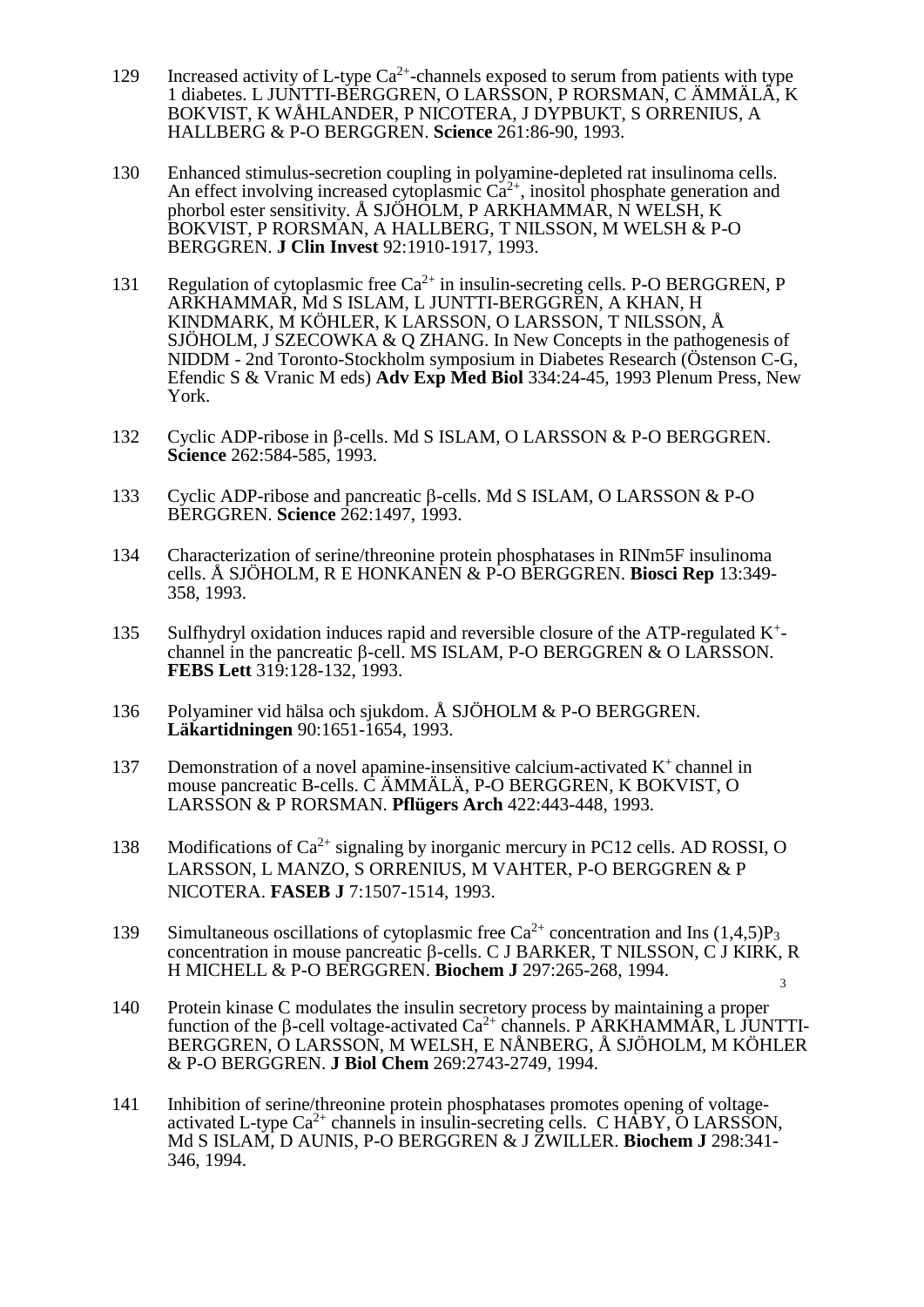129 Increased activity of L-type $Ca^{2+}$-channels exposed to serum from patients with type 1 diabetes. L JUNTTI-BERGGREN, O LARSSON, P RORSMAN, C ÄMMÄLÄ, K BOKVIST, K WÅHLANDER, P NICOTERA, J DYPBUKT, S ORRENIUS, A HALLBERG & P-O BERGGREN. **Science** 261:86-90, 1993.

130 Enhanced stimulus-secretion coupling in polyamine-depleted rat insulinoma cells. An effect involving increased cytoplasmic $Ca^{2+}$, inositol phosphate generation and phorbol ester sensitivity. Å SJÖHOLM, P ARKHAMMAR, N WELSH, K BOKVIST, P RORSMAN, A HALLBERG, T NILSSON, M WELSH & P-O BERGGREN. **J Clin Invest** 92:1910-1917, 1993.

131 Regulation of cytoplasmic free $Ca^{2+}$ in insulin-secreting cells. P-O BERGGREN, P ARKHAMMAR, Md S ISLAM, L JUNTTI-BERGGREN, A KHAN, H KINDMARK, M KÖHLER, K LARSSON, O LARSSON, T NILSSON, Å SJÖHOLM, J SZECOWKA & Q ZHANG. In New Concepts in the pathogenesis of NIDDM - 2nd Toronto-Stockholm symposium in Diabetes Research (Östenson C-G, Efendic S & Vranic M eds) **Adv Exp Med Biol** 334:24-45, 1993 Plenum Press, New York.

132 Cyclic ADP-ribose in β-cells. Md S ISLAM, O LARSSON & P-O BERGGREN. **Science** 262:584-585, 1993.

133 Cyclic ADP-ribose and pancreatic β-cells. Md S ISLAM, O LARSSON & P-O BERGGREN. **Science** 262:1497, 1993.

134 Characterization of serine/threonine protein phosphatases in RINm5F insulinoma cells. Å SJÖHOLM, R E HONKANEN & P-O BERGGREN. **Biosci Rep** 13:349-358, 1993.

135 Sulfhydryl oxidation induces rapid and reversible closure of the ATP-regulated $K^+$-channel in the pancreatic β-cell. MS ISLAM, P-O BERGGREN & O LARSSON. **FEBS Lett** 319:128-132, 1993.

136 Polyaminer vid hälsa och sjukdom. Å SJÖHOLM & P-O BERGGREN. **Läkartidningen** 90:1651-1654, 1993.

137 Demonstration of a novel apamine-insensitive calcium-activated $K^+$ channel in mouse pancreatic B-cells. C ÄMMÄLÄ, P-O BERGGREN, K BOKVIST, O LARSSON & P RORSMAN. **Pflügers Arch** 422:443-448, 1993.

138 Modifications of $Ca^{2+}$ signaling by inorganic mercury in PC12 cells. AD ROSSI, O LARSSON, L MANZO, S ORRENIUS, M VAHTER, P-O BERGGREN & P NICOTERA. **FASEB J** 7:1507-1514, 1993.

139 Simultaneous oscillations of cytoplasmic free $Ca^{2+}$ concentration and Ins (1,4,5)$P_3$ concentration in mouse pancreatic β-cells. C J BARKER, T NILSSON, C J KIRK, R H MICHELL & P-O BERGGREN. **Biochem J** 297:265-268, 1994.

140 Protein kinase C modulates the insulin secretory process by maintaining a proper function of the β-cell voltage-activated $Ca^{2+}$ channels. P ARKHAMMAR, L JUNTTI-BERGGREN, O LARSSON, M WELSH, E NÅNBERG, Å SJÖHOLM, M KÖHLER & P-O BERGGREN. **J Biol Chem** 269:2743-2749, 1994.

141 Inhibition of serine/threonine protein phosphatases promotes opening of voltage-activated L-type $Ca^{2+}$ channels in insulin-secreting cells. C HABY, O LARSSON, Md S ISLAM, D AUNIS, P-O BERGGREN & J ZWILLER. **Biochem J** 298:341-346, 1994.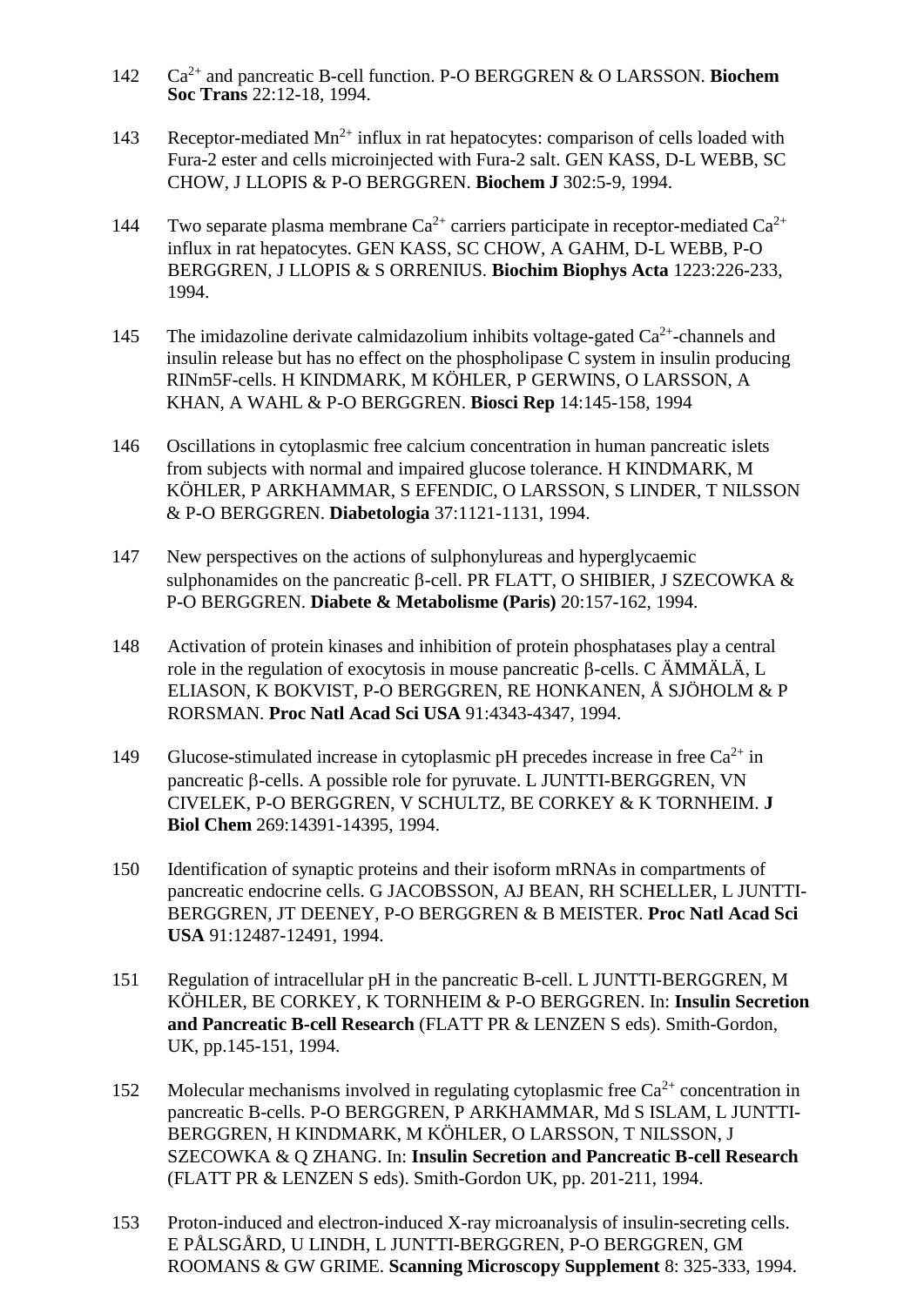142 $Ca^{2+}$ and pancreatic B-cell function. P-O BERGGREN & O LARSSON. **Biochem Soc Trans** 22:12-18, 1994.

143 Receptor-mediated $Mn^{2+}$ influx in rat hepatocytes: comparison of cells loaded with Fura-2 ester and cells microinjected with Fura-2 salt. GEN KASS, D-L WEBB, SC CHOW, J LLOPIS & P-O BERGGREN. **Biochem J** 302:5-9, 1994.

144 Two separate plasma membrane $Ca^{2+}$ carriers participate in receptor-mediated $Ca^{2+}$ influx in rat hepatocytes. GEN KASS, SC CHOW, A GAHM, D-L WEBB, P-O BERGGREN, J LLOPIS & S ORRENIUS. **Biochim Biophys Acta** 1223:226-233, 1994.

145 The imidazoline derivate calmidazolium inhibits voltage-gated $Ca^{2+}$-channels and insulin release but has no effect on the phospholipase C system in insulin producing RINm5F-cells. H KINDMARK, M KÖHLER, P GERWINS, O LARSSON, A KHAN, A WAHL & P-O BERGGREN. **Biosci Rep** 14:145-158, 1994

146 Oscillations in cytoplasmic free calcium concentration in human pancreatic islets from subjects with normal and impaired glucose tolerance. H KINDMARK, M KÖHLER, P ARKHAMMAR, S EFENDIC, O LARSSON, S LINDER, T NILSSON & P-O BERGGREN. **Diabetologia** 37:1121-1131, 1994.

147 New perspectives on the actions of sulphonylureas and hyperglycaemic sulphonamides on the pancreatic β-cell. PR FLATT, O SHIBIER, J SZECOWKA & P-O BERGGREN. **Diabete & Metabolisme (Paris)** 20:157-162, 1994.

148 Activation of protein kinases and inhibition of protein phosphatases play a central role in the regulation of exocytosis in mouse pancreatic β-cells. C ÄMMÄLÄ, L ELIASON, K BOKVIST, P-O BERGGREN, RE HONKANEN, Å SJÖHOLM & P RORSMAN. **Proc Natl Acad Sci USA** 91:4343-4347, 1994.

149 Glucose-stimulated increase in cytoplasmic pH precedes increase in free $Ca^{2+}$ in pancreatic β-cells. A possible role for pyruvate. L JUNTTI-BERGGREN, VN CIVELEK, P-O BERGGREN, V SCHULTZ, BE CORKEY & K TORNHEIM. **J Biol Chem** 269:14391-14395, 1994.

150 Identification of synaptic proteins and their isoform mRNAs in compartments of pancreatic endocrine cells. G JACOBSSON, AJ BEAN, RH SCHELLER, L JUNTTI-BERGGREN, JT DEENEY, P-O BERGGREN & B MEISTER. **Proc Natl Acad Sci USA** 91:12487-12491, 1994.

151 Regulation of intracellular pH in the pancreatic B-cell. L JUNTTI-BERGGREN, M KÖHLER, BE CORKEY, K TORNHEIM & P-O BERGGREN. In: **Insulin Secretion and Pancreatic B-cell Research** (FLATT PR & LENZEN S eds). Smith-Gordon, UK, pp.145-151, 1994.

152 Molecular mechanisms involved in regulating cytoplasmic free $Ca^{2+}$ concentration in pancreatic B-cells. P-O BERGGREN, P ARKHAMMAR, Md S ISLAM, L JUNTTI-BERGGREN, H KINDMARK, M KÖHLER, O LARSSON, T NILSSON, J SZECOWKA & Q ZHANG. In: **Insulin Secretion and Pancreatic B-cell Research** (FLATT PR & LENZEN S eds). Smith-Gordon UK, pp. 201-211, 1994.

153 Proton-induced and electron-induced X-ray microanalysis of insulin-secreting cells. E PÅLSGÅRD, U LINDH, L JUNTTI-BERGGREN, P-O BERGGREN, GM ROOMANS & GW GRIME. **Scanning Microscopy Supplement** 8: 325-333, 1994.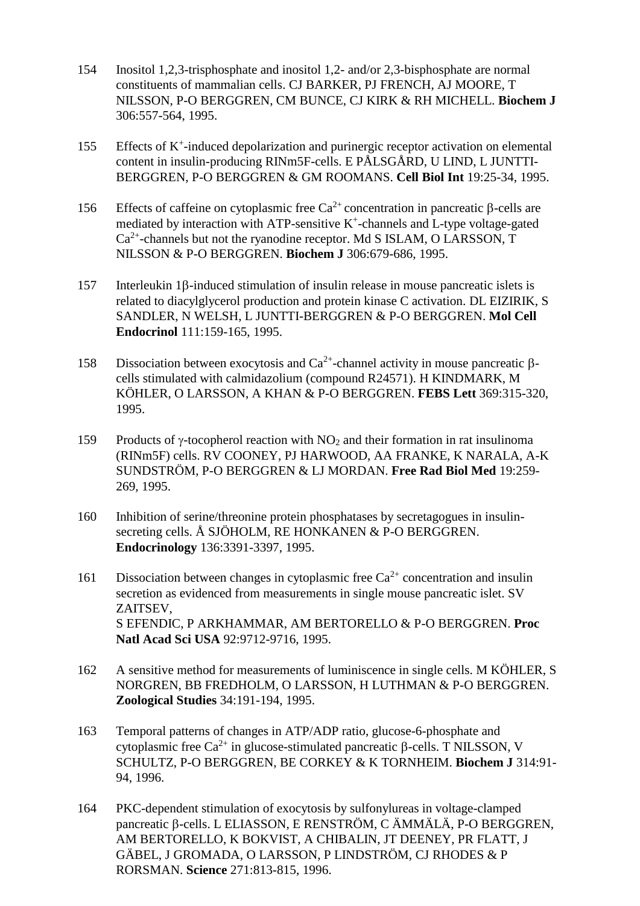154 Inositol 1,2,3-trisphosphate and inositol 1,2- and/or 2,3-bisphosphate are normal constituents of mammalian cells. CJ BARKER, PJ FRENCH, AJ MOORE, T NILSSON, P-O BERGGREN, CM BUNCE, CJ KIRK & RH MICHELL. **Biochem J** 306:557-564, 1995.

155 Effects of $K^+$-induced depolarization and purinergic receptor activation on elemental content in insulin-producing RINm5F-cells. E PÅLSGÅRD, U LIND, L JUNTTI-BERGGREN, P-O BERGGREN & GM ROOMANS. **Cell Biol Int** 19:25-34, 1995.

156 Effects of caffeine on cytoplasmic free $Ca^{2+}$ concentration in pancreatic β-cells are mediated by interaction with ATP-sensitive $K^+$-channels and L-type voltage-gated $Ca^{2+}$-channels but not the ryanodine receptor. Md S ISLAM, O LARSSON, T NILSSON & P-O BERGGREN. **Biochem J** 306:679-686, 1995.

157 Interleukin 1β-induced stimulation of insulin release in mouse pancreatic islets is related to diacylglycerol production and protein kinase C activation. DL EIZIRIK, S SANDLER, N WELSH, L JUNTTI-BERGGREN & P-O BERGGREN. **Mol Cell Endocrinol** 111:159-165, 1995.

158 Dissociation between exocytosis and $Ca^{2+}$-channel activity in mouse pancreatic β-cells stimulated with calmidazolium (compound R24571). H KINDMARK, M KÖHLER, O LARSSON, A KHAN & P-O BERGGREN. **FEBS Lett** 369:315-320, 1995.

159 Products of γ-tocopherol reaction with $NO_2$ and their formation in rat insulinoma (RINm5F) cells. RV COONEY, PJ HARWOOD, AA FRANKE, K NARALA, A-K SUNDSTRÖM, P-O BERGGREN & LJ MORDAN. **Free Rad Biol Med** 19:259-269, 1995.

160 Inhibition of serine/threonine protein phosphatases by secretagogues in insulin-secreting cells. Å SJÖHOLM, RE HONKANEN & P-O BERGGREN. **Endocrinology** 136:3391-3397, 1995.

161 Dissociation between changes in cytoplasmic free $Ca^{2+}$ concentration and insulin secretion as evidenced from measurements in single mouse pancreatic islet. SV ZAITSEV, S EFENDIC, P ARKHAMMAR, AM BERTORELLO & P-O BERGGREN. **Proc Natl Acad Sci USA** 92:9712-9716, 1995.

162 A sensitive method for measurements of luminiscence in single cells. M KÖHLER, S NORGREN, BB FREDHOLM, O LARSSON, H LUTHMAN & P-O BERGGREN. **Zoological Studies** 34:191-194, 1995.

163 Temporal patterns of changes in ATP/ADP ratio, glucose-6-phosphate and cytoplasmic free $Ca^{2+}$ in glucose-stimulated pancreatic β-cells. T NILSSON, V SCHULTZ, P-O BERGGREN, BE CORKEY & K TORNHEIM. **Biochem J** 314:91-94, 1996.

164 PKC-dependent stimulation of exocytosis by sulfonylureas in voltage-clamped pancreatic β-cells. L ELIASSON, E RENSTRÖM, C ÄMMÄLÄ, P-O BERGGREN, AM BERTORELLO, K BOKVIST, A CHIBALIN, JT DEENEY, PR FLATT, J GÄBEL, J GROMADA, O LARSSON, P LINDSTRÖM, CJ RHODES & P RORSMAN. **Science** 271:813-815, 1996.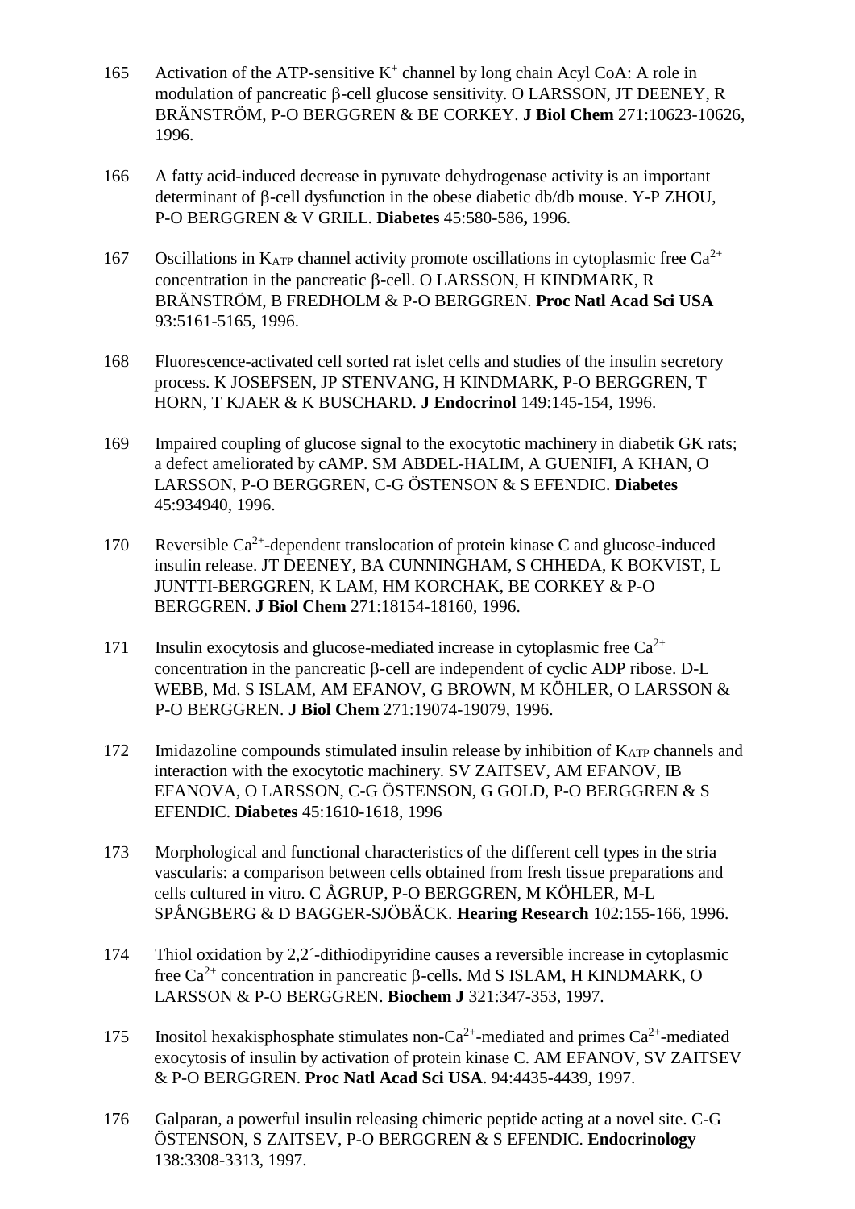165 Activation of the ATP-sensitive $K^+$ channel by long chain Acyl CoA: A role in modulation of pancreatic β-cell glucose sensitivity. O LARSSON, JT DEENEY, R BRÄNSTRÖM, P-O BERGGREN & BE CORKEY. **J Biol Chem** 271:10623-10626, 1996.

166 A fatty acid-induced decrease in pyruvate dehydrogenase activity is an important determinant of β-cell dysfunction in the obese diabetic db/db mouse. Y-P ZHOU, P-O BERGGREN & V GRILL. **Diabetes** 45:580-586**,** 1996.

167 Oscillations in $K_{ATP}$ channel activity promote oscillations in cytoplasmic free $Ca^{2+}$ concentration in the pancreatic β-cell. O LARSSON, H KINDMARK, R BRÄNSTRÖM, B FREDHOLM & P-O BERGGREN. **Proc Natl Acad Sci USA** 93:5161-5165, 1996.

168 Fluorescence-activated cell sorted rat islet cells and studies of the insulin secretory process. K JOSEFSEN, JP STENVANG, H KINDMARK, P-O BERGGREN, T HORN, T KJAER & K BUSCHARD. **J Endocrinol** 149:145-154, 1996.

169 Impaired coupling of glucose signal to the exocytotic machinery in diabetik GK rats; a defect ameliorated by cAMP. SM ABDEL-HALIM, A GUENIFI, A KHAN, O LARSSON, P-O BERGGREN, C-G ÖSTENSON & S EFENDIC. **Diabetes** 45:934940, 1996.

170 Reversible $Ca^{2+}$-dependent translocation of protein kinase C and glucose-induced insulin release. JT DEENEY, BA CUNNINGHAM, S CHHEDA, K BOKVIST, L JUNTTI-BERGGREN, K LAM, HM KORCHAK, BE CORKEY & P-O BERGGREN. **J Biol Chem** 271:18154-18160, 1996.

171 Insulin exocytosis and glucose-mediated increase in cytoplasmic free $Ca^{2+}$ concentration in the pancreatic β-cell are independent of cyclic ADP ribose. D-L WEBB, Md. S ISLAM, AM EFANOV, G BROWN, M KÖHLER, O LARSSON & P-O BERGGREN. **J Biol Chem** 271:19074-19079, 1996.

172 Imidazoline compounds stimulated insulin release by inhibition of $K_{ATP}$ channels and interaction with the exocytotic machinery. SV ZAITSEV, AM EFANOV, IB EFANOVA, O LARSSON, C-G ÖSTENSON, G GOLD, P-O BERGGREN & S EFENDIC. **Diabetes** 45:1610-1618, 1996

173 Morphological and functional characteristics of the different cell types in the stria vascularis: a comparison between cells obtained from fresh tissue preparations and cells cultured in vitro. C ÅGRUP, P-O BERGGREN, M KÖHLER, M-L SPÅNGBERG & D BAGGER-SJÖBÄCK. **Hearing Research** 102:155-166, 1996.

174 Thiol oxidation by 2,2´-dithiodipyridine causes a reversible increase in cytoplasmic free $Ca^{2+}$ concentration in pancreatic β-cells. Md S ISLAM, H KINDMARK, O LARSSON & P-O BERGGREN. **Biochem J** 321:347-353, 1997.

175 Inositol hexakisphosphate stimulates non-$Ca^{2+}$-mediated and primes $Ca^{2+}$-mediated exocytosis of insulin by activation of protein kinase C. AM EFANOV, SV ZAITSEV & P-O BERGGREN. **Proc Natl Acad Sci USA**. 94:4435-4439, 1997.

176 Galparan, a powerful insulin releasing chimeric peptide acting at a novel site. C-G ÖSTENSON, S ZAITSEV, P-O BERGGREN & S EFENDIC. **Endocrinology** 138:3308-3313, 1997.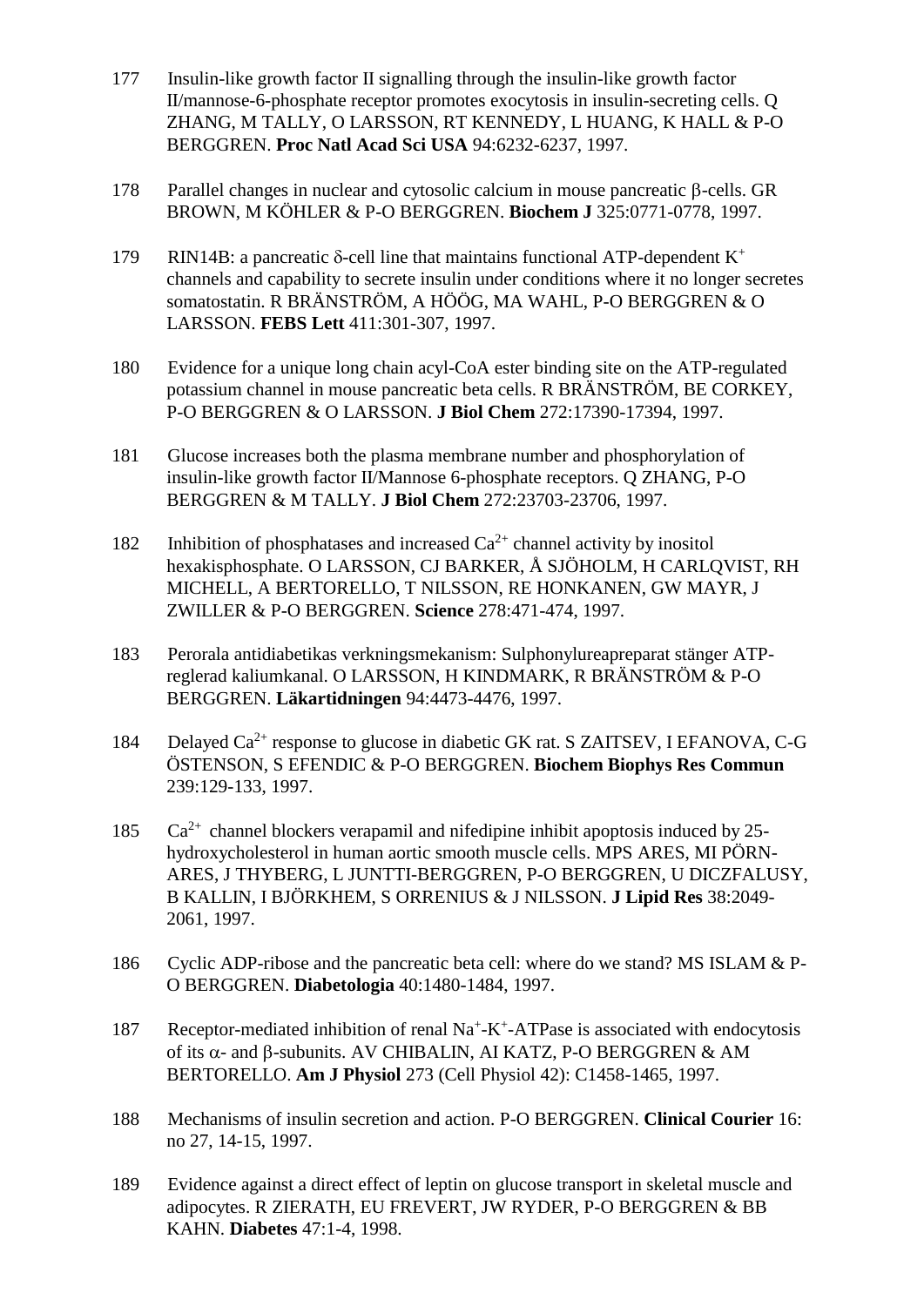177 Insulin-like growth factor II signalling through the insulin-like growth factor II/mannose-6-phosphate receptor promotes exocytosis in insulin-secreting cells. Q ZHANG, M TALLY, O LARSSON, RT KENNEDY, L HUANG, K HALL & P-O BERGGREN. **Proc Natl Acad Sci USA** 94:6232-6237, 1997.

178 Parallel changes in nuclear and cytosolic calcium in mouse pancreatic β-cells. GR BROWN, M KÖHLER & P-O BERGGREN. **Biochem J** 325:0771-0778, 1997.

179 RIN14B: a pancreatic δ-cell line that maintains functional ATP-dependent $K^+$ channels and capability to secrete insulin under conditions where it no longer secretes somatostatin. R BRÄNSTRÖM, A HÖÖG, MA WAHL, P-O BERGGREN & O LARSSON. **FEBS Lett** 411:301-307, 1997.

180 Evidence for a unique long chain acyl-CoA ester binding site on the ATP-regulated potassium channel in mouse pancreatic beta cells. R BRÄNSTRÖM, BE CORKEY, P-O BERGGREN & O LARSSON. **J Biol Chem** 272:17390-17394, 1997.

181 Glucose increases both the plasma membrane number and phosphorylation of insulin-like growth factor II/Mannose 6-phosphate receptors. Q ZHANG, P-O BERGGREN & M TALLY. **J Biol Chem** 272:23703-23706, 1997.

182 Inhibition of phosphatases and increased $Ca^{2+}$ channel activity by inositol hexakisphosphate. O LARSSON, CJ BARKER, Å SJÖHOLM, H CARLQVIST, RH MICHELL, A BERTORELLO, T NILSSON, RE HONKANEN, GW MAYR, J ZWILLER & P-O BERGGREN. **Science** 278:471-474, 1997.

183 Perorala antidiabetikas verkningsmekanism: Sulphonylureapreparat stänger ATP-reglerad kaliumkanal. O LARSSON, H KINDMARK, R BRÄNSTRÖM & P-O BERGGREN. **Läkartidningen** 94:4473-4476, 1997.

184 Delayed $Ca^{2+}$ response to glucose in diabetic GK rat. S ZAITSEV, I EFANOVA, C-G ÖSTENSON, S EFENDIC & P-O BERGGREN. **Biochem Biophys Res Commun** 239:129-133, 1997.

185 $Ca^{2+}$ channel blockers verapamil and nifedipine inhibit apoptosis induced by 25-hydroxycholesterol in human aortic smooth muscle cells. MPS ARES, MI PÖRN-ARES, J THYBERG, L JUNTTI-BERGGREN, P-O BERGGREN, U DICZFALUSY, B KALLIN, I BJÖRKHEM, S ORRENIUS & J NILSSON. **J Lipid Res** 38:2049-2061, 1997.

186 Cyclic ADP-ribose and the pancreatic beta cell: where do we stand? MS ISLAM & P-O BERGGREN. **Diabetologia** 40:1480-1484, 1997.

187 Receptor-mediated inhibition of renal $Na^+$-$K^+$-ATPase is associated with endocytosis of its α- and β-subunits. AV CHIBALIN, AI KATZ, P-O BERGGREN & AM BERTORELLO. **Am J Physiol** 273 (Cell Physiol 42): C1458-1465, 1997.

188 Mechanisms of insulin secretion and action. P-O BERGGREN. **Clinical Courier** 16: no 27, 14-15, 1997.

189 Evidence against a direct effect of leptin on glucose transport in skeletal muscle and adipocytes. R ZIERATH, EU FREVERT, JW RYDER, P-O BERGGREN & BB KAHN. **Diabetes** 47:1-4, 1998.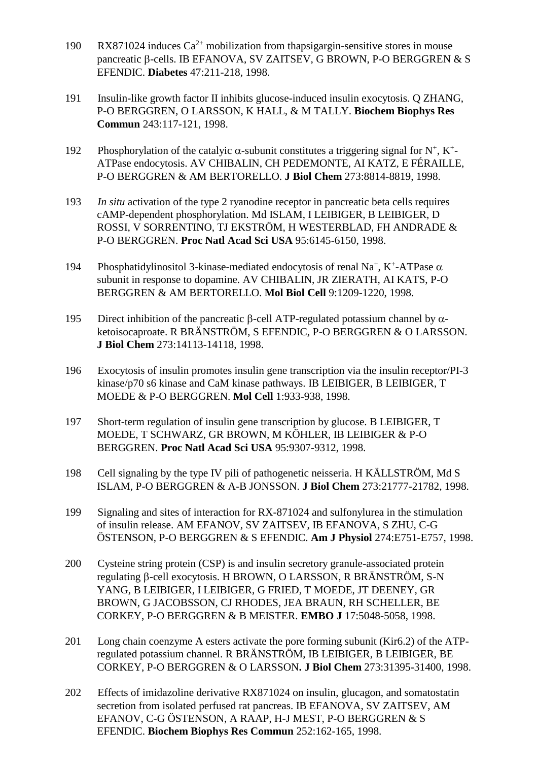190 RX871024 induces $Ca^{2+}$ mobilization from thapsigargin-sensitive stores in mouse pancreatic β-cells. IB EFANOVA, SV ZAITSEV, G BROWN, P-O BERGGREN & S EFENDIC. **Diabetes** 47:211-218, 1998.

191 Insulin-like growth factor II inhibits glucose-induced insulin exocytosis. Q ZHANG, P-O BERGGREN, O LARSSON, K HALL, & M TALLY. **Biochem Biophys Res Commun** 243:117-121, 1998.

192 Phosphorylation of the catalyic α-subunit constitutes a triggering signal for $N^{+}$, $K^{+}$-ATPase endocytosis. AV CHIBALIN, CH PEDEMONTE, AI KATZ, E FÉRAILLE, P-O BERGGREN & AM BERTORELLO. **J Biol Chem** 273:8814-8819, 1998.

193 *In situ* activation of the type 2 ryanodine receptor in pancreatic beta cells requires cAMP-dependent phosphorylation. Md ISLAM, I LEIBIGER, B LEIBIGER, D ROSSI, V SORRENTINO, TJ EKSTRÖM, H WESTERBLAD, FH ANDRADE & P-O BERGGREN. **Proc Natl Acad Sci USA** 95:6145-6150, 1998.

194 Phosphatidylinositol 3-kinase-mediated endocytosis of renal $Na^{+}$, $K^{+}$-ATPase α subunit in response to dopamine. AV CHIBALIN, JR ZIERATH, AI KATS, P-O BERGGREN & AM BERTORELLO. **Mol Biol Cell** 9:1209-1220, 1998.

195 Direct inhibition of the pancreatic β-cell ATP-regulated potassium channel by α-ketoisocaproate. R BRÄNSTRÖM, S EFENDIC, P-O BERGGREN & O LARSSON. **J Biol Chem** 273:14113-14118, 1998.

196 Exocytosis of insulin promotes insulin gene transcription via the insulin receptor/PI-3 kinase/p70 s6 kinase and CaM kinase pathways. IB LEIBIGER, B LEIBIGER, T MOEDE & P-O BERGGREN. **Mol Cell** 1:933-938, 1998.

197 Short-term regulation of insulin gene transcription by glucose. B LEIBIGER, T MOEDE, T SCHWARZ, GR BROWN, M KÖHLER, IB LEIBIGER & P-O BERGGREN. **Proc Natl Acad Sci USA** 95:9307-9312, 1998.

198 Cell signaling by the type IV pili of pathogenetic neisseria. H KÄLLSTRÖM, Md S ISLAM, P-O BERGGREN & A-B JONSSON. **J Biol Chem** 273:21777-21782, 1998.

199 Signaling and sites of interaction for RX-871024 and sulfonylurea in the stimulation of insulin release. AM EFANOV, SV ZAITSEV, IB EFANOVA, S ZHU, C-G ÖSTENSON, P-O BERGGREN & S EFENDIC. **Am J Physiol** 274:E751-E757, 1998.

200 Cysteine string protein (CSP) is and insulin secretory granule-associated protein regulating β-cell exocytosis. H BROWN, O LARSSON, R BRÄNSTRÖM, S-N YANG, B LEIBIGER, I LEIBIGER, G FRIED, T MOEDE, JT DEENEY, GR BROWN, G JACOBSSON, CJ RHODES, JEA BRAUN, RH SCHELLER, BE CORKEY, P-O BERGGREN & B MEISTER. **EMBO J** 17:5048-5058, 1998.

201 Long chain coenzyme A esters activate the pore forming subunit (Kir6.2) of the ATP-regulated potassium channel. R BRÄNSTRÖM, IB LEIBIGER, B LEIBIGER, BE CORKEY, P-O BERGGREN & O LARSSON**. J Biol Chem** 273:31395-31400, 1998.

202 Effects of imidazoline derivative RX871024 on insulin, glucagon, and somatostatin secretion from isolated perfused rat pancreas. IB EFANOVA, SV ZAITSEV, AM EFANOV, C-G ÖSTENSON, A RAAP, H-J MEST, P-O BERGGREN & S EFENDIC. **Biochem Biophys Res Commun** 252:162-165, 1998.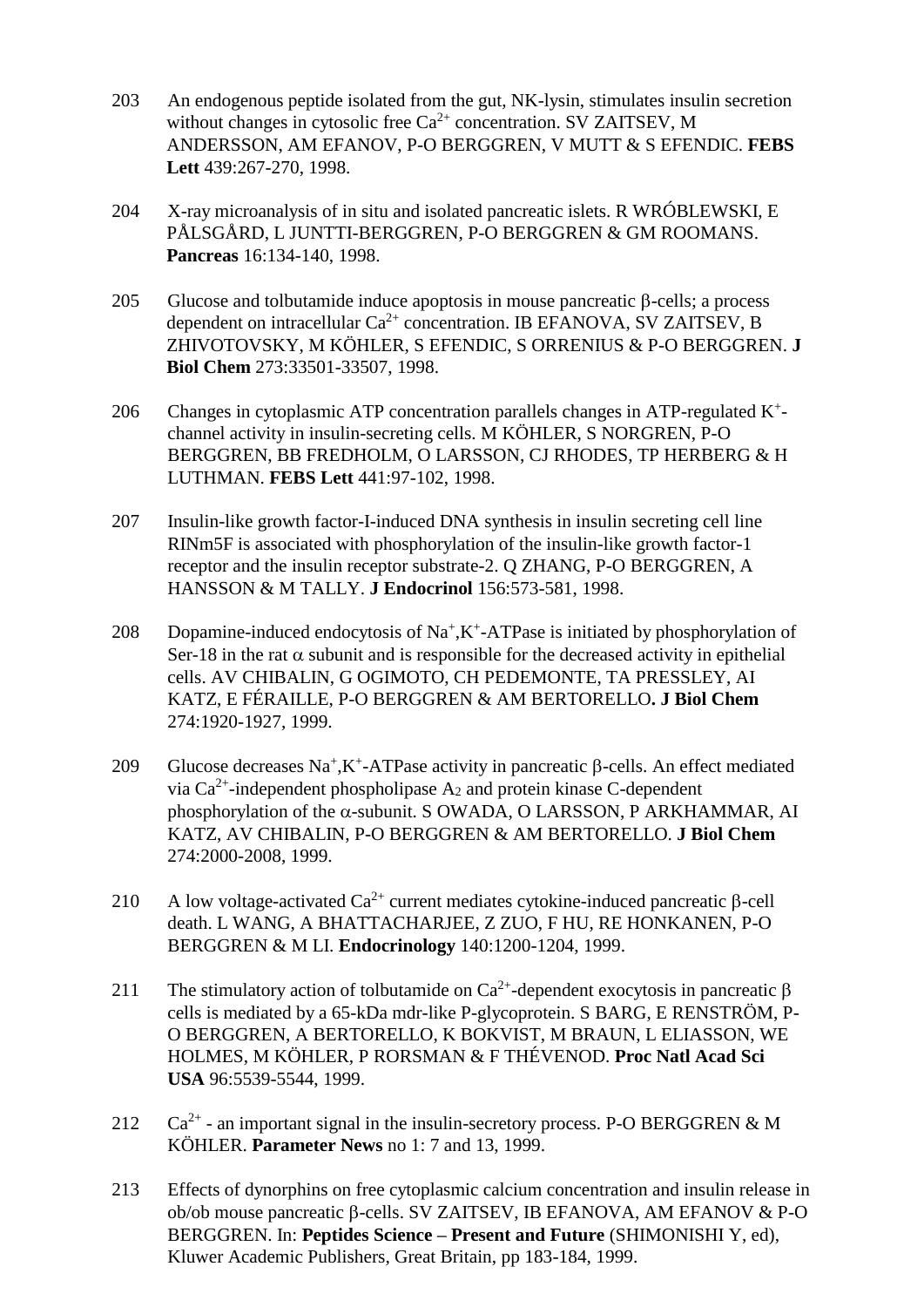203 An endogenous peptide isolated from the gut, NK-lysin, stimulates insulin secretion without changes in cytosolic free $Ca^{2+}$ concentration. SV ZAITSEV, M ANDERSSON, AM EFANOV, P-O BERGGREN, V MUTT & S EFENDIC. **FEBS Lett** 439:267-270, 1998.

204 X-ray microanalysis of in situ and isolated pancreatic islets. R WRÓBLEWSKI, E PÅLSGÅRD, L JUNTTI-BERGGREN, P-O BERGGREN & GM ROOMANS. **Pancreas** 16:134-140, 1998.

205 Glucose and tolbutamide induce apoptosis in mouse pancreatic β-cells; a process dependent on intracellular $Ca^{2+}$ concentration. IB EFANOVA, SV ZAITSEV, B ZHIVOTOVSKY, M KÖHLER, S EFENDIC, S ORRENIUS & P-O BERGGREN. **J Biol Chem** 273:33501-33507, 1998.

206 Changes in cytoplasmic ATP concentration parallels changes in ATP-regulated $K^+$-channel activity in insulin-secreting cells. M KÖHLER, S NORGREN, P-O BERGGREN, BB FREDHOLM, O LARSSON, CJ RHODES, TP HERBERG & H LUTHMAN. **FEBS Lett** 441:97-102, 1998.

207 Insulin-like growth factor-I-induced DNA synthesis in insulin secreting cell line RINm5F is associated with phosphorylation of the insulin-like growth factor-1 receptor and the insulin receptor substrate-2. Q ZHANG, P-O BERGGREN, A HANSSON & M TALLY. **J Endocrinol** 156:573-581, 1998.

208 Dopamine-induced endocytosis of $Na^+,K^+$-ATPase is initiated by phosphorylation of Ser-18 in the rat α subunit and is responsible for the decreased activity in epithelial cells. AV CHIBALIN, G OGIMOTO, CH PEDEMONTE, TA PRESSLEY, AI KATZ, E FÉRAILLE, P-O BERGGREN & AM BERTORELLO**. J Biol Chem** 274:1920-1927, 1999.

209 Glucose decreases $Na^+,K^+$-ATPase activity in pancreatic β-cells. An effect mediated via $Ca^{2+}$-independent phospholipase $A_2$ and protein kinase C-dependent phosphorylation of the α-subunit. S OWADA, O LARSSON, P ARKHAMMAR, AI KATZ, AV CHIBALIN, P-O BERGGREN & AM BERTORELLO. **J Biol Chem** 274:2000-2008, 1999.

210 A low voltage-activated $Ca^{2+}$ current mediates cytokine-induced pancreatic β-cell death. L WANG, A BHATTACHARJEE, Z ZUO, F HU, RE HONKANEN, P-O BERGGREN & M LI. **Endocrinology** 140:1200-1204, 1999.

211 The stimulatory action of tolbutamide on $Ca^{2+}$-dependent exocytosis in pancreatic β cells is mediated by a 65-kDa mdr-like P-glycoprotein. S BARG, E RENSTRÖM, P-O BERGGREN, A BERTORELLO, K BOKVIST, M BRAUN, L ELIASSON, WE HOLMES, M KÖHLER, P RORSMAN & F THÉVENOD. **Proc Natl Acad Sci USA** 96:5539-5544, 1999.

212 $Ca^{2+}$ - an important signal in the insulin-secretory process. P-O BERGGREN & M KÖHLER. **Parameter News** no 1: 7 and 13, 1999.

213 Effects of dynorphins on free cytoplasmic calcium concentration and insulin release in ob/ob mouse pancreatic β-cells. SV ZAITSEV, IB EFANOVA, AM EFANOV & P-O BERGGREN. In: **Peptides Science – Present and Future** (SHIMONISHI Y, ed), Kluwer Academic Publishers, Great Britain, pp 183-184, 1999.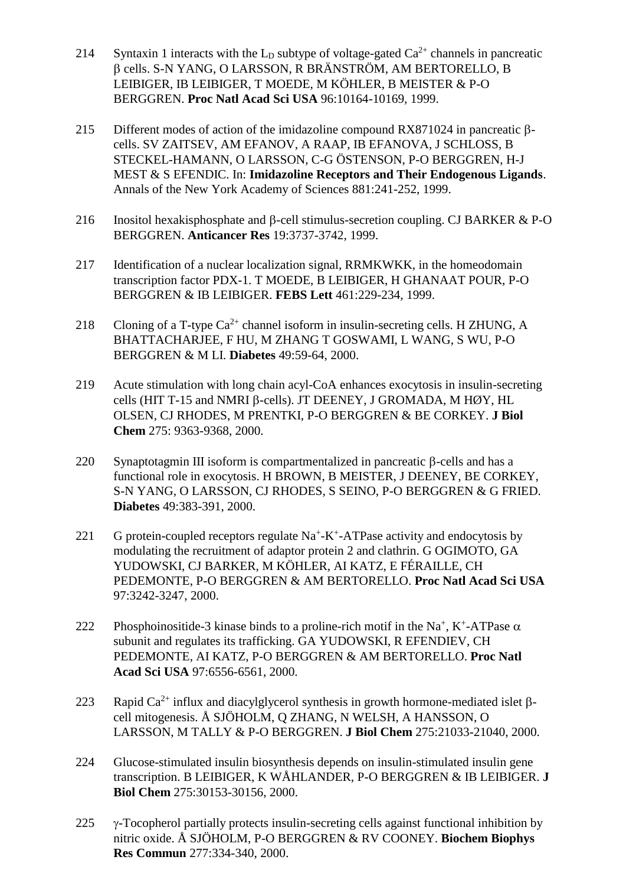214 Syntaxin 1 interacts with the $L_D$ subtype of voltage-gated $Ca^{2+}$ channels in pancreatic β cells. S-N YANG, O LARSSON, R BRÄNSTRÖM, AM BERTORELLO, B LEIBIGER, IB LEIBIGER, T MOEDE, M KÖHLER, B MEISTER & P-O BERGGREN. **Proc Natl Acad Sci USA** 96:10164-10169, 1999.

215 Different modes of action of the imidazoline compound RX871024 in pancreatic β-cells. SV ZAITSEV, AM EFANOV, A RAAP, IB EFANOVA, J SCHLOSS, B STECKEL-HAMANN, O LARSSON, C-G ÖSTENSON, P-O BERGGREN, H-J MEST & S EFENDIC. In: **Imidazoline Receptors and Their Endogenous Ligands**. Annals of the New York Academy of Sciences 881:241-252, 1999.

216 Inositol hexakisphosphate and β-cell stimulus-secretion coupling. CJ BARKER & P-O BERGGREN. **Anticancer Res** 19:3737-3742, 1999.

217 Identification of a nuclear localization signal, RRMKWKK, in the homeodomain transcription factor PDX-1. T MOEDE, B LEIBIGER, H GHANAAT POUR, P-O BERGGREN & IB LEIBIGER. **FEBS Lett** 461:229-234, 1999.

218 Cloning of a T-type $Ca^{2+}$ channel isoform in insulin-secreting cells. H ZHUNG, A BHATTACHARJEE, F HU, M ZHANG T GOSWAMI, L WANG, S WU, P-O BERGGREN & M LI. **Diabetes** 49:59-64, 2000.

219 Acute stimulation with long chain acyl-CoA enhances exocytosis in insulin-secreting cells (HIT T-15 and NMRI β-cells). JT DEENEY, J GROMADA, M HØY, HL OLSEN, CJ RHODES, M PRENTKI, P-O BERGGREN & BE CORKEY. **J Biol Chem** 275: 9363-9368, 2000.

220 Synaptotagmin III isoform is compartmentalized in pancreatic β-cells and has a functional role in exocytosis. H BROWN, B MEISTER, J DEENEY, BE CORKEY, S-N YANG, O LARSSON, CJ RHODES, S SEINO, P-O BERGGREN & G FRIED. **Diabetes** 49:383-391, 2000.

221 G protein-coupled receptors regulate $Na^+$-$K^+$-ATPase activity and endocytosis by modulating the recruitment of adaptor protein 2 and clathrin. G OGIMOTO, GA YUDOWSKI, CJ BARKER, M KÖHLER, AI KATZ, E FÉRAILLE, CH PEDEMONTE, P-O BERGGREN & AM BERTORELLO. **Proc Natl Acad Sci USA** 97:3242-3247, 2000.

222 Phosphoinositide-3 kinase binds to a proline-rich motif in the $Na^+$, $K^+$-ATPase α subunit and regulates its trafficking. GA YUDOWSKI, R EFENDIEV, CH PEDEMONTE, AI KATZ, P-O BERGGREN & AM BERTORELLO. **Proc Natl Acad Sci USA** 97:6556-6561, 2000.

223 Rapid $Ca^{2+}$ influx and diacylglycerol synthesis in growth hormone-mediated islet β-cell mitogenesis. Å SJÖHOLM, Q ZHANG, N WELSH, A HANSSON, O LARSSON, M TALLY & P-O BERGGREN. **J Biol Chem** 275:21033-21040, 2000.

224 Glucose-stimulated insulin biosynthesis depends on insulin-stimulated insulin gene transcription. B LEIBIGER, K WÅHLANDER, P-O BERGGREN & IB LEIBIGER. **J Biol Chem** 275:30153-30156, 2000.

225 γ-Tocopherol partially protects insulin-secreting cells against functional inhibition by nitric oxide. Å SJÖHOLM, P-O BERGGREN & RV COONEY. **Biochem Biophys Res Commun** 277:334-340, 2000.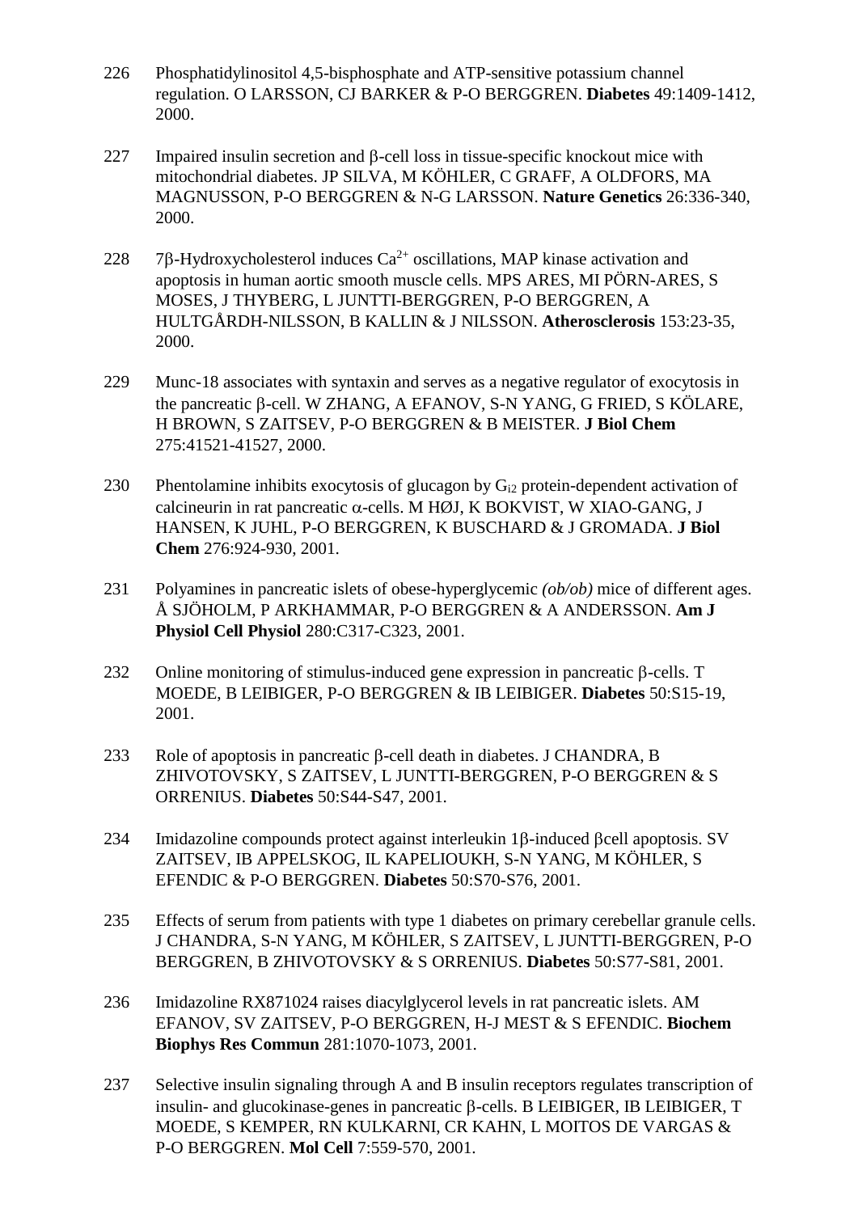226 Phosphatidylinositol 4,5-bisphosphate and ATP-sensitive potassium channel regulation. O LARSSON, CJ BARKER & P-O BERGGREN. **Diabetes** 49:1409-1412, 2000.

227 Impaired insulin secretion and β-cell loss in tissue-specific knockout mice with mitochondrial diabetes. JP SILVA, M KÖHLER, C GRAFF, A OLDFORS, MA MAGNUSSON, P-O BERGGREN & N-G LARSSON. **Nature Genetics** 26:336-340, 2000.

228 7β-Hydroxycholesterol induces $Ca^{2+}$ oscillations, MAP kinase activation and apoptosis in human aortic smooth muscle cells. MPS ARES, MI PÖRN-ARES, S MOSES, J THYBERG, L JUNTTI-BERGGREN, P-O BERGGREN, A HULTGÅRDH-NILSSON, B KALLIN & J NILSSON. **Atherosclerosis** 153:23-35, 2000.

229 Munc-18 associates with syntaxin and serves as a negative regulator of exocytosis in the pancreatic β-cell. W ZHANG, A EFANOV, S-N YANG, G FRIED, S KÖLARE, H BROWN, S ZAITSEV, P-O BERGGREN & B MEISTER. **J Biol Chem** 275:41521-41527, 2000.

230 Phentolamine inhibits exocytosis of glucagon by $G_{i2}$ protein-dependent activation of calcineurin in rat pancreatic α-cells. M HØJ, K BOKVIST, W XIAO-GANG, J HANSEN, K JUHL, P-O BERGGREN, K BUSCHARD & J GROMADA. **J Biol Chem** 276:924-930, 2001.

231 Polyamines in pancreatic islets of obese-hyperglycemic *(ob/ob)* mice of different ages. Å SJÖHOLM, P ARKHAMMAR, P-O BERGGREN & A ANDERSSON. **Am J Physiol Cell Physiol** 280:C317-C323, 2001.

232 Online monitoring of stimulus-induced gene expression in pancreatic β-cells. T MOEDE, B LEIBIGER, P-O BERGGREN & IB LEIBIGER. **Diabetes** 50:S15-19, 2001.

233 Role of apoptosis in pancreatic β-cell death in diabetes. J CHANDRA, B ZHIVOTOVSKY, S ZAITSEV, L JUNTTI-BERGGREN, P-O BERGGREN & S ORRENIUS. **Diabetes** 50:S44-S47, 2001.

234 Imidazoline compounds protect against interleukin 1β-induced βcell apoptosis. SV ZAITSEV, IB APPELSKOG, IL KAPELIOUKH, S-N YANG, M KÖHLER, S EFENDIC & P-O BERGGREN. **Diabetes** 50:S70-S76, 2001.

235 Effects of serum from patients with type 1 diabetes on primary cerebellar granule cells. J CHANDRA, S-N YANG, M KÖHLER, S ZAITSEV, L JUNTTI-BERGGREN, P-O BERGGREN, B ZHIVOTOVSKY & S ORRENIUS. **Diabetes** 50:S77-S81, 2001.

236 Imidazoline RX871024 raises diacylglycerol levels in rat pancreatic islets. AM EFANOV, SV ZAITSEV, P-O BERGGREN, H-J MEST & S EFENDIC. **Biochem Biophys Res Commun** 281:1070-1073, 2001.

237 Selective insulin signaling through A and B insulin receptors regulates transcription of insulin- and glucokinase-genes in pancreatic β-cells. B LEIBIGER, IB LEIBIGER, T MOEDE, S KEMPER, RN KULKARNI, CR KAHN, L MOITOS DE VARGAS & P-O BERGGREN. **Mol Cell** 7:559-570, 2001.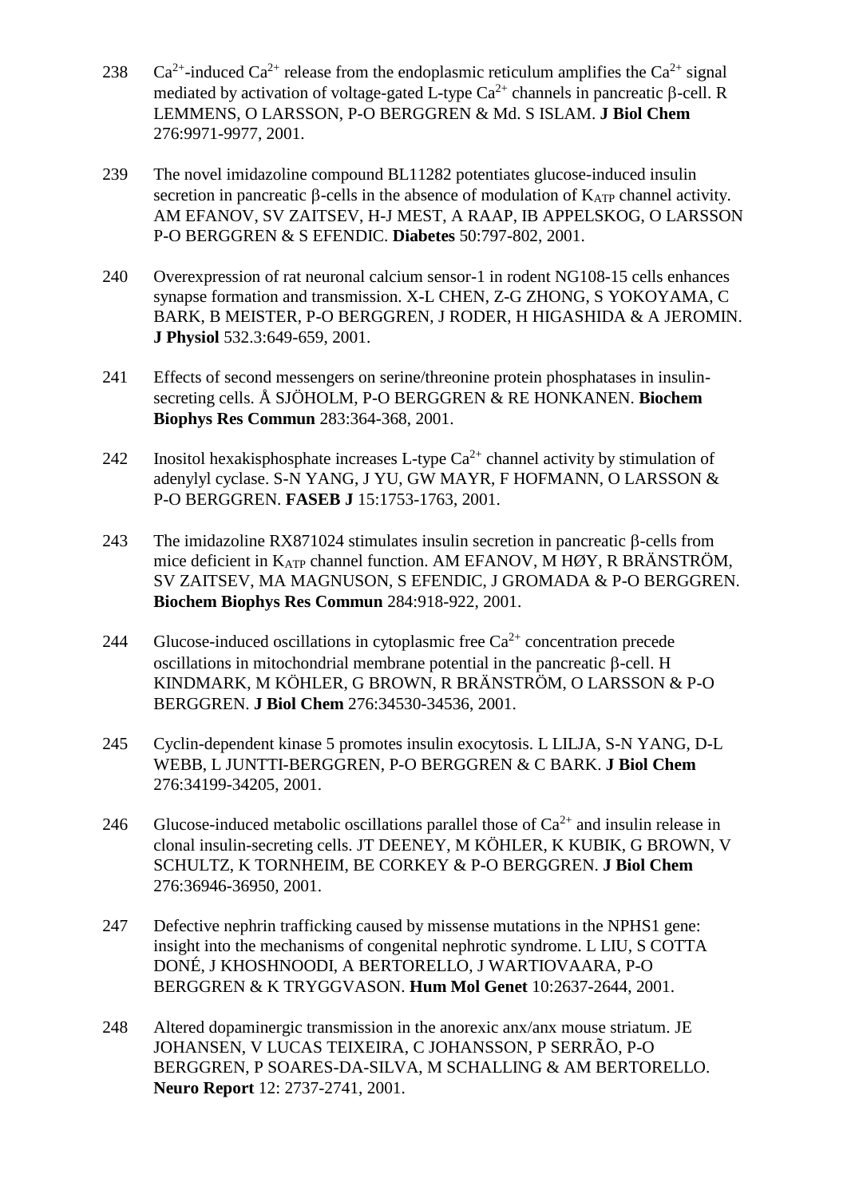238 $Ca^{2+}$-induced $Ca^{2+}$ release from the endoplasmic reticulum amplifies the $Ca^{2+}$ signal mediated by activation of voltage-gated L-type $Ca^{2+}$ channels in pancreatic β-cell. R LEMMENS, O LARSSON, P-O BERGGREN & Md. S ISLAM. **J Biol Chem** 276:9971-9977, 2001.

239 The novel imidazoline compound BL11282 potentiates glucose-induced insulin secretion in pancreatic β-cells in the absence of modulation of $K_{ATP}$ channel activity. AM EFANOV, SV ZAITSEV, H-J MEST, A RAAP, IB APPELSKOG, O LARSSON P-O BERGGREN & S EFENDIC. **Diabetes** 50:797-802, 2001.

240 Overexpression of rat neuronal calcium sensor-1 in rodent NG108-15 cells enhances synapse formation and transmission. X-L CHEN, Z-G ZHONG, S YOKOYAMA, C BARK, B MEISTER, P-O BERGGREN, J RODER, H HIGASHIDA & A JEROMIN. **J Physiol** 532.3:649-659, 2001.

241 Effects of second messengers on serine/threonine protein phosphatases in insulin-secreting cells. Å SJÖHOLM, P-O BERGGREN & RE HONKANEN. **Biochem Biophys Res Commun** 283:364-368, 2001.

242 Inositol hexakisphosphate increases L-type $Ca^{2+}$ channel activity by stimulation of adenylyl cyclase. S-N YANG, J YU, GW MAYR, F HOFMANN, O LARSSON & P-O BERGGREN. **FASEB J** 15:1753-1763, 2001.

243 The imidazoline RX871024 stimulates insulin secretion in pancreatic β-cells from mice deficient in $K_{ATP}$ channel function. AM EFANOV, M HØY, R BRÄNSTRÖM, SV ZAITSEV, MA MAGNUSON, S EFENDIC, J GROMADA & P-O BERGGREN. **Biochem Biophys Res Commun** 284:918-922, 2001.

244 Glucose-induced oscillations in cytoplasmic free $Ca^{2+}$ concentration precede oscillations in mitochondrial membrane potential in the pancreatic β-cell. H KINDMARK, M KÖHLER, G BROWN, R BRÄNSTRÖM, O LARSSON & P-O BERGGREN. **J Biol Chem** 276:34530-34536, 2001.

245 Cyclin-dependent kinase 5 promotes insulin exocytosis. L LILJA, S-N YANG, D-L WEBB, L JUNTTI-BERGGREN, P-O BERGGREN & C BARK. **J Biol Chem** 276:34199-34205, 2001.

246 Glucose-induced metabolic oscillations parallel those of $Ca^{2+}$ and insulin release in clonal insulin-secreting cells. JT DEENEY, M KÖHLER, K KUBIK, G BROWN, V SCHULTZ, K TORNHEIM, BE CORKEY & P-O BERGGREN. **J Biol Chem** 276:36946-36950, 2001.

247 Defective nephrin trafficking caused by missense mutations in the NPHS1 gene: insight into the mechanisms of congenital nephrotic syndrome. L LIU, S COTTA DONÉ, J KHOSHNOODI, A BERTORELLO, J WARTIOVAARA, P-O BERGGREN & K TRYGGVASON. **Hum Mol Genet** 10:2637-2644, 2001.

248 Altered dopaminergic transmission in the anorexic anx/anx mouse striatum. JE JOHANSEN, V LUCAS TEIXEIRA, C JOHANSSON, P SERRÃO, P-O BERGGREN, P SOARES-DA-SILVA, M SCHALLING & AM BERTORELLO. **Neuro Report** 12: 2737-2741, 2001.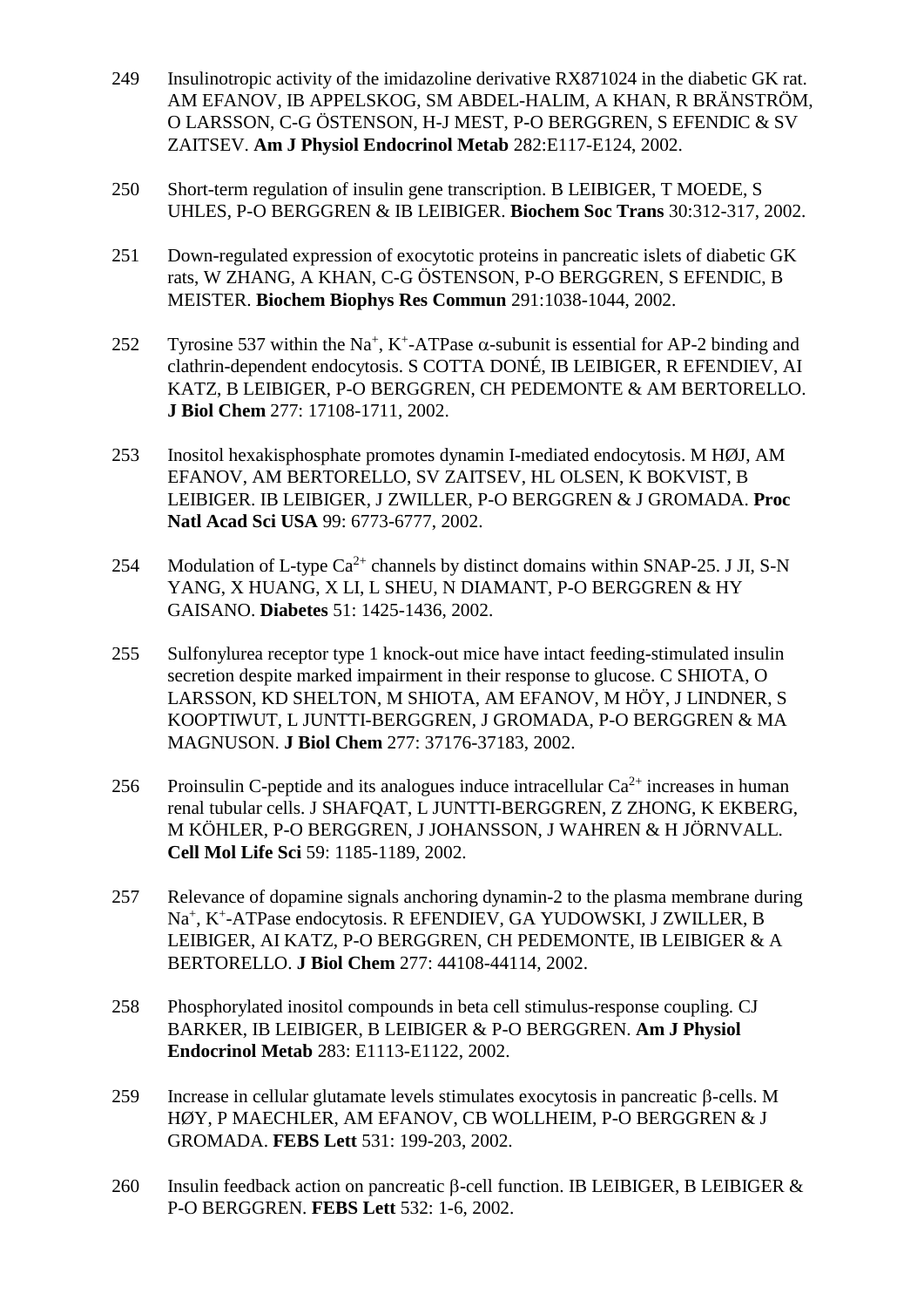249 Insulinotropic activity of the imidazoline derivative RX871024 in the diabetic GK rat. AM EFANOV, IB APPELSKOG, SM ABDEL-HALIM, A KHAN, R BRÄNSTRÖM, O LARSSON, C-G ÖSTENSON, H-J MEST, P-O BERGGREN, S EFENDIC & SV ZAITSEV. **Am J Physiol Endocrinol Metab** 282:E117-E124, 2002.

250 Short-term regulation of insulin gene transcription. B LEIBIGER, T MOEDE, S UHLES, P-O BERGGREN & IB LEIBIGER. **Biochem Soc Trans** 30:312-317, 2002.

251 Down-regulated expression of exocytotic proteins in pancreatic islets of diabetic GK rats, W ZHANG, A KHAN, C-G ÖSTENSON, P-O BERGGREN, S EFENDIC, B MEISTER. **Biochem Biophys Res Commun** 291:1038-1044, 2002.

252 Tyrosine 537 within the $Na^+$, $K^+$-ATPase $\alpha$-subunit is essential for AP-2 binding and clathrin-dependent endocytosis. S COTTA DONÉ, IB LEIBIGER, R EFENDIEV, AI KATZ, B LEIBIGER, P-O BERGGREN, CH PEDEMONTE & AM BERTORELLO. **J Biol Chem** 277: 17108-1711, 2002.

253 Inositol hexakisphosphate promotes dynamin I-mediated endocytosis. M HØJ, AM EFANOV, AM BERTORELLO, SV ZAITSEV, HL OLSEN, K BOKVIST, B LEIBIGER. IB LEIBIGER, J ZWILLER, P-O BERGGREN & J GROMADA. **Proc Natl Acad Sci USA** 99: 6773-6777, 2002.

254 Modulation of L-type $Ca^{2+}$ channels by distinct domains within SNAP-25. J JI, S-N YANG, X HUANG, X LI, L SHEU, N DIAMANT, P-O BERGGREN & HY GAISANO. **Diabetes** 51: 1425-1436, 2002.

255 Sulfonylurea receptor type 1 knock-out mice have intact feeding-stimulated insulin secretion despite marked impairment in their response to glucose. C SHIOTA, O LARSSON, KD SHELTON, M SHIOTA, AM EFANOV, M HÖY, J LINDNER, S KOOPTIWUT, L JUNTTI-BERGGREN, J GROMADA, P-O BERGGREN & MA MAGNUSON. **J Biol Chem** 277: 37176-37183, 2002.

256 Proinsulin C-peptide and its analogues induce intracellular $Ca^{2+}$ increases in human renal tubular cells. J SHAFQAT, L JUNTTI-BERGGREN, Z ZHONG, K EKBERG, M KÖHLER, P-O BERGGREN, J JOHANSSON, J WAHREN & H JÖRNVALL. **Cell Mol Life Sci** 59: 1185-1189, 2002.

257 Relevance of dopamine signals anchoring dynamin-2 to the plasma membrane during $Na^+$, $K^+$-ATPase endocytosis. R EFENDIEV, GA YUDOWSKI, J ZWILLER, B LEIBIGER, AI KATZ, P-O BERGGREN, CH PEDEMONTE, IB LEIBIGER & A BERTORELLO. **J Biol Chem** 277: 44108-44114, 2002.

258 Phosphorylated inositol compounds in beta cell stimulus-response coupling. CJ BARKER, IB LEIBIGER, B LEIBIGER & P-O BERGGREN. **Am J Physiol Endocrinol Metab** 283: E1113-E1122, 2002.

259 Increase in cellular glutamate levels stimulates exocytosis in pancreatic $\beta$-cells. M HØY, P MAECHLER, AM EFANOV, CB WOLLHEIM, P-O BERGGREN & J GROMADA. **FEBS Lett** 531: 199-203, 2002.

260 Insulin feedback action on pancreatic $\beta$-cell function. IB LEIBIGER, B LEIBIGER & P-O BERGGREN. **FEBS Lett** 532: 1-6, 2002.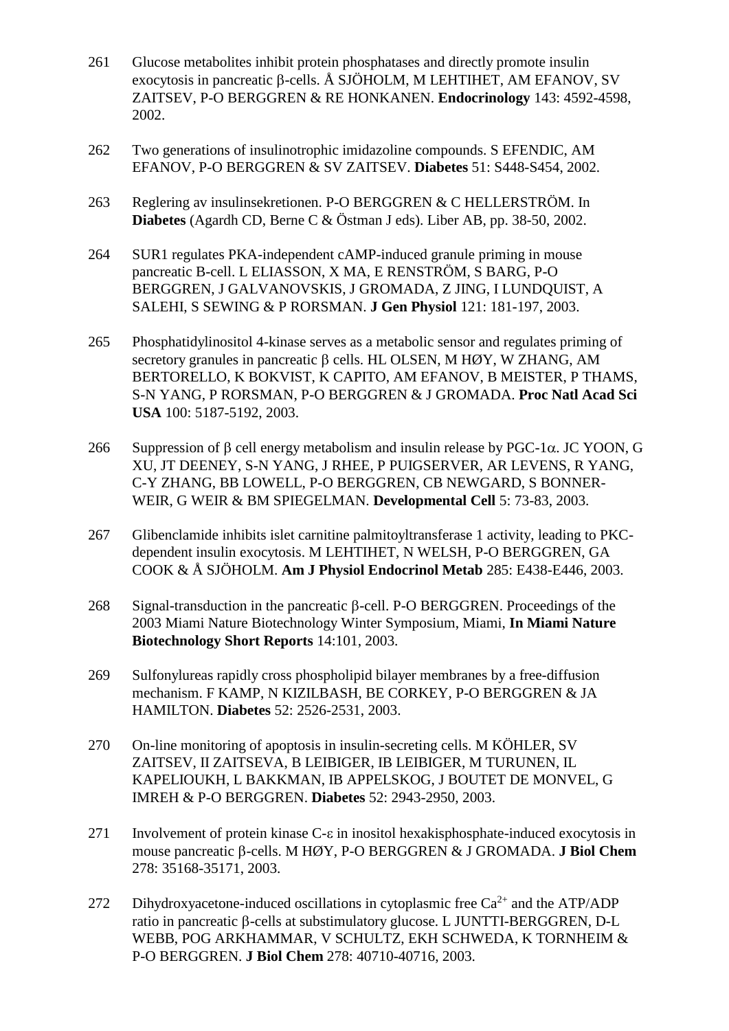261 Glucose metabolites inhibit protein phosphatases and directly promote insulin exocytosis in pancreatic β-cells. Å SJÖHOLM, M LEHTIHET, AM EFANOV, SV ZAITSEV, P-O BERGGREN & RE HONKANEN. **Endocrinology** 143: 4592-4598, 2002.

262 Two generations of insulinotrophic imidazoline compounds. S EFENDIC, AM EFANOV, P-O BERGGREN & SV ZAITSEV. **Diabetes** 51: S448-S454, 2002.

263 Reglering av insulinsekretionen. P-O BERGGREN & C HELLERSTRÖM. In **Diabetes** (Agardh CD, Berne C & Östman J eds). Liber AB, pp. 38-50, 2002.

264 SUR1 regulates PKA-independent cAMP-induced granule priming in mouse pancreatic B-cell. L ELIASSON, X MA, E RENSTRÖM, S BARG, P-O BERGGREN, J GALVANOVSKIS, J GROMADA, Z JING, I LUNDQUIST, A SALEHI, S SEWING & P RORSMAN. **J Gen Physiol** 121: 181-197, 2003.

265 Phosphatidylinositol 4-kinase serves as a metabolic sensor and regulates priming of secretory granules in pancreatic β cells. HL OLSEN, M HØY, W ZHANG, AM BERTORELLO, K BOKVIST, K CAPITO, AM EFANOV, B MEISTER, P THAMS, S-N YANG, P RORSMAN, P-O BERGGREN & J GROMADA. **Proc Natl Acad Sci USA** 100: 5187-5192, 2003.

266 Suppression of β cell energy metabolism and insulin release by PGC-1α. JC YOON, G XU, JT DEENEY, S-N YANG, J RHEE, P PUIGSERVER, AR LEVENS, R YANG, C-Y ZHANG, BB LOWELL, P-O BERGGREN, CB NEWGARD, S BONNER-WEIR, G WEIR & BM SPIEGELMAN. **Developmental Cell** 5: 73-83, 2003.

267 Glibenclamide inhibits islet carnitine palmitoyltransferase 1 activity, leading to PKC-dependent insulin exocytosis. M LEHTIHET, N WELSH, P-O BERGGREN, GA COOK & Å SJÖHOLM. **Am J Physiol Endocrinol Metab** 285: E438-E446, 2003.

268 Signal-transduction in the pancreatic β-cell. P-O BERGGREN. Proceedings of the 2003 Miami Nature Biotechnology Winter Symposium, Miami, **In Miami Nature Biotechnology Short Reports** 14:101, 2003.

269 Sulfonylureas rapidly cross phospholipid bilayer membranes by a free-diffusion mechanism. F KAMP, N KIZILBASH, BE CORKEY, P-O BERGGREN & JA HAMILTON. **Diabetes** 52: 2526-2531, 2003.

270 On-line monitoring of apoptosis in insulin-secreting cells. M KÖHLER, SV ZAITSEV, II ZAITSEVA, B LEIBIGER, IB LEIBIGER, M TURUNEN, IL KAPELIOUKH, L BAKKMAN, IB APPELSKOG, J BOUTET DE MONVEL, G IMREH & P-O BERGGREN. **Diabetes** 52: 2943-2950, 2003.

271 Involvement of protein kinase C-ε in inositol hexakisphosphate-induced exocytosis in mouse pancreatic β-cells. M HØY, P-O BERGGREN & J GROMADA. **J Biol Chem** 278: 35168-35171, 2003.

272 Dihydroxyacetone-induced oscillations in cytoplasmic free $Ca^{2+}$ and the ATP/ADP ratio in pancreatic β-cells at substimulatory glucose. L JUNTTI-BERGGREN, D-L WEBB, POG ARKHAMMAR, V SCHULTZ, EKH SCHWEDA, K TORNHEIM & P-O BERGGREN. **J Biol Chem** 278: 40710-40716, 2003.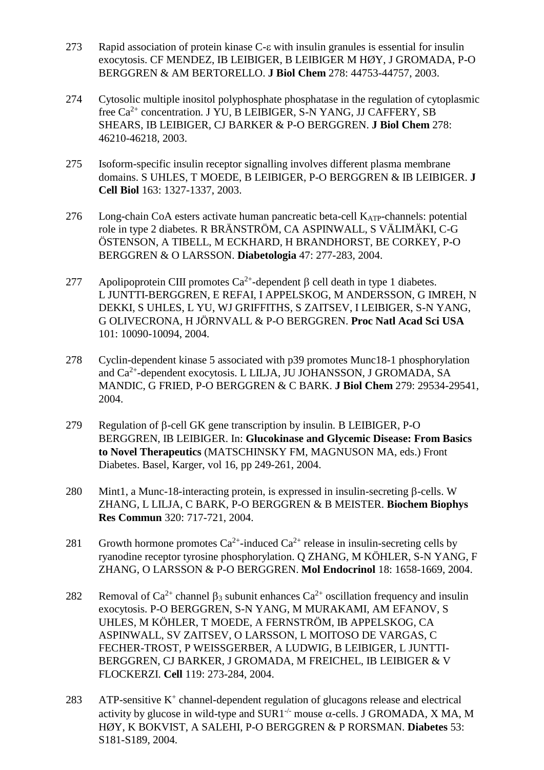273 Rapid association of protein kinase C-$\varepsilon$ with insulin granules is essential for insulin exocytosis. CF MENDEZ, IB LEIBIGER, B LEIBIGER M HØY, J GROMADA, P-O BERGGREN & AM BERTORELLO. **J Biol Chem** 278: 44753-44757, 2003.

274 Cytosolic multiple inositol polyphosphate phosphatase in the regulation of cytoplasmic free $Ca^{2+}$ concentration. J YU, B LEIBIGER, S-N YANG, JJ CAFFERY, SB SHEARS, IB LEIBIGER, CJ BARKER & P-O BERGGREN. **J Biol Chem** 278: 46210-46218, 2003.

275 Isoform-specific insulin receptor signalling involves different plasma membrane domains. S UHLES, T MOEDE, B LEIBIGER, P-O BERGGREN & IB LEIBIGER. **J Cell Biol** 163: 1327-1337, 2003.

276 Long-chain CoA esters activate human pancreatic beta-cell $K_{ATP}$-channels: potential role in type 2 diabetes. R BRÄNSTRÖM, CA ASPINWALL, S VÄLIMÄKI, C-G ÖSTENSON, A TIBELL, M ECKHARD, H BRANDHORST, BE CORKEY, P-O BERGGREN & O LARSSON. **Diabetologia** 47: 277-283, 2004.

277 Apolipoprotein CIII promotes $Ca^{2+}$-dependent $\beta$ cell death in type 1 diabetes. L JUNTTI-BERGGREN, E REFAI, I APPELSKOG, M ANDERSSON, G IMREH, N DEKKI, S UHLES, L YU, WJ GRIFFITHS, S ZAITSEV, I LEIBIGER, S-N YANG, G OLIVECRONA, H JÖRNVALL & P-O BERGGREN. **Proc Natl Acad Sci USA** 101: 10090-10094, 2004.

278 Cyclin-dependent kinase 5 associated with p39 promotes Munc18-1 phosphorylation and $Ca^{2+}$-dependent exocytosis. L LILJA, JU JOHANSSON, J GROMADA, SA MANDIC, G FRIED, P-O BERGGREN & C BARK. **J Biol Chem** 279: 29534-29541, 2004.

279 Regulation of $\beta$-cell GK gene transcription by insulin. B LEIBIGER, P-O BERGGREN, IB LEIBIGER. In: **Glucokinase and Glycemic Disease: From Basics to Novel Therapeutics** (MATSCHINSKY FM, MAGNUSON MA, eds.) Front Diabetes. Basel, Karger, vol 16, pp 249-261, 2004.

280 Mint1, a Munc-18-interacting protein, is expressed in insulin-secreting $\beta$-cells. W ZHANG, L LILJA, C BARK, P-O BERGGREN & B MEISTER. **Biochem Biophys Res Commun** 320: 717-721, 2004.

281 Growth hormone promotes $Ca^{2+}$-induced $Ca^{2+}$ release in insulin-secreting cells by ryanodine receptor tyrosine phosphorylation. Q ZHANG, M KÖHLER, S-N YANG, F ZHANG, O LARSSON & P-O BERGGREN. **Mol Endocrinol** 18: 1658-1669, 2004.

282 Removal of $Ca^{2+}$ channel $\beta_3$ subunit enhances $Ca^{2+}$ oscillation frequency and insulin exocytosis. P-O BERGGREN, S-N YANG, M MURAKAMI, AM EFANOV, S UHLES, M KÖHLER, T MOEDE, A FERNSTRÖM, IB APPELSKOG, CA ASPINWALL, SV ZAITSEV, O LARSSON, L MOITOSO DE VARGAS, C FECHER-TROST, P WEISSGERBER, A LUDWIG, B LEIBIGER, L JUNTTI-BERGGREN, CJ BARKER, J GROMADA, M FREICHEL, IB LEIBIGER & V FLOCKERZI. **Cell** 119: 273-284, 2004.

283 ATP-sensitive $K^+$ channel-dependent regulation of glucagons release and electrical activity by glucose in wild-type and $SUR1^{-/-}$ mouse $\alpha$-cells. J GROMADA, X MA, M HØY, K BOKVIST, A SALEHI, P-O BERGGREN & P RORSMAN. **Diabetes** 53: S181-S189, 2004.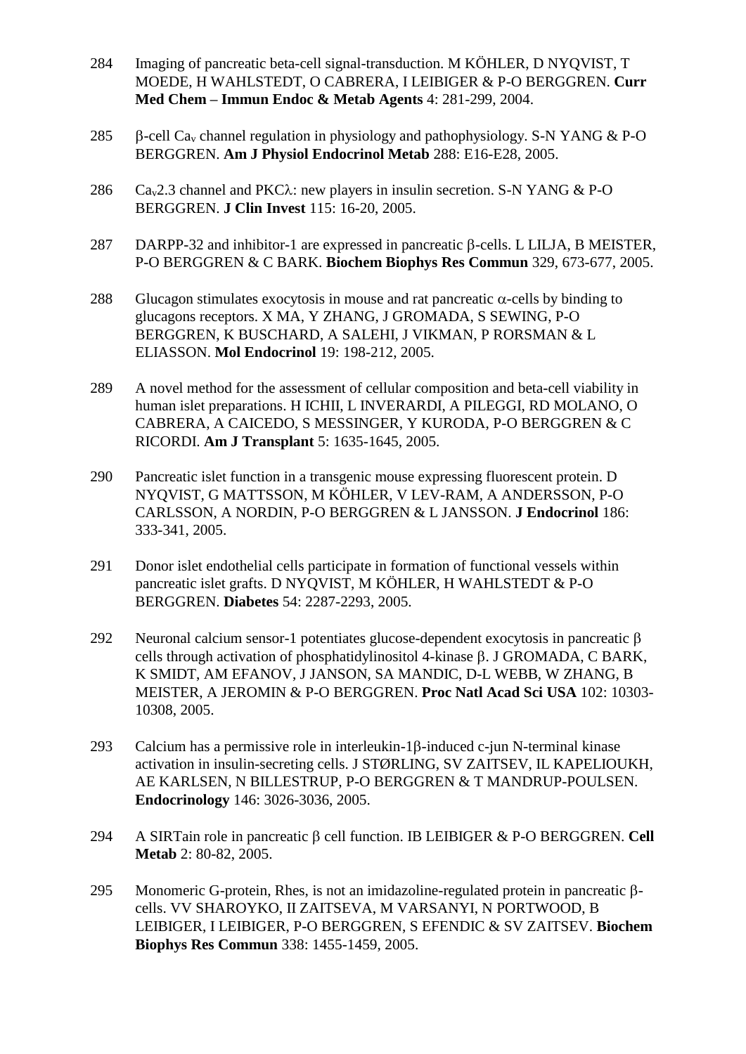284 Imaging of pancreatic beta-cell signal-transduction. M KÖHLER, D NYQVIST, T MOEDE, H WAHLSTEDT, O CABRERA, I LEIBIGER & P-O BERGGREN. **Curr Med Chem – Immun Endoc & Metab Agents** 4: 281-299, 2004.

285 β-cell $Ca_v$ channel regulation in physiology and pathophysiology. S-N YANG & P-O BERGGREN. **Am J Physiol Endocrinol Metab** 288: E16-E28, 2005.

286 $Ca_v$2.3 channel and PKCλ: new players in insulin secretion. S-N YANG & P-O BERGGREN. **J Clin Invest** 115: 16-20, 2005.

287 DARPP-32 and inhibitor-1 are expressed in pancreatic β-cells. L LILJA, B MEISTER, P-O BERGGREN & C BARK. **Biochem Biophys Res Commun** 329, 673-677, 2005.

288 Glucagon stimulates exocytosis in mouse and rat pancreatic α-cells by binding to glucagons receptors. X MA, Y ZHANG, J GROMADA, S SEWING, P-O BERGGREN, K BUSCHARD, A SALEHI, J VIKMAN, P RORSMAN & L ELIASSON. **Mol Endocrinol** 19: 198-212, 2005.

289 A novel method for the assessment of cellular composition and beta-cell viability in human islet preparations. H ICHII, L INVERARDI, A PILEGGI, RD MOLANO, O CABRERA, A CAICEDO, S MESSINGER, Y KURODA, P-O BERGGREN & C RICORDI. **Am J Transplant** 5: 1635-1645, 2005.

290 Pancreatic islet function in a transgenic mouse expressing fluorescent protein. D NYQVIST, G MATTSSON, M KÖHLER, V LEV-RAM, A ANDERSSON, P-O CARLSSON, A NORDIN, P-O BERGGREN & L JANSSON. **J Endocrinol** 186: 333-341, 2005.

291 Donor islet endothelial cells participate in formation of functional vessels within pancreatic islet grafts. D NYQVIST, M KÖHLER, H WAHLSTEDT & P-O BERGGREN. **Diabetes** 54: 2287-2293, 2005.

292 Neuronal calcium sensor-1 potentiates glucose-dependent exocytosis in pancreatic β cells through activation of phosphatidylinositol 4-kinase β. J GROMADA, C BARK, K SMIDT, AM EFANOV, J JANSON, SA MANDIC, D-L WEBB, W ZHANG, B MEISTER, A JEROMIN & P-O BERGGREN. **Proc Natl Acad Sci USA** 102: 10303-10308, 2005.

293 Calcium has a permissive role in interleukin-1β-induced c-jun N-terminal kinase activation in insulin-secreting cells. J STØRLING, SV ZAITSEV, IL KAPELIOUKH, AE KARLSEN, N BILLESTRUP, P-O BERGGREN & T MANDRUP-POULSEN. **Endocrinology** 146: 3026-3036, 2005.

294 A SIRTain role in pancreatic β cell function. IB LEIBIGER & P-O BERGGREN. **Cell Metab** 2: 80-82, 2005.

295 Monomeric G-protein, Rhes, is not an imidazoline-regulated protein in pancreatic β-cells. VV SHAROYKO, II ZAITSEVA, M VARSANYI, N PORTWOOD, B LEIBIGER, I LEIBIGER, P-O BERGGREN, S EFENDIC & SV ZAITSEV. **Biochem Biophys Res Commun** 338: 1455-1459, 2005.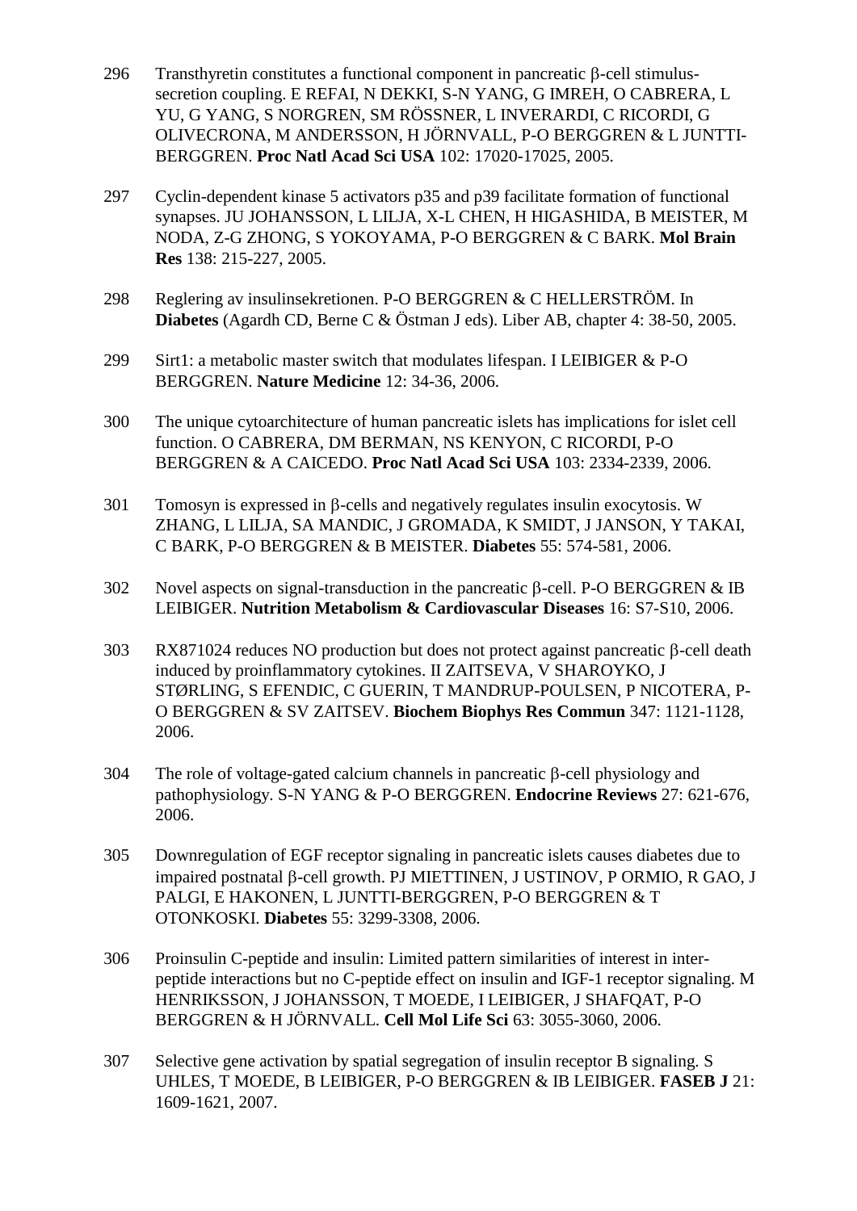296 Transthyretin constitutes a functional component in pancreatic β-cell stimulus-secretion coupling. E REFAI, N DEKKI, S-N YANG, G IMREH, O CABRERA, L YU, G YANG, S NORGREN, SM RÖSSNER, L INVERARDI, C RICORDI, G OLIVECRONA, M ANDERSSON, H JÖRNVALL, P-O BERGGREN & L JUNTTI-BERGGREN. **Proc Natl Acad Sci USA** 102: 17020-17025, 2005.

297 Cyclin-dependent kinase 5 activators p35 and p39 facilitate formation of functional synapses. JU JOHANSSON, L LILJA, X-L CHEN, H HIGASHIDA, B MEISTER, M NODA, Z-G ZHONG, S YOKOYAMA, P-O BERGGREN & C BARK. **Mol Brain Res** 138: 215-227, 2005.

298 Reglering av insulinsekretionen. P-O BERGGREN & C HELLERSTRÖM. In **Diabetes** (Agardh CD, Berne C & Östman J eds). Liber AB, chapter 4: 38-50, 2005.

299 Sirt1: a metabolic master switch that modulates lifespan. I LEIBIGER & P-O BERGGREN. **Nature Medicine** 12: 34-36, 2006.

300 The unique cytoarchitecture of human pancreatic islets has implications for islet cell function. O CABRERA, DM BERMAN, NS KENYON, C RICORDI, P-O BERGGREN & A CAICEDO. **Proc Natl Acad Sci USA** 103: 2334-2339, 2006.

301 Tomosyn is expressed in β-cells and negatively regulates insulin exocytosis. W ZHANG, L LILJA, SA MANDIC, J GROMADA, K SMIDT, J JANSON, Y TAKAI, C BARK, P-O BERGGREN & B MEISTER. **Diabetes** 55: 574-581, 2006.

302 Novel aspects on signal-transduction in the pancreatic β-cell. P-O BERGGREN & IB LEIBIGER. **Nutrition Metabolism & Cardiovascular Diseases** 16: S7-S10, 2006.

303 RX871024 reduces NO production but does not protect against pancreatic β-cell death induced by proinflammatory cytokines. II ZAITSEVA, V SHAROYKO, J STØRLING, S EFENDIC, C GUERIN, T MANDRUP-POULSEN, P NICOTERA, P-O BERGGREN & SV ZAITSEV. **Biochem Biophys Res Commun** 347: 1121-1128, 2006.

304 The role of voltage-gated calcium channels in pancreatic β-cell physiology and pathophysiology. S-N YANG & P-O BERGGREN. **Endocrine Reviews** 27: 621-676, 2006.

305 Downregulation of EGF receptor signaling in pancreatic islets causes diabetes due to impaired postnatal β-cell growth. PJ MIETTINEN, J USTINOV, P ORMIO, R GAO, J PALGI, E HAKONEN, L JUNTTI-BERGGREN, P-O BERGGREN & T OTONKOSKI. **Diabetes** 55: 3299-3308, 2006.

306 Proinsulin C-peptide and insulin: Limited pattern similarities of interest in inter-peptide interactions but no C-peptide effect on insulin and IGF-1 receptor signaling. M HENRIKSSON, J JOHANSSON, T MOEDE, I LEIBIGER, J SHAFQAT, P-O BERGGREN & H JÖRNVALL. **Cell Mol Life Sci** 63: 3055-3060, 2006.

307 Selective gene activation by spatial segregation of insulin receptor B signaling. S UHLES, T MOEDE, B LEIBIGER, P-O BERGGREN & IB LEIBIGER. **FASEB J** 21: 1609-1621, 2007.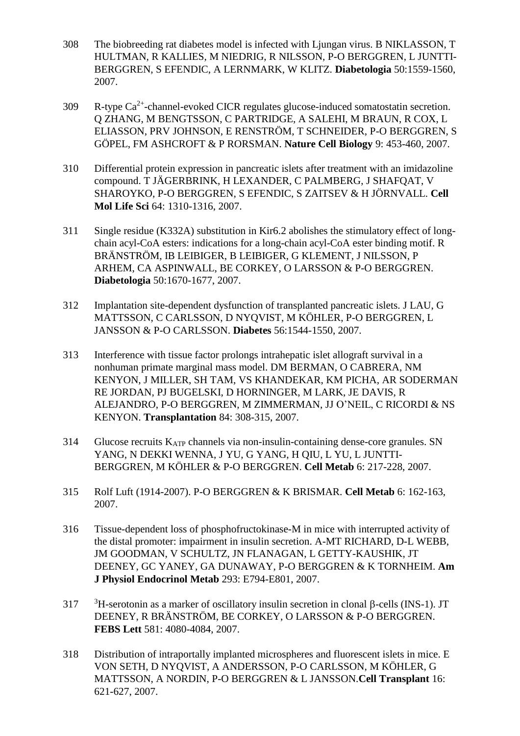308 The biobreeding rat diabetes model is infected with Ljungan virus. B NIKLASSON, T HULTMAN, R KALLIES, M NIEDRIG, R NILSSON, P-O BERGGREN, L JUNTTI-BERGGREN, S EFENDIC, A LERNMARK, W KLITZ. **Diabetologia** 50:1559-1560, 2007.

309 R-type $Ca^{2+}$-channel-evoked CICR regulates glucose-induced somatostatin secretion. Q ZHANG, M BENGTSSON, C PARTRIDGE, A SALEHI, M BRAUN, R COX, L ELIASSON, PRV JOHNSON, E RENSTRÖM, T SCHNEIDER, P-O BERGGREN, S GÖPEL, FM ASHCROFT & P RORSMAN. **Nature Cell Biology** 9: 453-460, 2007.

310 Differential protein expression in pancreatic islets after treatment with an imidazoline compound. T JÄGERBRINK, H LEXANDER, C PALMBERG, J SHAFQAT, V SHAROYKO, P-O BERGGREN, S EFENDIC, S ZAITSEV & H JÖRNVALL. **Cell Mol Life Sci** 64: 1310-1316, 2007.

311 Single residue (K332A) substitution in Kir6.2 abolishes the stimulatory effect of long-chain acyl-CoA esters: indications for a long-chain acyl-CoA ester binding motif. R BRÄNSTRÖM, IB LEIBIGER, B LEIBIGER, G KLEMENT, J NILSSON, P ARHEM, CA ASPINWALL, BE CORKEY, O LARSSON & P-O BERGGREN. **Diabetologia** 50:1670-1677, 2007.

312 Implantation site-dependent dysfunction of transplanted pancreatic islets. J LAU, G MATTSSON, C CARLSSON, D NYQVIST, M KÖHLER, P-O BERGGREN, L JANSSON & P-O CARLSSON. **Diabetes** 56:1544-1550, 2007.

313 Interference with tissue factor prolongs intrahepatic islet allograft survival in a nonhuman primate marginal mass model. DM BERMAN, O CABRERA, NM KENYON, J MILLER, SH TAM, VS KHANDEKAR, KM PICHA, AR SODERMAN RE JORDAN, PJ BUGELSKI, D HORNINGER, M LARK, JE DAVIS, R ALEJANDRO, P-O BERGGREN, M ZIMMERMAN, JJ O'NEIL, C RICORDI & NS KENYON. **Transplantation** 84: 308-315, 2007.

314 Glucose recruits $K_{ATP}$ channels via non-insulin-containing dense-core granules. SN YANG, N DEKKI WENNA, J YU, G YANG, H QIU, L YU, L JUNTTI-BERGGREN, M KÖHLER & P-O BERGGREN. **Cell Metab** 6: 217-228, 2007.

315 Rolf Luft (1914-2007). P-O BERGGREN & K BRISMAR. **Cell Metab** 6: 162-163, 2007.

316 Tissue-dependent loss of phosphofructokinase-M in mice with interrupted activity of the distal promoter: impairment in insulin secretion. A-MT RICHARD, D-L WEBB, JM GOODMAN, V SCHULTZ, JN FLANAGAN, L GETTY-KAUSHIK, JT DEENEY, GC YANEY, GA DUNAWAY, P-O BERGGREN & K TORNHEIM. **Am J Physiol Endocrinol Metab** 293: E794-E801, 2007.

317 $^{3}$H-serotonin as a marker of oscillatory insulin secretion in clonal $\beta$-cells (INS-1). JT DEENEY, R BRÄNSTRÖM, BE CORKEY, O LARSSON & P-O BERGGREN. **FEBS Lett** 581: 4080-4084, 2007.

318 Distribution of intraportally implanted microspheres and fluorescent islets in mice. E VON SETH, D NYQVIST, A ANDERSSON, P-O CARLSSON, M KÖHLER, G MATTSSON, A NORDIN, P-O BERGGREN & L JANSSON.**Cell Transplant** 16: 621-627, 2007.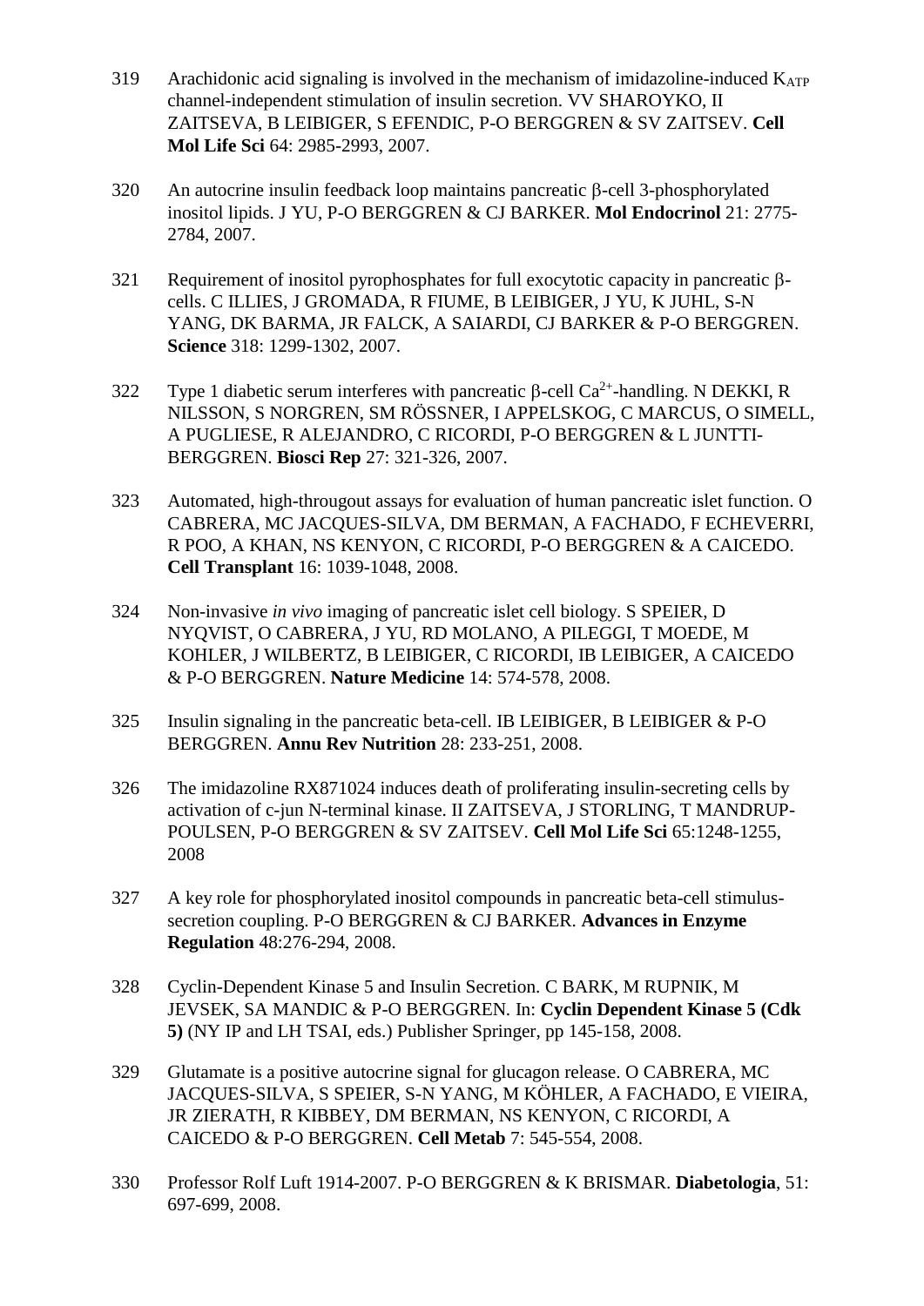319 Arachidonic acid signaling is involved in the mechanism of imidazoline-induced $K_{ATP}$ channel-independent stimulation of insulin secretion. VV SHAROYKO, II ZAITSEVA, B LEIBIGER, S EFENDIC, P-O BERGGREN & SV ZAITSEV. **Cell Mol Life Sci** 64: 2985-2993, 2007.

320 An autocrine insulin feedback loop maintains pancreatic β-cell 3-phosphorylated inositol lipids. J YU, P-O BERGGREN & CJ BARKER. **Mol Endocrinol** 21: 2775-2784, 2007.

321 Requirement of inositol pyrophosphates for full exocytotic capacity in pancreatic β-cells. C ILLIES, J GROMADA, R FIUME, B LEIBIGER, J YU, K JUHL, S-N YANG, DK BARMA, JR FALCK, A SAIARDI, CJ BARKER & P-O BERGGREN. **Science** 318: 1299-1302, 2007.

322 Type 1 diabetic serum interferes with pancreatic β-cell $Ca^{2+}$-handling. N DEKKI, R NILSSON, S NORGREN, SM RÖSSNER, I APPELSKOG, C MARCUS, O SIMELL, A PUGLIESE, R ALEJANDRO, C RICORDI, P-O BERGGREN & L JUNTTI-BERGGREN. **Biosci Rep** 27: 321-326, 2007.

323 Automated, high-througout assays for evaluation of human pancreatic islet function. O CABRERA, MC JACQUES-SILVA, DM BERMAN, A FACHADO, F ECHEVERRI, R POO, A KHAN, NS KENYON, C RICORDI, P-O BERGGREN & A CAICEDO. **Cell Transplant** 16: 1039-1048, 2008.

324 Non-invasive *in vivo* imaging of pancreatic islet cell biology. S SPEIER, D NYQVIST, O CABRERA, J YU, RD MOLANO, A PILEGGI, T MOEDE, M KOHLER, J WILBERTZ, B LEIBIGER, C RICORDI, IB LEIBIGER, A CAICEDO & P-O BERGGREN. **Nature Medicine** 14: 574-578, 2008.

325 Insulin signaling in the pancreatic beta-cell. IB LEIBIGER, B LEIBIGER & P-O BERGGREN. **Annu Rev Nutrition** 28: 233-251, 2008.

326 The imidazoline RX871024 induces death of proliferating insulin-secreting cells by activation of c-jun N-terminal kinase. II ZAITSEVA, J STORLING, T MANDRUP-POULSEN, P-O BERGGREN & SV ZAITSEV. **Cell Mol Life Sci** 65:1248-1255, 2008

327 A key role for phosphorylated inositol compounds in pancreatic beta-cell stimulus-secretion coupling. P-O BERGGREN & CJ BARKER. **Advances in Enzyme Regulation** 48:276-294, 2008.

328 Cyclin-Dependent Kinase 5 and Insulin Secretion. C BARK, M RUPNIK, M JEVSEK, SA MANDIC & P-O BERGGREN. In: **Cyclin Dependent Kinase 5 (Cdk 5)** (NY IP and LH TSAI, eds.) Publisher Springer, pp 145-158, 2008.

329 Glutamate is a positive autocrine signal for glucagon release. O CABRERA, MC JACQUES-SILVA, S SPEIER, S-N YANG, M KÖHLER, A FACHADO, E VIEIRA, JR ZIERATH, R KIBBEY, DM BERMAN, NS KENYON, C RICORDI, A CAICEDO & P-O BERGGREN. **Cell Metab** 7: 545-554, 2008.

330 Professor Rolf Luft 1914-2007. P-O BERGGREN & K BRISMAR. **Diabetologia**, 51: 697-699, 2008.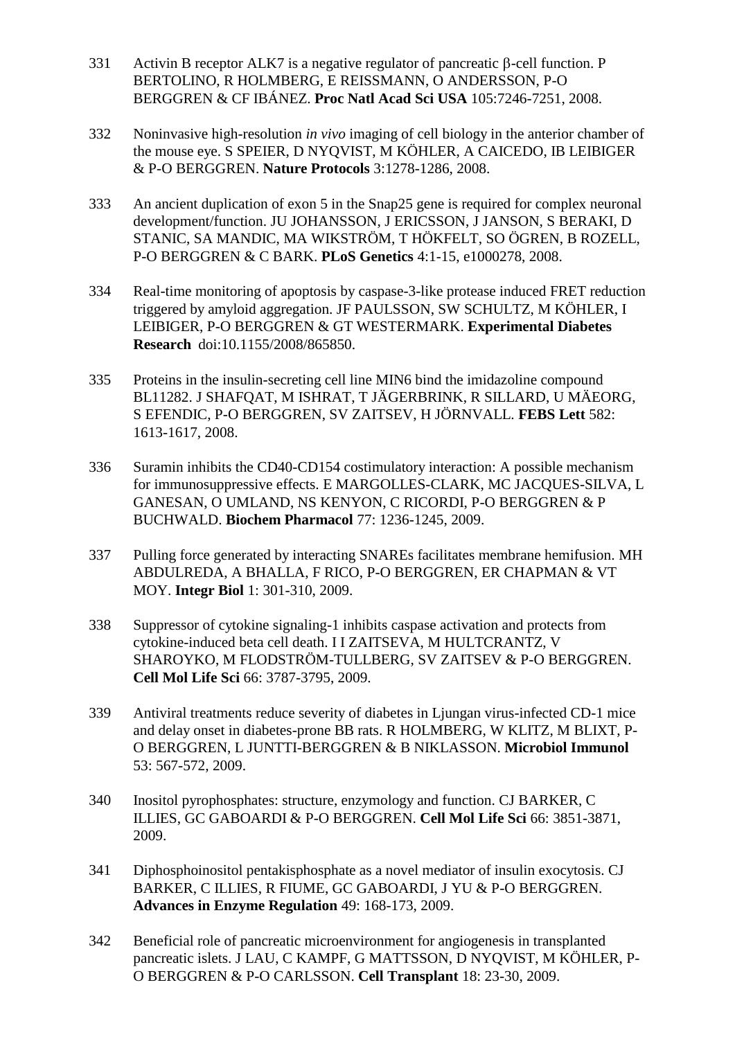331 Activin B receptor ALK7 is a negative regulator of pancreatic β-cell function. P BERTOLINO, R HOLMBERG, E REISSMANN, O ANDERSSON, P-O BERGGREN & CF IBÁNEZ. **Proc Natl Acad Sci USA** 105:7246-7251, 2008.

332 Noninvasive high-resolution *in vivo* imaging of cell biology in the anterior chamber of the mouse eye. S SPEIER, D NYQVIST, M KÖHLER, A CAICEDO, IB LEIBIGER & P-O BERGGREN. **Nature Protocols** 3:1278-1286, 2008.

333 An ancient duplication of exon 5 in the Snap25 gene is required for complex neuronal development/function. JU JOHANSSON, J ERICSSON, J JANSON, S BERAKI, D STANIC, SA MANDIC, MA WIKSTRÖM, T HÖKFELT, SO ÖGREN, B ROZELL, P-O BERGGREN & C BARK. **PLoS Genetics** 4:1-15, e1000278, 2008.

334 Real-time monitoring of apoptosis by caspase-3-like protease induced FRET reduction triggered by amyloid aggregation. JF PAULSSON, SW SCHULTZ, M KÖHLER, I LEIBIGER, P-O BERGGREN & GT WESTERMARK. **Experimental Diabetes Research** doi:10.1155/2008/865850.

335 Proteins in the insulin-secreting cell line MIN6 bind the imidazoline compound BL11282. J SHAFQAT, M ISHRAT, T JÄGERBRINK, R SILLARD, U MÄEORG, S EFENDIC, P-O BERGGREN, SV ZAITSEV, H JÖRNVALL. **FEBS Lett** 582: 1613-1617, 2008.

336 Suramin inhibits the CD40-CD154 costimulatory interaction: A possible mechanism for immunosuppressive effects. E MARGOLLES-CLARK, MC JACQUES-SILVA, L GANESAN, O UMLAND, NS KENYON, C RICORDI, P-O BERGGREN & P BUCHWALD. **Biochem Pharmacol** 77: 1236-1245, 2009.

337 Pulling force generated by interacting SNAREs facilitates membrane hemifusion. MH ABDULREDA, A BHALLA, F RICO, P-O BERGGREN, ER CHAPMAN & VT MOY. **Integr Biol** 1: 301-310, 2009.

338 Suppressor of cytokine signaling-1 inhibits caspase activation and protects from cytokine-induced beta cell death. I I ZAITSEVA, M HULTCRANTZ, V SHAROYKO, M FLODSTRÖM-TULLBERG, SV ZAITSEV & P-O BERGGREN. **Cell Mol Life Sci** 66: 3787-3795, 2009.

339 Antiviral treatments reduce severity of diabetes in Ljungan virus-infected CD-1 mice and delay onset in diabetes-prone BB rats. R HOLMBERG, W KLITZ, M BLIXT, P-O BERGGREN, L JUNTTI-BERGGREN & B NIKLASSON. **Microbiol Immunol** 53: 567-572, 2009.

340 Inositol pyrophosphates: structure, enzymology and function. CJ BARKER, C ILLIES, GC GABOARDI & P-O BERGGREN. **Cell Mol Life Sci** 66: 3851-3871, 2009.

341 Diphosphoinositol pentakisphosphate as a novel mediator of insulin exocytosis. CJ BARKER, C ILLIES, R FIUME, GC GABOARDI, J YU & P-O BERGGREN. **Advances in Enzyme Regulation** 49: 168-173, 2009.

342 Beneficial role of pancreatic microenvironment for angiogenesis in transplanted pancreatic islets. J LAU, C KAMPF, G MATTSSON, D NYQVIST, M KÖHLER, P-O BERGGREN & P-O CARLSSON. **Cell Transplant** 18: 23-30, 2009.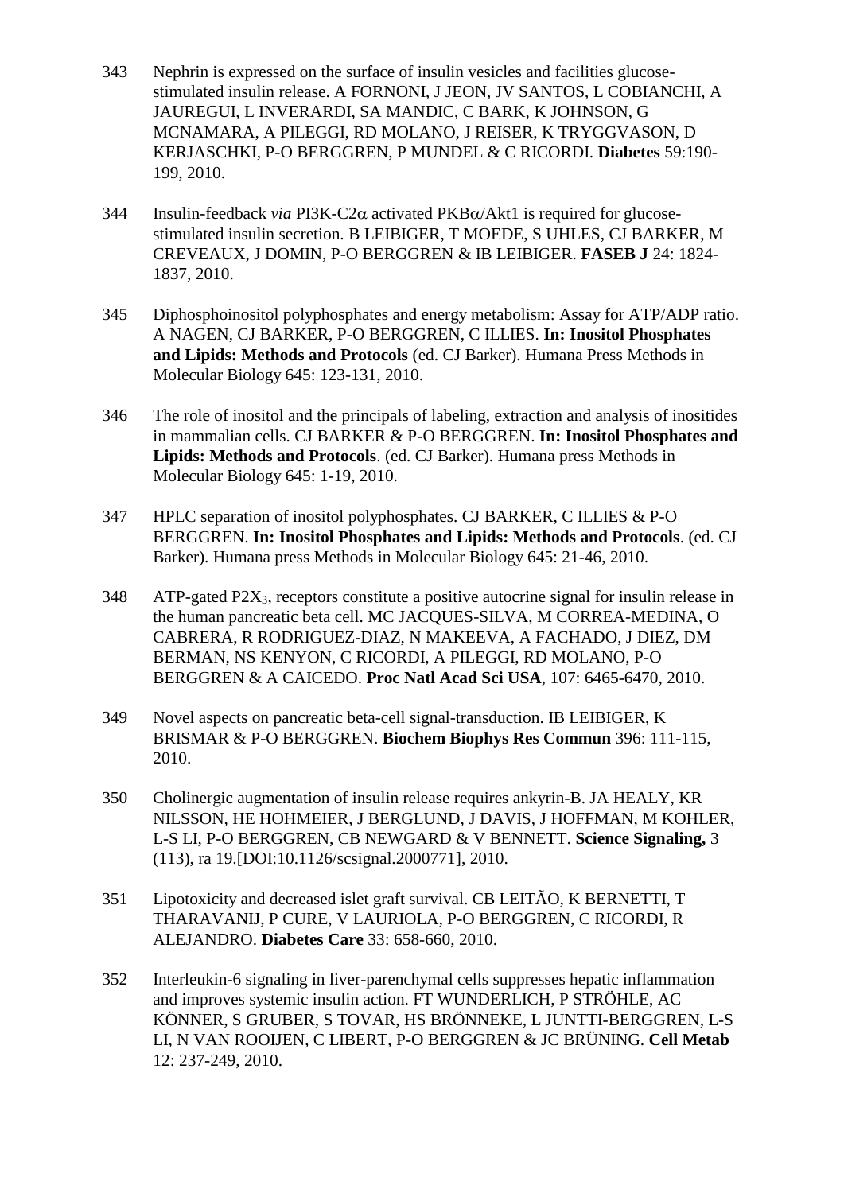343 Nephrin is expressed on the surface of insulin vesicles and facilities glucose-stimulated insulin release. A FORNONI, J JEON, JV SANTOS, L COBIANCHI, A JAUREGUI, L INVERARDI, SA MANDIC, C BARK, K JOHNSON, G MCNAMARA, A PILEGGI, RD MOLANO, J REISER, K TRYGGVASON, D KERJASCHKI, P-O BERGGREN, P MUNDEL & C RICORDI. **Diabetes** 59:190-199, 2010.

344 Insulin-feedback *via* PI3K-C2$\alpha$ activated PKB$\alpha$/Akt1 is required for glucose-stimulated insulin secretion. B LEIBIGER, T MOEDE, S UHLES, CJ BARKER, M CREVEAUX, J DOMIN, P-O BERGGREN & IB LEIBIGER. **FASEB J** 24: 1824-1837, 2010.

345 Diphosphoinositol polyphosphates and energy metabolism: Assay for ATP/ADP ratio. A NAGEN, CJ BARKER, P-O BERGGREN, C ILLIES. **In: Inositol Phosphates and Lipids: Methods and Protocols** (ed. CJ Barker). Humana Press Methods in Molecular Biology 645: 123-131, 2010.

346 The role of inositol and the principals of labeling, extraction and analysis of inositides in mammalian cells. CJ BARKER & P-O BERGGREN. **In: Inositol Phosphates and Lipids: Methods and Protocols**. (ed. CJ Barker). Humana press Methods in Molecular Biology 645: 1-19, 2010.

347 HPLC separation of inositol polyphosphates. CJ BARKER, C ILLIES & P-O BERGGREN. **In: Inositol Phosphates and Lipids: Methods and Protocols**. (ed. CJ Barker). Humana press Methods in Molecular Biology 645: 21-46, 2010.

348 ATP-gated $P2X_3$, receptors constitute a positive autocrine signal for insulin release in the human pancreatic beta cell. MC JACQUES-SILVA, M CORREA-MEDINA, O CABRERA, R RODRIGUEZ-DIAZ, N MAKEEVA, A FACHADO, J DIEZ, DM BERMAN, NS KENYON, C RICORDI, A PILEGGI, RD MOLANO, P-O BERGGREN & A CAICEDO. **Proc Natl Acad Sci USA**, 107: 6465-6470, 2010.

349 Novel aspects on pancreatic beta-cell signal-transduction. IB LEIBIGER, K BRISMAR & P-O BERGGREN. **Biochem Biophys Res Commun** 396: 111-115, 2010.

350 Cholinergic augmentation of insulin release requires ankyrin-B. JA HEALY, KR NILSSON, HE HOHMEIER, J BERGLUND, J DAVIS, J HOFFMAN, M KOHLER, L-S LI, P-O BERGGREN, CB NEWGARD & V BENNETT. **Science Signaling,** 3 (113), ra 19.[DOI:10.1126/scsignal.2000771], 2010.

351 Lipotoxicity and decreased islet graft survival. CB LEITÃO, K BERNETTI, T THARAVANIJ, P CURE, V LAURIOLA, P-O BERGGREN, C RICORDI, R ALEJANDRO. **Diabetes Care** 33: 658-660, 2010.

352 Interleukin-6 signaling in liver-parenchymal cells suppresses hepatic inflammation and improves systemic insulin action. FT WUNDERLICH, P STRÖHLE, AC KÖNNER, S GRUBER, S TOVAR, HS BRÖNNEKE, L JUNTTI-BERGGREN, L-S LI, N VAN ROOIJEN, C LIBERT, P-O BERGGREN & JC BRÜNING. **Cell Metab** 12: 237-249, 2010.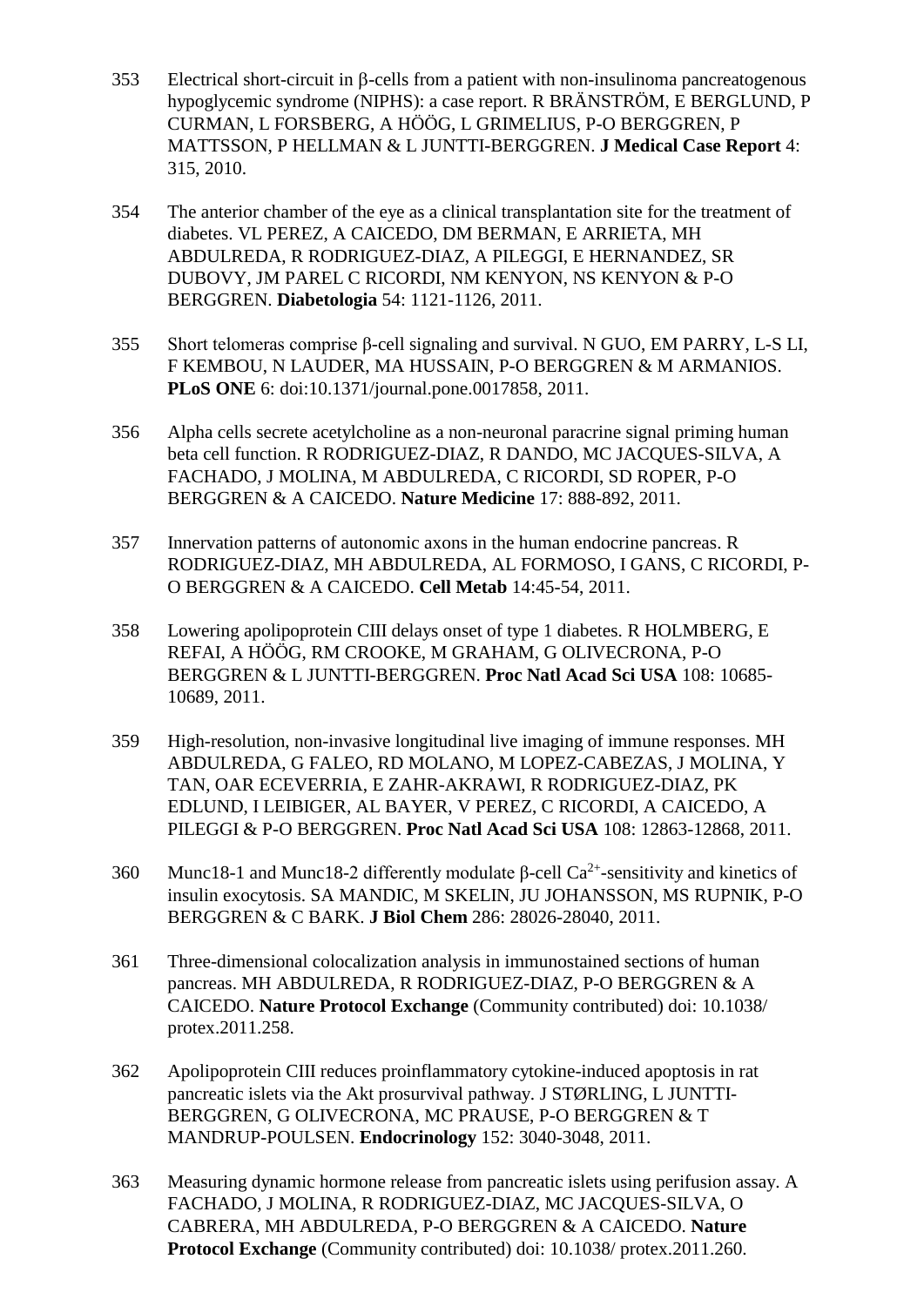353 Electrical short-circuit in β-cells from a patient with non-insulinoma pancreatogenous hypoglycemic syndrome (NIPHS): a case report. R BRÄNSTRÖM, E BERGLUND, P CURMAN, L FORSBERG, A HÖÖG, L GRIMELIUS, P-O BERGGREN, P MATTSSON, P HELLMAN & L JUNTTI-BERGGREN. **J Medical Case Report** 4: 315, 2010.

354 The anterior chamber of the eye as a clinical transplantation site for the treatment of diabetes. VL PEREZ, A CAICEDO, DM BERMAN, E ARRIETA, MH ABDULREDA, R RODRIGUEZ-DIAZ, A PILEGGI, E HERNANDEZ, SR DUBOVY, JM PAREL C RICORDI, NM KENYON, NS KENYON & P-O BERGGREN. **Diabetologia** 54: 1121-1126, 2011.

355 Short telomeras comprise β-cell signaling and survival. N GUO, EM PARRY, L-S LI, F KEMBOU, N LAUDER, MA HUSSAIN, P-O BERGGREN & M ARMANIOS. **PLoS ONE** 6: doi:10.1371/journal.pone.0017858, 2011.

356 Alpha cells secrete acetylcholine as a non-neuronal paracrine signal priming human beta cell function. R RODRIGUEZ-DIAZ, R DANDO, MC JACQUES-SILVA, A FACHADO, J MOLINA, M ABDULREDA, C RICORDI, SD ROPER, P-O BERGGREN & A CAICEDO. **Nature Medicine** 17: 888-892, 2011.

357 Innervation patterns of autonomic axons in the human endocrine pancreas. R RODRIGUEZ-DIAZ, MH ABDULREDA, AL FORMOSO, I GANS, C RICORDI, P-O BERGGREN & A CAICEDO. **Cell Metab** 14:45-54, 2011.

358 Lowering apolipoprotein CIII delays onset of type 1 diabetes. R HOLMBERG, E REFAI, A HÖÖG, RM CROOKE, M GRAHAM, G OLIVECRONA, P-O BERGGREN & L JUNTTI-BERGGREN. **Proc Natl Acad Sci USA** 108: 10685-10689, 2011.

359 High-resolution, non-invasive longitudinal live imaging of immune responses. MH ABDULREDA, G FALEO, RD MOLANO, M LOPEZ-CABEZAS, J MOLINA, Y TAN, OAR ECEVERRIA, E ZAHR-AKRAWI, R RODRIGUEZ-DIAZ, PK EDLUND, I LEIBIGER, AL BAYER, V PEREZ, C RICORDI, A CAICEDO, A PILEGGI & P-O BERGGREN. **Proc Natl Acad Sci USA** 108: 12863-12868, 2011.

360 Munc18-1 and Munc18-2 differently modulate β-cell $Ca^{2+}$-sensitivity and kinetics of insulin exocytosis. SA MANDIC, M SKELIN, JU JOHANSSON, MS RUPNIK, P-O BERGGREN & C BARK. **J Biol Chem** 286: 28026-28040, 2011.

361 Three-dimensional colocalization analysis in immunostained sections of human pancreas. MH ABDULREDA, R RODRIGUEZ-DIAZ, P-O BERGGREN & A CAICEDO. **Nature Protocol Exchange** (Community contributed) doi: 10.1038/ protex.2011.258.

362 Apolipoprotein CIII reduces proinflammatory cytokine-induced apoptosis in rat pancreatic islets via the Akt prosurvival pathway. J STØRLING, L JUNTTI-BERGGREN, G OLIVECRONA, MC PRAUSE, P-O BERGGREN & T MANDRUP-POULSEN. **Endocrinology** 152: 3040-3048, 2011.

363 Measuring dynamic hormone release from pancreatic islets using perifusion assay. A FACHADO, J MOLINA, R RODRIGUEZ-DIAZ, MC JACQUES-SILVA, O CABRERA, MH ABDULREDA, P-O BERGGREN & A CAICEDO. **Nature Protocol Exchange** (Community contributed) doi: 10.1038/ protex.2011.260.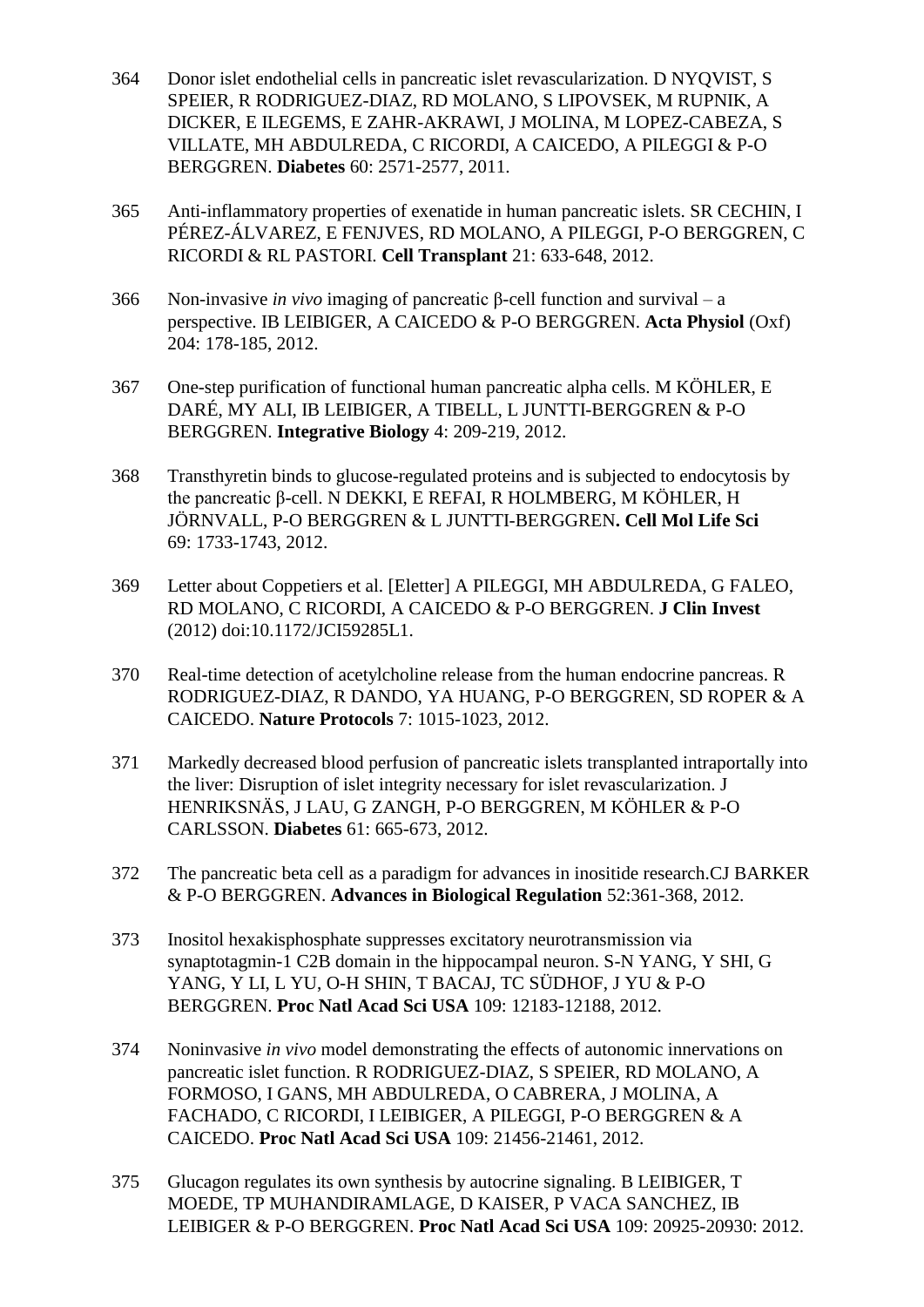364 Donor islet endothelial cells in pancreatic islet revascularization. D NYQVIST, S SPEIER, R RODRIGUEZ-DIAZ, RD MOLANO, S LIPOVSEK, M RUPNIK, A DICKER, E ILEGEMS, E ZAHR-AKRAWI, J MOLINA, M LOPEZ-CABEZA, S VILLATE, MH ABDULREDA, C RICORDI, A CAICEDO, A PILEGGI & P-O BERGGREN. **Diabetes** 60: 2571-2577, 2011.

365 Anti-inflammatory properties of exenatide in human pancreatic islets. SR CECHIN, I PÉREZ-ÁLVAREZ, E FENJVES, RD MOLANO, A PILEGGI, P-O BERGGREN, C RICORDI & RL PASTORI. **Cell Transplant** 21: 633-648, 2012.

366 Non-invasive *in vivo* imaging of pancreatic β-cell function and survival – a perspective. IB LEIBIGER, A CAICEDO & P-O BERGGREN. **Acta Physiol** (Oxf) 204: 178-185, 2012.

367 One-step purification of functional human pancreatic alpha cells. M KÖHLER, E DARÉ, MY ALI, IB LEIBIGER, A TIBELL, L JUNTTI-BERGGREN & P-O BERGGREN. **Integrative Biology** 4: 209-219, 2012.

368 Transthyretin binds to glucose-regulated proteins and is subjected to endocytosis by the pancreatic β-cell. N DEKKI, E REFAI, R HOLMBERG, M KÖHLER, H JÖRNVALL, P-O BERGGREN & L JUNTTI-BERGGREN**. Cell Mol Life Sci** 69: 1733-1743, 2012.

369 Letter about Coppetiers et al. [Eletter] A PILEGGI, MH ABDULREDA, G FALEO, RD MOLANO, C RICORDI, A CAICEDO & P-O BERGGREN. **J Clin Invest** (2012) doi:10.1172/JCI59285L1.

370 Real-time detection of acetylcholine release from the human endocrine pancreas. R RODRIGUEZ-DIAZ, R DANDO, YA HUANG, P-O BERGGREN, SD ROPER & A CAICEDO. **Nature Protocols** 7: 1015-1023, 2012.

371 Markedly decreased blood perfusion of pancreatic islets transplanted intraportally into the liver: Disruption of islet integrity necessary for islet revascularization. J HENRIKSNÄS, J LAU, G ZANGH, P-O BERGGREN, M KÖHLER & P-O CARLSSON. **Diabetes** 61: 665-673, 2012.

372 The pancreatic beta cell as a paradigm for advances in inositide research.CJ BARKER & P-O BERGGREN. **Advances in Biological Regulation** 52:361-368, 2012.

373 Inositol hexakisphosphate suppresses excitatory neurotransmission via synaptotagmin-1 C2B domain in the hippocampal neuron. S-N YANG, Y SHI, G YANG, Y LI, L YU, O-H SHIN, T BACAJ, TC SÜDHOF, J YU & P-O BERGGREN. **Proc Natl Acad Sci USA** 109: 12183-12188, 2012.

374 Noninvasive *in vivo* model demonstrating the effects of autonomic innervations on pancreatic islet function. R RODRIGUEZ-DIAZ, S SPEIER, RD MOLANO, A FORMOSO, I GANS, MH ABDULREDA, O CABRERA, J MOLINA, A FACHADO, C RICORDI, I LEIBIGER, A PILEGGI, P-O BERGGREN & A CAICEDO. **Proc Natl Acad Sci USA** 109: 21456-21461, 2012.

375 Glucagon regulates its own synthesis by autocrine signaling. B LEIBIGER, T MOEDE, TP MUHANDIRAMLAGE, D KAISER, P VACA SANCHEZ, IB LEIBIGER & P-O BERGGREN. **Proc Natl Acad Sci USA** 109: 20925-20930: 2012.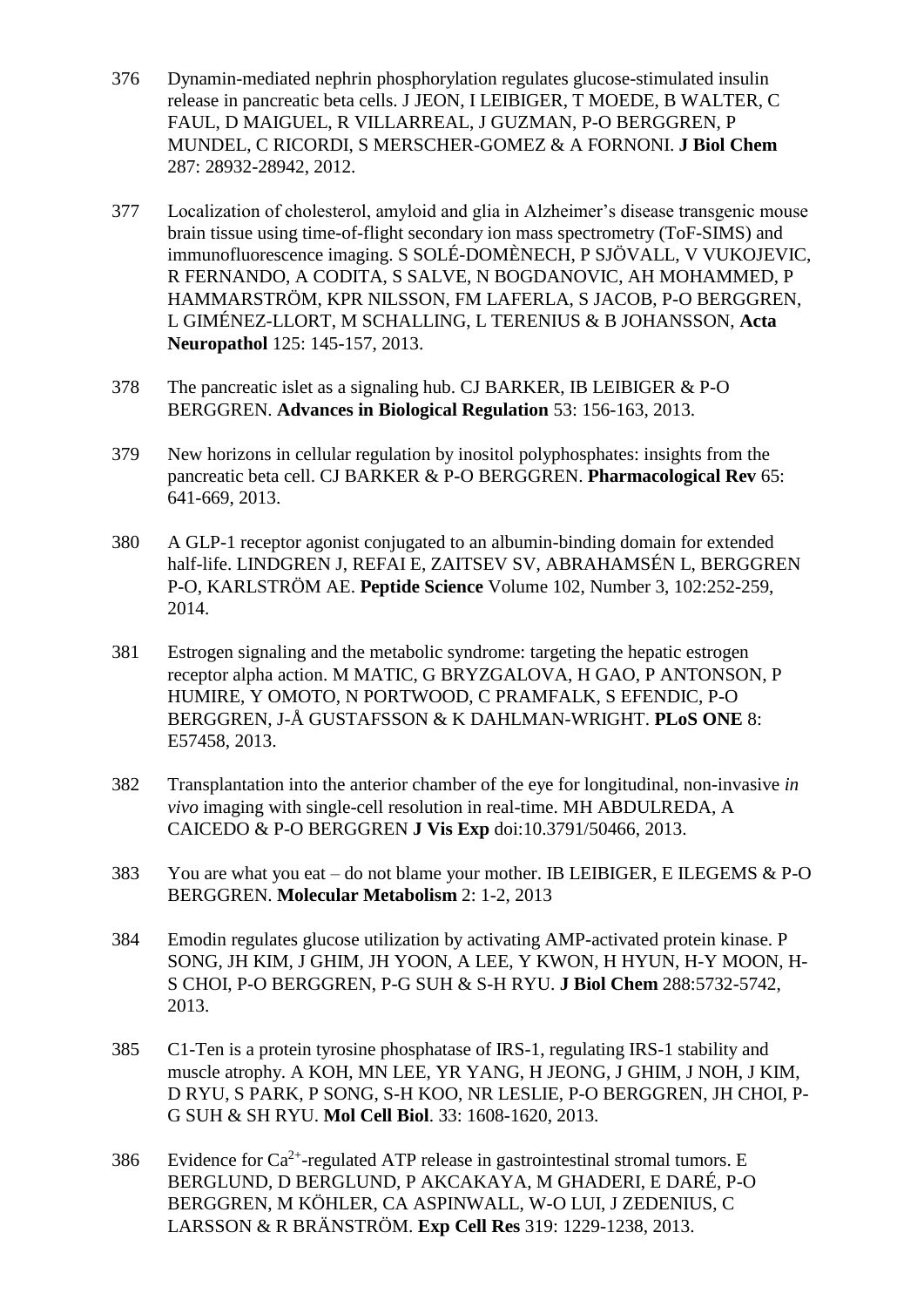376 Dynamin-mediated nephrin phosphorylation regulates glucose-stimulated insulin release in pancreatic beta cells. J JEON, I LEIBIGER, T MOEDE, B WALTER, C FAUL, D MAIGUEL, R VILLARREAL, J GUZMAN, P-O BERGGREN, P MUNDEL, C RICORDI, S MERSCHER-GOMEZ & A FORNONI. **J Biol Chem** 287: 28932-28942, 2012.

377 Localization of cholesterol, amyloid and glia in Alzheimer's disease transgenic mouse brain tissue using time-of-flight secondary ion mass spectrometry (ToF-SIMS) and immunofluorescence imaging. S SOLÉ-DOMÈNECH, P SJÖVALL, V VUKOJEVIC, R FERNANDO, A CODITA, S SALVE, N BOGDANOVIC, AH MOHAMMED, P HAMMARSTRÖM, KPR NILSSON, FM LAFERLA, S JACOB, P-O BERGGREN, L GIMÉNEZ-LLORT, M SCHALLING, L TERENIUS & B JOHANSSON, **Acta Neuropathol** 125: 145-157, 2013.

378 The pancreatic islet as a signaling hub. CJ BARKER, IB LEIBIGER & P-O BERGGREN. **Advances in Biological Regulation** 53: 156-163, 2013.

379 New horizons in cellular regulation by inositol polyphosphates: insights from the pancreatic beta cell. CJ BARKER & P-O BERGGREN. **Pharmacological Rev** 65: 641-669, 2013.

380 A GLP-1 receptor agonist conjugated to an albumin-binding domain for extended half-life. LINDGREN J, REFAI E, ZAITSEV SV, ABRAHAMSÉN L, BERGGREN P-O, KARLSTRÖM AE. **Peptide Science** Volume 102, Number 3, 102:252-259, 2014.

381 Estrogen signaling and the metabolic syndrome: targeting the hepatic estrogen receptor alpha action. M MATIC, G BRYZGALOVA, H GAO, P ANTONSON, P HUMIRE, Y OMOTO, N PORTWOOD, C PRAMFALK, S EFENDIC, P-O BERGGREN, J-Å GUSTAFSSON & K DAHLMAN-WRIGHT. **PLoS ONE** 8: E57458, 2013.

382 Transplantation into the anterior chamber of the eye for longitudinal, non-invasive *in vivo* imaging with single-cell resolution in real-time. MH ABDULREDA, A CAICEDO & P-O BERGGREN **J Vis Exp** doi:10.3791/50466, 2013.

383 You are what you eat – do not blame your mother. IB LEIBIGER, E ILEGEMS & P-O BERGGREN. **Molecular Metabolism** 2: 1-2, 2013

384 Emodin regulates glucose utilization by activating AMP-activated protein kinase. P SONG, JH KIM, J GHIM, JH YOON, A LEE, Y KWON, H HYUN, H-Y MOON, H-S CHOI, P-O BERGGREN, P-G SUH & S-H RYU. **J Biol Chem** 288:5732-5742, 2013.

385 C1-Ten is a protein tyrosine phosphatase of IRS-1, regulating IRS-1 stability and muscle atrophy. A KOH, MN LEE, YR YANG, H JEONG, J GHIM, J NOH, J KIM, D RYU, S PARK, P SONG, S-H KOO, NR LESLIE, P-O BERGGREN, JH CHOI, P-G SUH & SH RYU. **Mol Cell Biol**. 33: 1608-1620, 2013.

386 Evidence for $Ca^{2+}$-regulated ATP release in gastrointestinal stromal tumors. E BERGLUND, D BERGLUND, P AKCAKAYA, M GHADERI, E DARÉ, P-O BERGGREN, M KÖHLER, CA ASPINWALL, W-O LUI, J ZEDENIUS, C LARSSON & R BRÄNSTRÖM. **Exp Cell Res** 319: 1229-1238, 2013.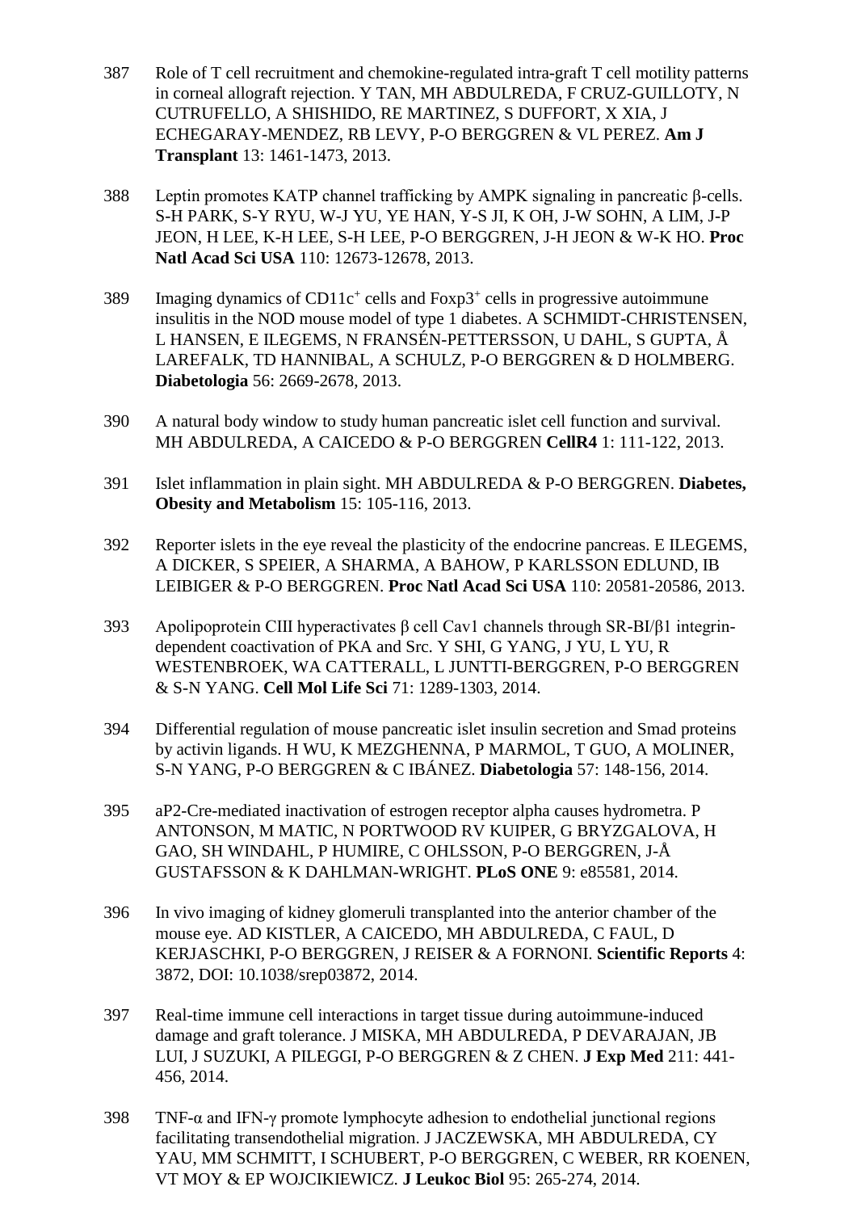387 Role of T cell recruitment and chemokine-regulated intra-graft T cell motility patterns in corneal allograft rejection. Y TAN, MH ABDULREDA, F CRUZ-GUILLOTY, N CUTRUFELLO, A SHISHIDO, RE MARTINEZ, S DUFFORT, X XIA, J ECHEGARAY-MENDEZ, RB LEVY, P-O BERGGREN & VL PEREZ. **Am J Transplant** 13: 1461-1473, 2013.

388 Leptin promotes KATP channel trafficking by AMPK signaling in pancreatic β-cells. S-H PARK, S-Y RYU, W-J YU, YE HAN, Y-S JI, K OH, J-W SOHN, A LIM, J-P JEON, H LEE, K-H LEE, S-H LEE, P-O BERGGREN, J-H JEON & W-K HO. **Proc Natl Acad Sci USA** 110: 12673-12678, 2013.

389 Imaging dynamics of $CD11c^+$ cells and $Foxp3^+$ cells in progressive autoimmune insulitis in the NOD mouse model of type 1 diabetes. A SCHMIDT-CHRISTENSEN, L HANSEN, E ILEGEMS, N FRANSÉN-PETTERSSON, U DAHL, S GUPTA, Å LAREFALK, TD HANNIBAL, A SCHULZ, P-O BERGGREN & D HOLMBERG. **Diabetologia** 56: 2669-2678, 2013.

390 A natural body window to study human pancreatic islet cell function and survival. MH ABDULREDA, A CAICEDO & P-O BERGGREN **CellR4** 1: 111-122, 2013.

391 Islet inflammation in plain sight. MH ABDULREDA & P-O BERGGREN. **Diabetes, Obesity and Metabolism** 15: 105-116, 2013.

392 Reporter islets in the eye reveal the plasticity of the endocrine pancreas. E ILEGEMS, A DICKER, S SPEIER, A SHARMA, A BAHOW, P KARLSSON EDLUND, IB LEIBIGER & P-O BERGGREN. **Proc Natl Acad Sci USA** 110: 20581-20586, 2013.

393 Apolipoprotein CIII hyperactivates β cell Cav1 channels through SR-BI/β1 integrin-dependent coactivation of PKA and Src. Y SHI, G YANG, J YU, L YU, R WESTENBROEK, WA CATTERALL, L JUNTTI-BERGGREN, P-O BERGGREN & S-N YANG. **Cell Mol Life Sci** 71: 1289-1303, 2014.

394 Differential regulation of mouse pancreatic islet insulin secretion and Smad proteins by activin ligands. H WU, K MEZGHENNA, P MARMOL, T GUO, A MOLINER, S-N YANG, P-O BERGGREN & C IBÁNEZ. **Diabetologia** 57: 148-156, 2014.

395 aP2-Cre-mediated inactivation of estrogen receptor alpha causes hydrometra. P ANTONSON, M MATIC, N PORTWOOD RV KUIPER, G BRYZGALOVA, H GAO, SH WINDAHL, P HUMIRE, C OHLSSON, P-O BERGGREN, J-Å GUSTAFSSON & K DAHLMAN-WRIGHT. **PLoS ONE** 9: e85581, 2014.

396 In vivo imaging of kidney glomeruli transplanted into the anterior chamber of the mouse eye. AD KISTLER, A CAICEDO, MH ABDULREDA, C FAUL, D KERJASCHKI, P-O BERGGREN, J REISER & A FORNONI. **Scientific Reports** 4: 3872, DOI: 10.1038/srep03872, 2014.

397 Real-time immune cell interactions in target tissue during autoimmune-induced damage and graft tolerance. J MISKA, MH ABDULREDA, P DEVARAJAN, JB LUI, J SUZUKI, A PILEGGI, P-O BERGGREN & Z CHEN. **J Exp Med** 211: 441-456, 2014.

398 TNF-α and IFN-γ promote lymphocyte adhesion to endothelial junctional regions facilitating transendothelial migration. J JACZEWSKA, MH ABDULREDA, CY YAU, MM SCHMITT, I SCHUBERT, P-O BERGGREN, C WEBER, RR KOENEN, VT MOY & EP WOJCIKIEWICZ. **J Leukoc Biol** 95: 265-274, 2014.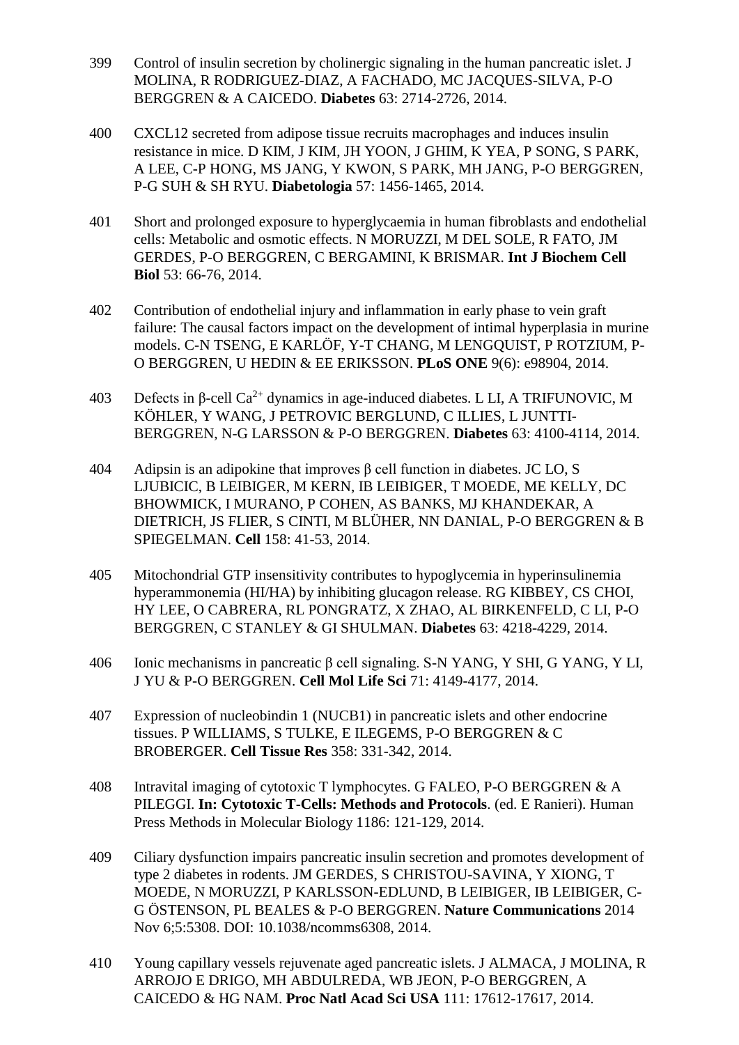399 Control of insulin secretion by cholinergic signaling in the human pancreatic islet. J MOLINA, R RODRIGUEZ-DIAZ, A FACHADO, MC JACQUES-SILVA, P-O BERGGREN & A CAICEDO. **Diabetes** 63: 2714-2726, 2014.

400 CXCL12 secreted from adipose tissue recruits macrophages and induces insulin resistance in mice. D KIM, J KIM, JH YOON, J GHIM, K YEA, P SONG, S PARK, A LEE, C-P HONG, MS JANG, Y KWON, S PARK, MH JANG, P-O BERGGREN, P-G SUH & SH RYU. **Diabetologia** 57: 1456-1465, 2014.

401 Short and prolonged exposure to hyperglycaemia in human fibroblasts and endothelial cells: Metabolic and osmotic effects. N MORUZZI, M DEL SOLE, R FATO, JM GERDES, P-O BERGGREN, C BERGAMINI, K BRISMAR. **Int J Biochem Cell Biol** 53: 66-76, 2014.

402 Contribution of endothelial injury and inflammation in early phase to vein graft failure: The causal factors impact on the development of intimal hyperplasia in murine models. C-N TSENG, E KARLÖF, Y-T CHANG, M LENGQUIST, P ROTZIUM, P-O BERGGREN, U HEDIN & EE ERIKSSON. **PLoS ONE** 9(6): e98904, 2014.

403 Defects in β-cell $Ca^{2+}$ dynamics in age-induced diabetes. L LI, A TRIFUNOVIC, M KÖHLER, Y WANG, J PETROVIC BERGLUND, C ILLIES, L JUNTTI-BERGGREN, N-G LARSSON & P-O BERGGREN. **Diabetes** 63: 4100-4114, 2014.

404 Adipsin is an adipokine that improves β cell function in diabetes. JC LO, S LJUBICIC, B LEIBIGER, M KERN, IB LEIBIGER, T MOEDE, ME KELLY, DC BHOWMICK, I MURANO, P COHEN, AS BANKS, MJ KHANDEKAR, A DIETRICH, JS FLIER, S CINTI, M BLÜHER, NN DANIAL, P-O BERGGREN & B SPIEGELMAN. **Cell** 158: 41-53, 2014.

405 Mitochondrial GTP insensitivity contributes to hypoglycemia in hyperinsulinemia hyperammonemia (HI/HA) by inhibiting glucagon release. RG KIBBEY, CS CHOI, HY LEE, O CABRERA, RL PONGRATZ, X ZHAO, AL BIRKENFELD, C LI, P-O BERGGREN, C STANLEY & GI SHULMAN. **Diabetes** 63: 4218-4229, 2014.

406 Ionic mechanisms in pancreatic β cell signaling. S-N YANG, Y SHI, G YANG, Y LI, J YU & P-O BERGGREN. **Cell Mol Life Sci** 71: 4149-4177, 2014.

407 Expression of nucleobindin 1 (NUCB1) in pancreatic islets and other endocrine tissues. P WILLIAMS, S TULKE, E ILEGEMS, P-O BERGGREN & C BROBERGER. **Cell Tissue Res** 358: 331-342, 2014.

408 Intravital imaging of cytotoxic T lymphocytes. G FALEO, P-O BERGGREN & A PILEGGI. **In: Cytotoxic T-Cells: Methods and Protocols**. (ed. E Ranieri). Human Press Methods in Molecular Biology 1186: 121-129, 2014.

409 Ciliary dysfunction impairs pancreatic insulin secretion and promotes development of type 2 diabetes in rodents. JM GERDES, S CHRISTOU-SAVINA, Y XIONG, T MOEDE, N MORUZZI, P KARLSSON-EDLUND, B LEIBIGER, IB LEIBIGER, C-G ÖSTENSON, PL BEALES & P-O BERGGREN. **Nature Communications** 2014 Nov 6;5:5308. DOI: 10.1038/ncomms6308, 2014.

410 Young capillary vessels rejuvenate aged pancreatic islets. J ALMACA, J MOLINA, R ARROJO E DRIGO, MH ABDULREDA, WB JEON, P-O BERGGREN, A CAICEDO & HG NAM. **Proc Natl Acad Sci USA** 111: 17612-17617, 2014.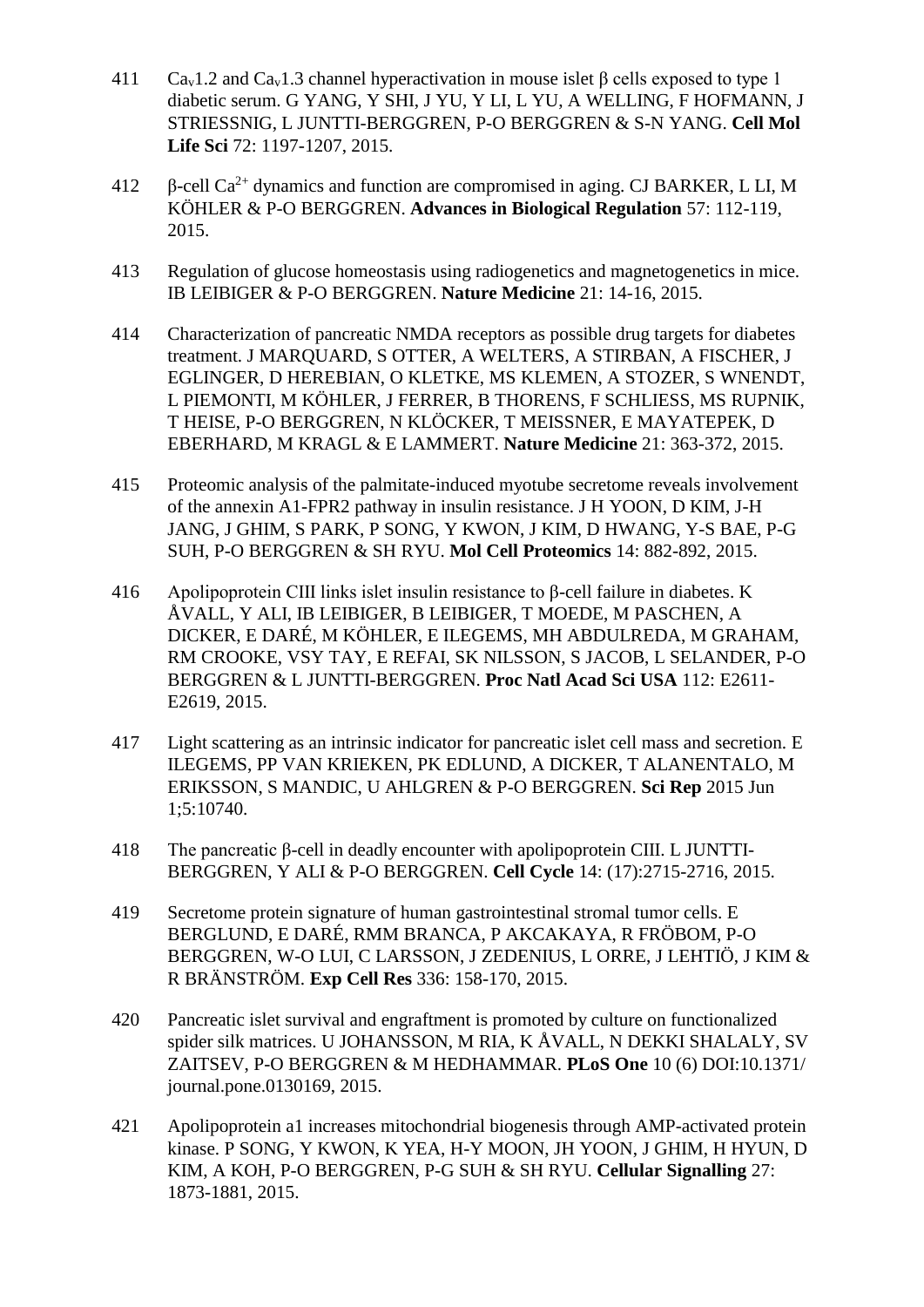411 $Ca_v1.2$ and $Ca_v1.3$ channel hyperactivation in mouse islet β cells exposed to type 1 diabetic serum. G YANG, Y SHI, J YU, Y LI, L YU, A WELLING, F HOFMANN, J STRIESSNIG, L JUNTTI-BERGGREN, P-O BERGGREN & S-N YANG. **Cell Mol Life Sci** 72: 1197-1207, 2015.

412 β-cell $Ca^{2+}$ dynamics and function are compromised in aging. CJ BARKER, L LI, M KÖHLER & P-O BERGGREN. **Advances in Biological Regulation** 57: 112-119, 2015.

413 Regulation of glucose homeostasis using radiogenetics and magnetogenetics in mice. IB LEIBIGER & P-O BERGGREN. **Nature Medicine** 21: 14-16, 2015.

414 Characterization of pancreatic NMDA receptors as possible drug targets for diabetes treatment. J MARQUARD, S OTTER, A WELTERS, A STIRBAN, A FISCHER, J EGLINGER, D HEREBIAN, O KLETKE, MS KLEMEN, A STOZER, S WNENDT, L PIEMONTI, M KÖHLER, J FERRER, B THORENS, F SCHLIESS, MS RUPNIK, T HEISE, P-O BERGGREN, N KLÖCKER, T MEISSNER, E MAYATEPEK, D EBERHARD, M KRAGL & E LAMMERT. **Nature Medicine** 21: 363-372, 2015.

415 Proteomic analysis of the palmitate-induced myotube secretome reveals involvement of the annexin A1-FPR2 pathway in insulin resistance. J H YOON, D KIM, J-H JANG, J GHIM, S PARK, P SONG, Y KWON, J KIM, D HWANG, Y-S BAE, P-G SUH, P-O BERGGREN & SH RYU. **Mol Cell Proteomics** 14: 882-892, 2015.

416 Apolipoprotein CIII links islet insulin resistance to β-cell failure in diabetes. K ÅVALL, Y ALI, IB LEIBIGER, B LEIBIGER, T MOEDE, M PASCHEN, A DICKER, E DARÉ, M KÖHLER, E ILEGEMS, MH ABDULREDA, M GRAHAM, RM CROOKE, VSY TAY, E REFAI, SK NILSSON, S JACOB, L SELANDER, P-O BERGGREN & L JUNTTI-BERGGREN. **Proc Natl Acad Sci USA** 112: E2611-E2619, 2015.

417 Light scattering as an intrinsic indicator for pancreatic islet cell mass and secretion. E ILEGEMS, PP VAN KRIEKEN, PK EDLUND, A DICKER, T ALANENTALO, M ERIKSSON, S MANDIC, U AHLGREN & P-O BERGGREN. **Sci Rep** 2015 Jun 1;5:10740.

418 The pancreatic β-cell in deadly encounter with apolipoprotein CIII. L JUNTTI-BERGGREN, Y ALI & P-O BERGGREN. **Cell Cycle** 14: (17):2715-2716, 2015.

419 Secretome protein signature of human gastrointestinal stromal tumor cells. E BERGLUND, E DARÉ, RMM BRANCA, P AKCAKAYA, R FRÖBOM, P-O BERGGREN, W-O LUI, C LARSSON, J ZEDENIUS, L ORRE, J LEHTIÖ, J KIM & R BRÄNSTRÖM. **Exp Cell Res** 336: 158-170, 2015.

420 Pancreatic islet survival and engraftment is promoted by culture on functionalized spider silk matrices. U JOHANSSON, M RIA, K ÅVALL, N DEKKI SHALALY, SV ZAITSEV, P-O BERGGREN & M HEDHAMMAR. **PLoS One** 10 (6) DOI:10.1371/ journal.pone.0130169, 2015.

421 Apolipoprotein a1 increases mitochondrial biogenesis through AMP-activated protein kinase. P SONG, Y KWON, K YEA, H-Y MOON, JH YOON, J GHIM, H HYUN, D KIM, A KOH, P-O BERGGREN, P-G SUH & SH RYU. **Cellular Signalling** 27: 1873-1881, 2015.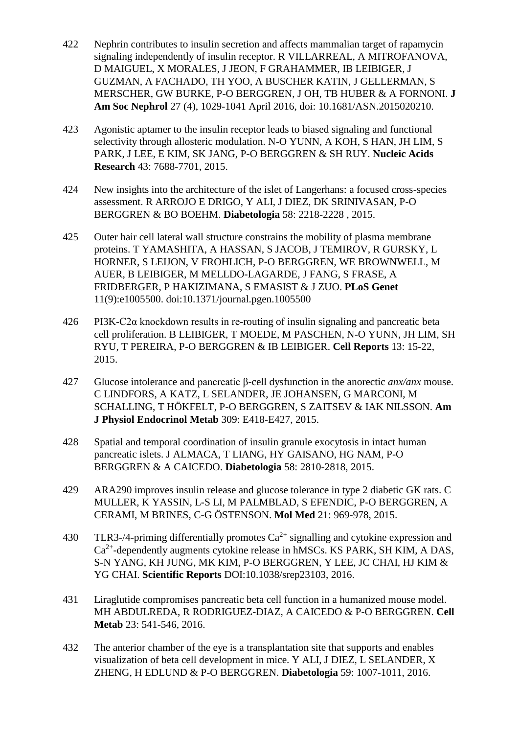422 Nephrin contributes to insulin secretion and affects mammalian target of rapamycin signaling independently of insulin receptor. R VILLARREAL, A MITROFANOVA, D MAIGUEL, X MORALES, J JEON, F GRAHAMMER, IB LEIBIGER, J GUZMAN, A FACHADO, TH YOO, A BUSCHER KATIN, J GELLERMAN, S MERSCHER, GW BURKE, P-O BERGGREN, J OH, TB HUBER & A FORNONI. **J Am Soc Nephrol** 27 (4), 1029-1041 April 2016, doi: 10.1681/ASN.2015020210.

423 Agonistic aptamer to the insulin receptor leads to biased signaling and functional selectivity through allosteric modulation. N-O YUNN, A KOH, S HAN, JH LIM, S PARK, J LEE, E KIM, SK JANG, P-O BERGGREN & SH RUY. **Nucleic Acids Research** 43: 7688-7701, 2015.

424 New insights into the architecture of the islet of Langerhans: a focused cross-species assessment. R ARROJO E DRIGO, Y ALI, J DIEZ, DK SRINIVASAN, P-O BERGGREN & BO BOEHM. **Diabetologia** 58: 2218-2228 , 2015.

425 Outer hair cell lateral wall structure constrains the mobility of plasma membrane proteins. T YAMASHITA, A HASSAN, S JACOB, J TEMIROV, R GURSKY, L HORNER, S LEIJON, V FROHLICH, P-O BERGGREN, WE BROWNWELL, M AUER, B LEIBIGER, M MELLDO-LAGARDE, J FANG, S FRASE, A FRIDBERGER, P HAKIZIMANA, S EMASIST & J ZUO. **PLoS Genet** 11(9):e1005500. doi:10.1371/journal.pgen.1005500

426 PI3K-C2α knockdown results in re-routing of insulin signaling and pancreatic beta cell proliferation. B LEIBIGER, T MOEDE, M PASCHEN, N-O YUNN, JH LIM, SH RYU, T PEREIRA, P-O BERGGREN & IB LEIBIGER. **Cell Reports** 13: 15-22, 2015.

427 Glucose intolerance and pancreatic β-cell dysfunction in the anorectic *anx/anx* mouse. C LINDFORS, A KATZ, L SELANDER, JE JOHANSEN, G MARCONI, M SCHALLING, T HÖKFELT, P-O BERGGREN, S ZAITSEV & IAK NILSSON. **Am J Physiol Endocrinol Metab** 309: E418-E427, 2015.

428 Spatial and temporal coordination of insulin granule exocytosis in intact human pancreatic islets. J ALMACA, T LIANG, HY GAISANO, HG NAM, P-O BERGGREN & A CAICEDO. **Diabetologia** 58: 2810-2818, 2015.

429 ARA290 improves insulin release and glucose tolerance in type 2 diabetic GK rats. C MULLER, K YASSIN, L-S LI, M PALMBLAD, S EFENDIC, P-O BERGGREN, A CERAMI, M BRINES, C-G ÖSTENSON. **Mol Med** 21: 969-978, 2015.

430 TLR3-/4-priming differentially promotes $Ca^{2+}$ signalling and cytokine expression and $Ca^{2+}$-dependently augments cytokine release in hMSCs. KS PARK, SH KIM, A DAS, S-N YANG, KH JUNG, MK KIM, P-O BERGGREN, Y LEE, JC CHAI, HJ KIM & YG CHAI. **Scientific Reports** DOI:10.1038/srep23103, 2016.

431 Liraglutide compromises pancreatic beta cell function in a humanized mouse model. MH ABDULREDA, R RODRIGUEZ-DIAZ, A CAICEDO & P-O BERGGREN. **Cell Metab** 23: 541-546, 2016.

432 The anterior chamber of the eye is a transplantation site that supports and enables visualization of beta cell development in mice. Y ALI, J DIEZ, L SELANDER, X ZHENG, H EDLUND & P-O BERGGREN. **Diabetologia** 59: 1007-1011, 2016.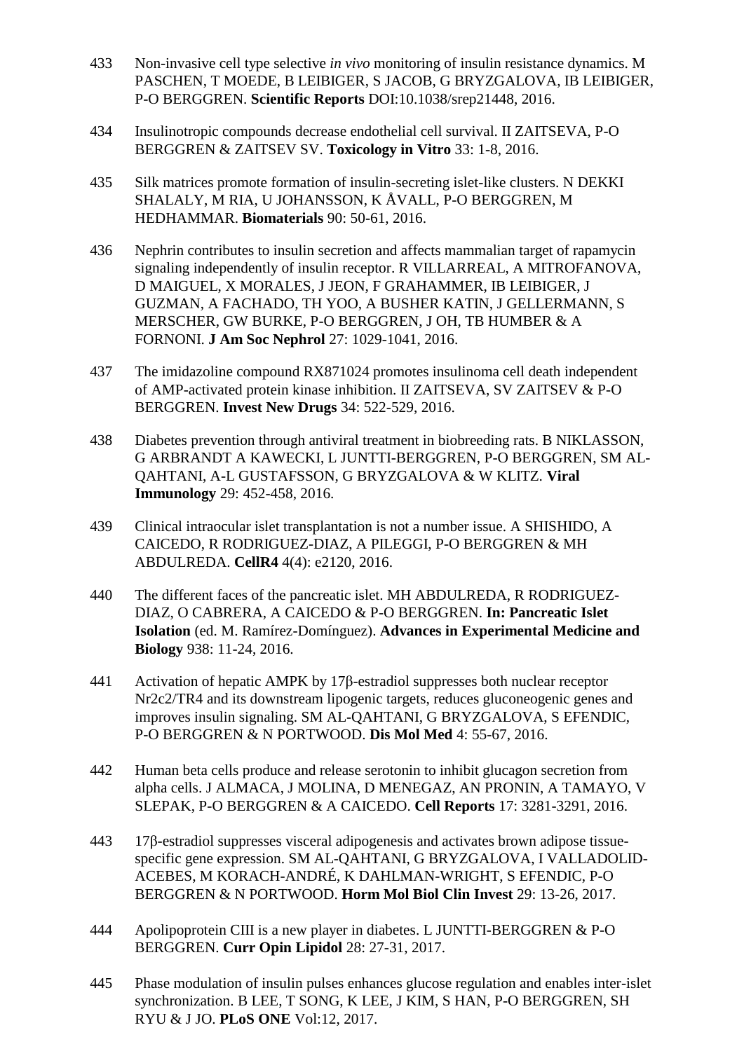433 Non-invasive cell type selective *in vivo* monitoring of insulin resistance dynamics. M PASCHEN, T MOEDE, B LEIBIGER, S JACOB, G BRYZGALOVA, IB LEIBIGER, P-O BERGGREN. **Scientific Reports** DOI:10.1038/srep21448, 2016.

434 Insulinotropic compounds decrease endothelial cell survival. II ZAITSEVA, P-O BERGGREN & ZAITSEV SV. **Toxicology in Vitro** 33: 1-8, 2016.

435 Silk matrices promote formation of insulin-secreting islet-like clusters. N DEKKI SHALALY, M RIA, U JOHANSSON, K ÅVALL, P-O BERGGREN, M HEDHAMMAR. **Biomaterials** 90: 50-61, 2016.

436 Nephrin contributes to insulin secretion and affects mammalian target of rapamycin signaling independently of insulin receptor. R VILLARREAL, A MITROFANOVA, D MAIGUEL, X MORALES, J JEON, F GRAHAMMER, IB LEIBIGER, J GUZMAN, A FACHADO, TH YOO, A BUSHER KATIN, J GELLERMANN, S MERSCHER, GW BURKE, P-O BERGGREN, J OH, TB HUMBER & A FORNONI. **J Am Soc Nephrol** 27: 1029-1041, 2016.

437 The imidazoline compound RX871024 promotes insulinoma cell death independent of AMP-activated protein kinase inhibition. II ZAITSEVA, SV ZAITSEV & P-O BERGGREN. **Invest New Drugs** 34: 522-529, 2016.

438 Diabetes prevention through antiviral treatment in biobreeding rats. B NIKLASSON, G ARBRANDT A KAWECKI, L JUNTTI-BERGGREN, P-O BERGGREN, SM AL-QAHTANI, A-L GUSTAFSSON, G BRYZGALOVA & W KLITZ. **Viral Immunology** 29: 452-458, 2016.

439 Clinical intraocular islet transplantation is not a number issue. A SHISHIDO, A CAICEDO, R RODRIGUEZ-DIAZ, A PILEGGI, P-O BERGGREN & MH ABDULREDA. **CellR4** 4(4): e2120, 2016.

440 The different faces of the pancreatic islet. MH ABDULREDA, R RODRIGUEZ-DIAZ, O CABRERA, A CAICEDO & P-O BERGGREN. **In: Pancreatic Islet Isolation** (ed. M. Ramírez-Domínguez). **Advances in Experimental Medicine and Biology** 938: 11-24, 2016.

441 Activation of hepatic AMPK by 17β-estradiol suppresses both nuclear receptor Nr2c2/TR4 and its downstream lipogenic targets, reduces gluconeogenic genes and improves insulin signaling. SM AL-QAHTANI, G BRYZGALOVA, S EFENDIC, P-O BERGGREN & N PORTWOOD. **Dis Mol Med** 4: 55-67, 2016.

442 Human beta cells produce and release serotonin to inhibit glucagon secretion from alpha cells. J ALMACA, J MOLINA, D MENEGAZ, AN PRONIN, A TAMAYO, V SLEPAK, P-O BERGGREN & A CAICEDO. **Cell Reports** 17: 3281-3291, 2016.

443 17β-estradiol suppresses visceral adipogenesis and activates brown adipose tissue-specific gene expression. SM AL-QAHTANI, G BRYZGALOVA, I VALLADOLID-ACEBES, M KORACH-ANDRÉ, K DAHLMAN-WRIGHT, S EFENDIC, P-O BERGGREN & N PORTWOOD. **Horm Mol Biol Clin Invest** 29: 13-26, 2017.

444 Apolipoprotein CIII is a new player in diabetes. L JUNTTI-BERGGREN & P-O BERGGREN. **Curr Opin Lipidol** 28: 27-31, 2017.

445 Phase modulation of insulin pulses enhances glucose regulation and enables inter-islet synchronization. B LEE, T SONG, K LEE, J KIM, S HAN, P-O BERGGREN, SH RYU & J JO. **PLoS ONE** Vol:12, 2017.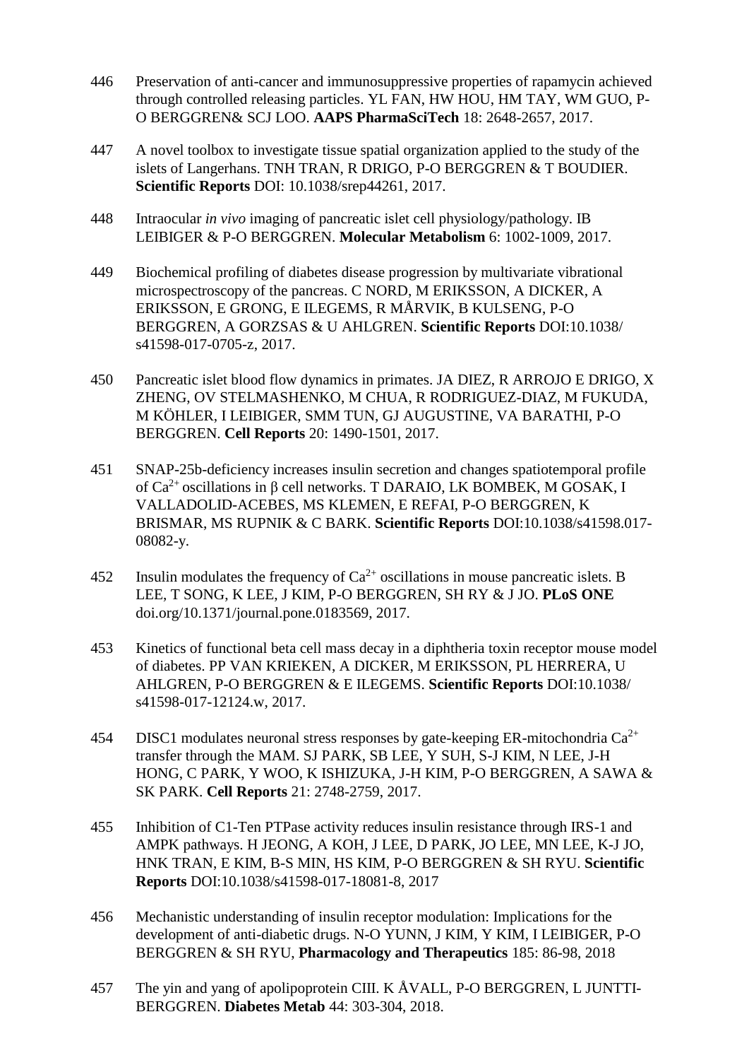446 Preservation of anti-cancer and immunosuppressive properties of rapamycin achieved through controlled releasing particles. YL FAN, HW HOU, HM TAY, WM GUO, P-O BERGGREN& SCJ LOO. **AAPS PharmaSciTech** 18: 2648-2657, 2017.

447 A novel toolbox to investigate tissue spatial organization applied to the study of the islets of Langerhans. TNH TRAN, R DRIGO, P-O BERGGREN & T BOUDIER. **Scientific Reports** DOI: 10.1038/srep44261, 2017.

448 Intraocular *in vivo* imaging of pancreatic islet cell physiology/pathology. IB LEIBIGER & P-O BERGGREN. **Molecular Metabolism** 6: 1002-1009, 2017.

449 Biochemical profiling of diabetes disease progression by multivariate vibrational microspectroscopy of the pancreas. C NORD, M ERIKSSON, A DICKER, A ERIKSSON, E GRONG, E ILEGEMS, R MÅRVIK, B KULSENG, P-O BERGGREN, A GORZSAS & U AHLGREN. **Scientific Reports** DOI:10.1038/ s41598-017-0705-z, 2017.

450 Pancreatic islet blood flow dynamics in primates. JA DIEZ, R ARROJO E DRIGO, X ZHENG, OV STELMASHENKO, M CHUA, R RODRIGUEZ-DIAZ, M FUKUDA, M KÖHLER, I LEIBIGER, SMM TUN, GJ AUGUSTINE, VA BARATHI, P-O BERGGREN. **Cell Reports** 20: 1490-1501, 2017.

451 SNAP-25b-deficiency increases insulin secretion and changes spatiotemporal profile of $Ca^{2+}$ oscillations in β cell networks. T DARAIO, LK BOMBEK, M GOSAK, I VALLADOLID-ACEBES, MS KLEMEN, E REFAI, P-O BERGGREN, K BRISMAR, MS RUPNIK & C BARK. **Scientific Reports** DOI:10.1038/s41598.017-08082-y.

452 Insulin modulates the frequency of $Ca^{2+}$ oscillations in mouse pancreatic islets. B LEE, T SONG, K LEE, J KIM, P-O BERGGREN, SH RY & J JO. **PLoS ONE** doi.org/10.1371/journal.pone.0183569, 2017.

453 Kinetics of functional beta cell mass decay in a diphtheria toxin receptor mouse model of diabetes. PP VAN KRIEKEN, A DICKER, M ERIKSSON, PL HERRERA, U AHLGREN, P-O BERGGREN & E ILEGEMS. **Scientific Reports** DOI:10.1038/ s41598-017-12124.w, 2017.

454 DISC1 modulates neuronal stress responses by gate-keeping ER-mitochondria $Ca^{2+}$ transfer through the MAM. SJ PARK, SB LEE, Y SUH, S-J KIM, N LEE, J-H HONG, C PARK, Y WOO, K ISHIZUKA, J-H KIM, P-O BERGGREN, A SAWA & SK PARK. **Cell Reports** 21: 2748-2759, 2017.

455 Inhibition of C1-Ten PTPase activity reduces insulin resistance through IRS-1 and AMPK pathways. H JEONG, A KOH, J LEE, D PARK, JO LEE, MN LEE, K-J JO, HNK TRAN, E KIM, B-S MIN, HS KIM, P-O BERGGREN & SH RYU. **Scientific Reports** DOI:10.1038/s41598-017-18081-8, 2017

456 Mechanistic understanding of insulin receptor modulation: Implications for the development of anti-diabetic drugs. N-O YUNN, J KIM, Y KIM, I LEIBIGER, P-O BERGGREN & SH RYU, **Pharmacology and Therapeutics** 185: 86-98, 2018

457 The yin and yang of apolipoprotein CIII. K ÅVALL, P-O BERGGREN, L JUNTTI-BERGGREN. **Diabetes Metab** 44: 303-304, 2018.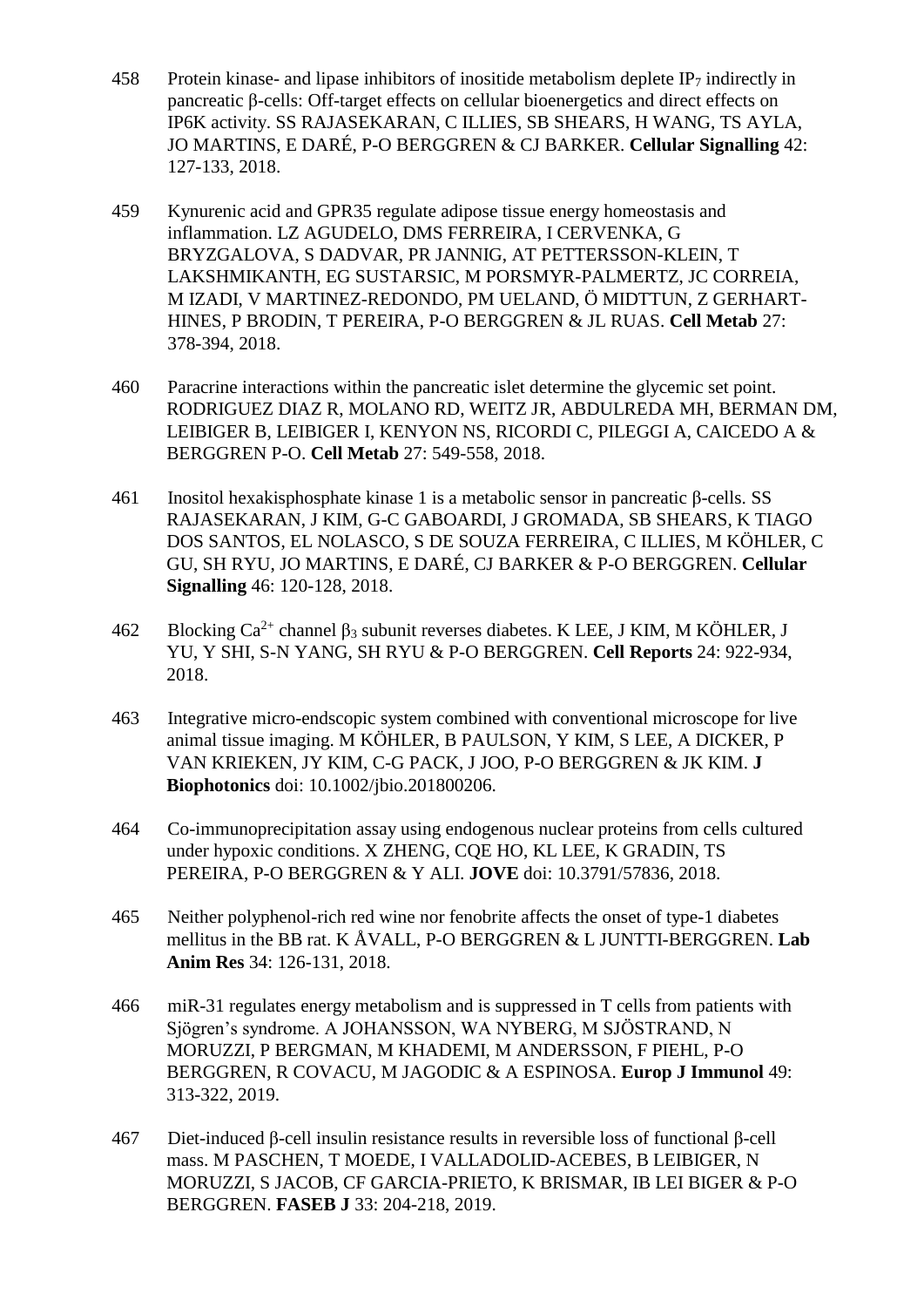458 Protein kinase- and lipase inhibitors of inositide metabolism deplete $IP_7$ indirectly in pancreatic β-cells: Off-target effects on cellular bioenergetics and direct effects on IP6K activity. SS RAJASEKARAN, C ILLIES, SB SHEARS, H WANG, TS AYLA, JO MARTINS, E DARÉ, P-O BERGGREN & CJ BARKER. **Cellular Signalling** 42: 127-133, 2018.

459 Kynurenic acid and GPR35 regulate adipose tissue energy homeostasis and inflammation. LZ AGUDELO, DMS FERREIRA, I CERVENKA, G BRYZGALOVA, S DADVAR, PR JANNIG, AT PETTERSSON-KLEIN, T LAKSHMIKANTH, EG SUSTARSIC, M PORSMYR-PALMERTZ, JC CORREIA, M IZADI, V MARTINEZ-REDONDO, PM UELAND, Ö MIDTTUN, Z GERHART-HINES, P BRODIN, T PEREIRA, P-O BERGGREN & JL RUAS. **Cell Metab** 27: 378-394, 2018.

460 Paracrine interactions within the pancreatic islet determine the glycemic set point. RODRIGUEZ DIAZ R, MOLANO RD, WEITZ JR, ABDULREDA MH, BERMAN DM, LEIBIGER B, LEIBIGER I, KENYON NS, RICORDI C, PILEGGI A, CAICEDO A & BERGGREN P-O. **Cell Metab** 27: 549-558, 2018.

461 Inositol hexakisphosphate kinase 1 is a metabolic sensor in pancreatic β-cells. SS RAJASEKARAN, J KIM, G-C GABOARDI, J GROMADA, SB SHEARS, K TIAGO DOS SANTOS, EL NOLASCO, S DE SOUZA FERREIRA, C ILLIES, M KÖHLER, C GU, SH RYU, JO MARTINS, E DARÉ, CJ BARKER & P-O BERGGREN. **Cellular Signalling** 46: 120-128, 2018.

462 Blocking $Ca^{2+}$ channel $\beta_3$ subunit reverses diabetes. K LEE, J KIM, M KÖHLER, J YU, Y SHI, S-N YANG, SH RYU & P-O BERGGREN. **Cell Reports** 24: 922-934, 2018.

463 Integrative micro-endscopic system combined with conventional microscope for live animal tissue imaging. M KÖHLER, B PAULSON, Y KIM, S LEE, A DICKER, P VAN KRIEKEN, JY KIM, C-G PACK, J JOO, P-O BERGGREN & JK KIM. **J Biophotonics** doi: 10.1002/jbio.201800206.

464 Co-immunoprecipitation assay using endogenous nuclear proteins from cells cultured under hypoxic conditions. X ZHENG, CQE HO, KL LEE, K GRADIN, TS PEREIRA, P-O BERGGREN & Y ALI. **JOVE** doi: 10.3791/57836, 2018.

465 Neither polyphenol-rich red wine nor fenobrite affects the onset of type-1 diabetes mellitus in the BB rat. K ÅVALL, P-O BERGGREN & L JUNTTI-BERGGREN. **Lab Anim Res** 34: 126-131, 2018.

466 miR-31 regulates energy metabolism and is suppressed in T cells from patients with Sjögren's syndrome. A JOHANSSON, WA NYBERG, M SJÖSTRAND, N MORUZZI, P BERGMAN, M KHADEMI, M ANDERSSON, F PIEHL, P-O BERGGREN, R COVACU, M JAGODIC & A ESPINOSA. **Europ J Immunol** 49: 313-322, 2019.

467 Diet-induced β-cell insulin resistance results in reversible loss of functional β-cell mass. M PASCHEN, T MOEDE, I VALLADOLID-ACEBES, B LEIBIGER, N MORUZZI, S JACOB, CF GARCIA-PRIETO, K BRISMAR, IB LEI BIGER & P-O BERGGREN. **FASEB J** 33: 204-218, 2019.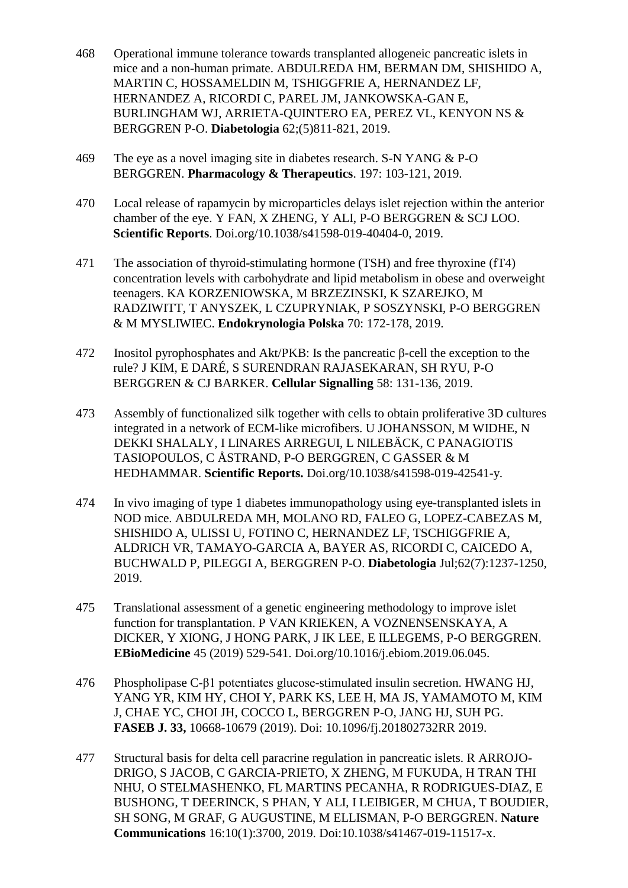468 Operational immune tolerance towards transplanted allogeneic pancreatic islets in mice and a non-human primate. ABDULREDA HM, BERMAN DM, SHISHIDO A, MARTIN C, HOSSAMELDIN M, TSHIGGFRIE A, HERNANDEZ LF, HERNANDEZ A, RICORDI C, PAREL JM, JANKOWSKA-GAN E, BURLINGHAM WJ, ARRIETA-QUINTERO EA, PEREZ VL, KENYON NS & BERGGREN P-O. **Diabetologia** 62;(5)811-821, 2019.

469 The eye as a novel imaging site in diabetes research. S-N YANG & P-O BERGGREN. **Pharmacology & Therapeutics**. 197: 103-121, 2019.

470 Local release of rapamycin by microparticles delays islet rejection within the anterior chamber of the eye. Y FAN, X ZHENG, Y ALI, P-O BERGGREN & SCJ LOO. **Scientific Reports**. Doi.org/10.1038/s41598-019-40404-0, 2019.

471 The association of thyroid-stimulating hormone (TSH) and free thyroxine (fT4) concentration levels with carbohydrate and lipid metabolism in obese and overweight teenagers. KA KORZENIOWSKA, M BRZEZINSKI, K SZAREJKO, M RADZIWITT, T ANYSZEK, L CZUPRYNIAK, P SOSZYNSKI, P-O BERGGREN & M MYSLIWIEC. **Endokrynologia Polska** 70: 172-178, 2019.

472 Inositol pyrophosphates and Akt/PKB: Is the pancreatic β-cell the exception to the rule? J KIM, E DARÉ, S SURENDRAN RAJASEKARAN, SH RYU, P-O BERGGREN & CJ BARKER. **Cellular Signalling** 58: 131-136, 2019.

473 Assembly of functionalized silk together with cells to obtain proliferative 3D cultures integrated in a network of ECM-like microfibers. U JOHANSSON, M WIDHE, N DEKKI SHALALY, I LINARES ARREGUI, L NILEBÄCK, C PANAGIOTIS TASIOPOULOS, C ÅSTRAND, P-O BERGGREN, C GASSER & M HEDHAMMAR. **Scientific Reports.** Doi.org/10.1038/s41598-019-42541-y.

474 In vivo imaging of type 1 diabetes immunopathology using eye-transplanted islets in NOD mice. ABDULREDA MH, MOLANO RD, FALEO G, LOPEZ-CABEZAS M, SHISHIDO A, ULISSI U, FOTINO C, HERNANDEZ LF, TSCHIGGFRIE A, ALDRICH VR, TAMAYO-GARCIA A, BAYER AS, RICORDI C, CAICEDO A, BUCHWALD P, PILEGGI A, BERGGREN P-O. **Diabetologia** Jul;62(7):1237-1250, 2019.

475 Translational assessment of a genetic engineering methodology to improve islet function for transplantation. P VAN KRIEKEN, A VOZNENSENSKAYA, A DICKER, Y XIONG, J HONG PARK, J IK LEE, E ILLEGEMS, P-O BERGGREN. **EBioMedicine** 45 (2019) 529-541. Doi.org/10.1016/j.ebiom.2019.06.045.

476 Phospholipase C-β1 potentiates glucose-stimulated insulin secretion. HWANG HJ, YANG YR, KIM HY, CHOI Y, PARK KS, LEE H, MA JS, YAMAMOTO M, KIM J, CHAE YC, CHOI JH, COCCO L, BERGGREN P-O, JANG HJ, SUH PG. **FASEB J. 33,** 10668-10679 (2019). Doi: 10.1096/fj.201802732RR 2019.

477 Structural basis for delta cell paracrine regulation in pancreatic islets. R ARROJO-DRIGO, S JACOB, C GARCIA-PRIETO, X ZHENG, M FUKUDA, H TRAN THI NHU, O STELMASHENKO, FL MARTINS PECANHA, R RODRIGUES-DIAZ, E BUSHONG, T DEERINCK, S PHAN, Y ALI, I LEIBIGER, M CHUA, T BOUDIER, SH SONG, M GRAF, G AUGUSTINE, M ELLISMAN, P-O BERGGREN. **Nature Communications** 16:10(1):3700, 2019. Doi:10.1038/s41467-019-11517-x.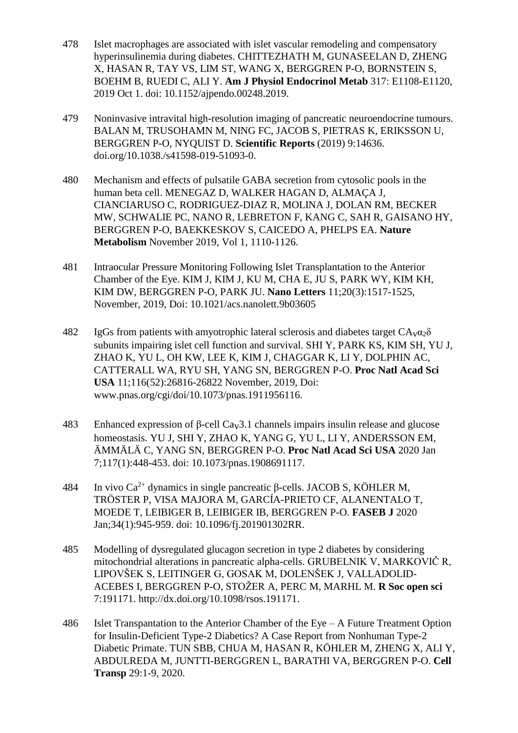478 Islet macrophages are associated with islet vascular remodeling and compensatory hyperinsulinemia during diabetes. CHITTEZHATH M, GUNASEELAN D, ZHENG X, HASAN R, TAY VS, LIM ST, WANG X, BERGGREN P-O, BORNSTEIN S, BOEHM B, RUEDI C, ALI Y. **Am J Physiol Endocrinol Metab** 317: E1108-E1120, 2019 Oct 1. doi: 10.1152/ajpendo.00248.2019.

479 Noninvasive intravital high-resolution imaging of pancreatic neuroendocrine tumours. BALAN M, TRUSOHAMN M, NING FC, JACOB S, PIETRAS K, ERIKSSON U, BERGGREN P-O, NYQUIST D. **Scientific Reports** (2019) 9:14636. doi.org/10.1038./s41598-019-51093-0.

480 Mechanism and effects of pulsatile GABA secretion from cytosolic pools in the human beta cell. MENEGAZ D, WALKER HAGAN D, ALMAÇA J, CIANCIARUSO C, RODRIGUEZ-DIAZ R, MOLINA J, DOLAN RM, BECKER MW, SCHWALIE PC, NANO R, LEBRETON F, KANG C, SAH R, GAISANO HY, BERGGREN P-O, BAEKKESKOV S, CAICEDO A, PHELPS EA. **Nature Metabolism** November 2019, Vol 1, 1110-1126.

481 Intraocular Pressure Monitoring Following Islet Transplantation to the Anterior Chamber of the Eye. KIM J, KIM J, KU M, CHA E, JU S, PARK WY, KIM KH, KIM DW, BERGGREN P-O, PARK JU. **Nano Letters** 11;20(3):1517-1525, November, 2019, Doi: 10.1021/acs.nanolett.9b03605

482 IgGs from patients with amyotrophic lateral sclerosis and diabetes target $CA_V\alpha_2\delta$ subunits impairing islet cell function and survival. SHI Y, PARK KS, KIM SH, YU J, ZHAO K, YU L, OH KW, LEE K, KIM J, CHAGGAR K, LI Y, DOLPHIN AC, CATTERALL WA, RYU SH, YANG SN, BERGGREN P-O. **Proc Natl Acad Sci USA** 11;116(52):26816-26822 November, 2019, Doi: www.pnas.org/cgi/doi/10.1073/pnas.1911956116.

483 Enhanced expression of β-cell $Ca_V3.1$ channels impairs insulin release and glucose homeostasis. YU J, SHI Y, ZHAO K, YANG G, YU L, LI Y, ANDERSSON EM, ÄMMÄLÄ C, YANG SN, BERGGREN P-O. **Proc Natl Acad Sci USA** 2020 Jan 7;117(1):448-453. doi: 10.1073/pnas.1908691117.

484 In vivo $Ca^{2+}$ dynamics in single pancreatic β-cells. JACOB S, KÖHLER M, TRÖSTER P, VISA MAJORA M, GARCÍA-PRIETO CF, ALANENTALO T, MOEDE T, LEIBIGER B, LEIBIGER IB, BERGGREN P-O. **FASEB J** 2020 Jan;34(1):945-959. doi: 10.1096/fj.201901302RR.

485 Modelling of dysregulated glucagon secretion in type 2 diabetes by considering mitochondrial alterations in pancreatic alpha-cells. GRUBELNIK V, MARKOVIČ R, LIPOVŠEK S, LEITINGER G, GOSAK M, DOLENŠEK J, VALLADOLID-ACEBES I, BERGGREN P-O, STOŽER A, PERC M, MARHL M. **R Soc open sci** 7:191171. http://dx.doi.org/10.1098/rsos.191171.

486 Islet Transpantation to the Anterior Chamber of the Eye – A Future Treatment Option for Insulin-Deficient Type-2 Diabetics? A Case Report from Nonhuman Type-2 Diabetic Primate. TUN SBB, CHUA M, HASAN R, KÖHLER M, ZHENG X, ALI Y, ABDULREDA M, JUNTTI-BERGGREN L, BARATHI VA, BERGGREN P-O. **Cell Transp** 29:1-9, 2020.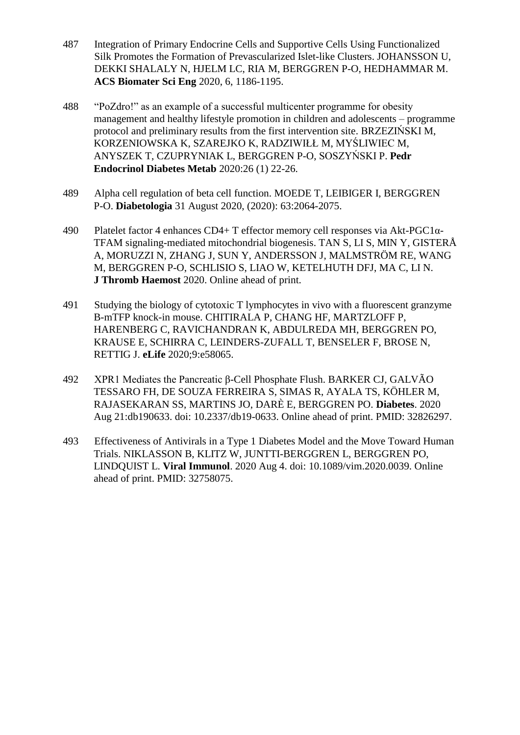487 Integration of Primary Endocrine Cells and Supportive Cells Using Functionalized Silk Promotes the Formation of Prevascularized Islet-like Clusters. JOHANSSON U, DEKKI SHALALY N, HJELM LC, RIA M, BERGGREN P-O, HEDHAMMAR M. **ACS Biomater Sci Eng** 2020, 6, 1186-1195.

488 "PoZdro!" as an example of a successful multicenter programme for obesity management and healthy lifestyle promotion in children and adolescents – programme protocol and preliminary results from the first intervention site. BRZEZIŃSKI M, KORZENIOWSKA K, SZAREJKO K, RADZIWIŁŁ M, MYŚLIWIEC M, ANYSZEK T, CZUPRYNIAK L, BERGGREN P-O, SOSZYŃSKI P. **Pedr Endocrinol Diabetes Metab** 2020:26 (1) 22-26.

489 Alpha cell regulation of beta cell function. MOEDE T, LEIBIGER I, BERGGREN P-O. **Diabetologia** 31 August 2020, (2020): 63:2064-2075.

490 Platelet factor 4 enhances CD4+ T effector memory cell responses via Akt-PGC1α-TFAM signaling-mediated mitochondrial biogenesis. TAN S, LI S, MIN Y, GISTERÅ A, MORUZZI N, ZHANG J, SUN Y, ANDERSSON J, MALMSTRÖM RE, WANG M, BERGGREN P-O, SCHLISIO S, LIAO W, KETELHUTH DFJ, MA C, LI N. **J Thromb Haemost** 2020. Online ahead of print.

491 Studying the biology of cytotoxic T lymphocytes in vivo with a fluorescent granzyme B-mTFP knock-in mouse. CHITIRALA P, CHANG HF, MARTZLOFF P, HARENBERG C, RAVICHANDRAN K, ABDULREDA MH, BERGGREN PO, KRAUSE E, SCHIRRA C, LEINDERS-ZUFALL T, BENSELER F, BROSE N, RETTIG J. **eLife** 2020;9:e58065.

492 XPR1 Mediates the Pancreatic β-Cell Phosphate Flush. BARKER CJ, GALVÃO TESSARO FH, DE SOUZA FERREIRA S, SIMAS R, AYALA TS, KÖHLER M, RAJASEKARAN SS, MARTINS JO, DARÈ E, BERGGREN PO. **Diabetes**. 2020 Aug 21:db190633. doi: 10.2337/db19-0633. Online ahead of print. PMID: 32826297.

493 Effectiveness of Antivirals in a Type 1 Diabetes Model and the Move Toward Human Trials. NIKLASSON B, KLITZ W, JUNTTI-BERGGREN L, BERGGREN PO, LINDQUIST L. **Viral Immunol**. 2020 Aug 4. doi: 10.1089/vim.2020.0039. Online ahead of print. PMID: 32758075.